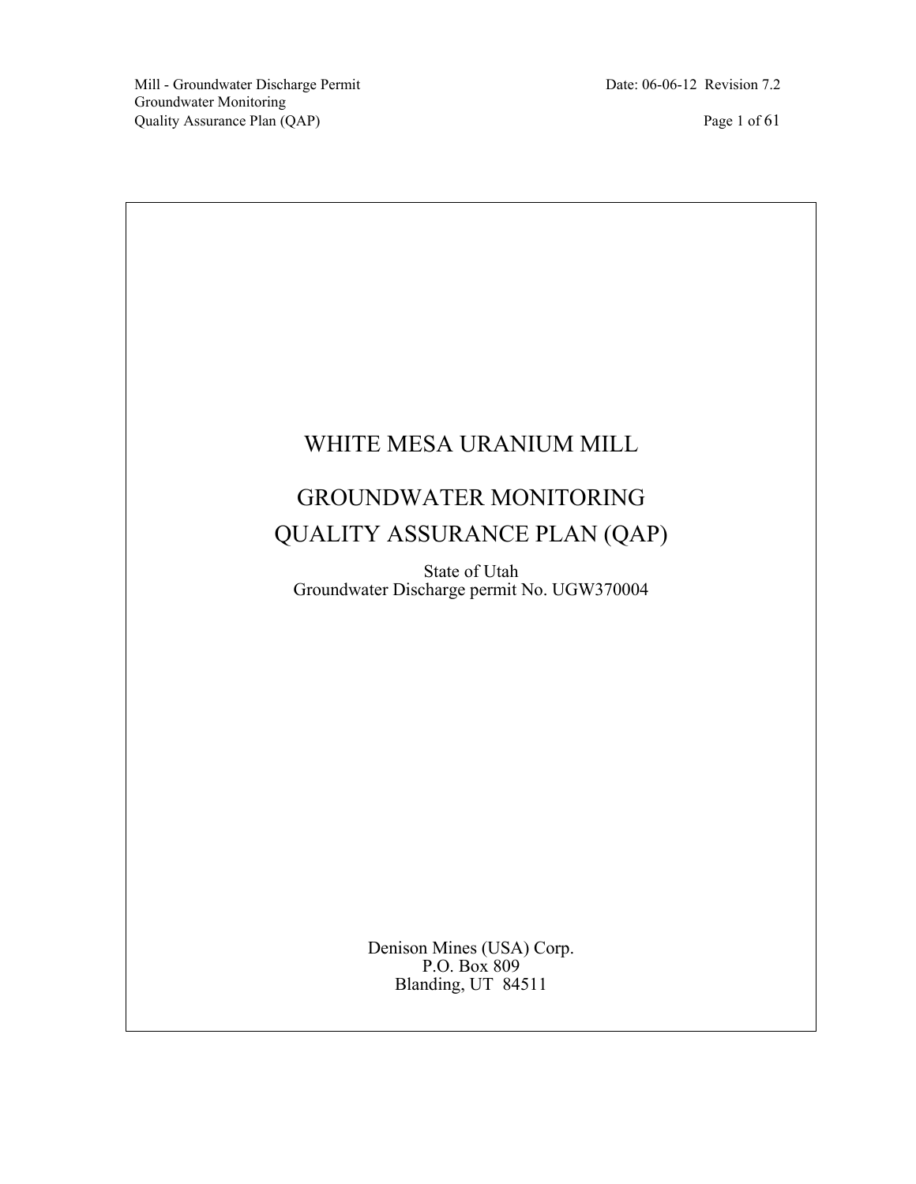# WHITE MESA URANIUM MILL

## GROUNDWATER MONITORING QUALITY ASSURANCE PLAN (QAP)

State of Utah
Groundwater Discharge permit No. UGW370004

Denison Mines (USA) Corp.
P.O. Box 809
Blanding, UT 84511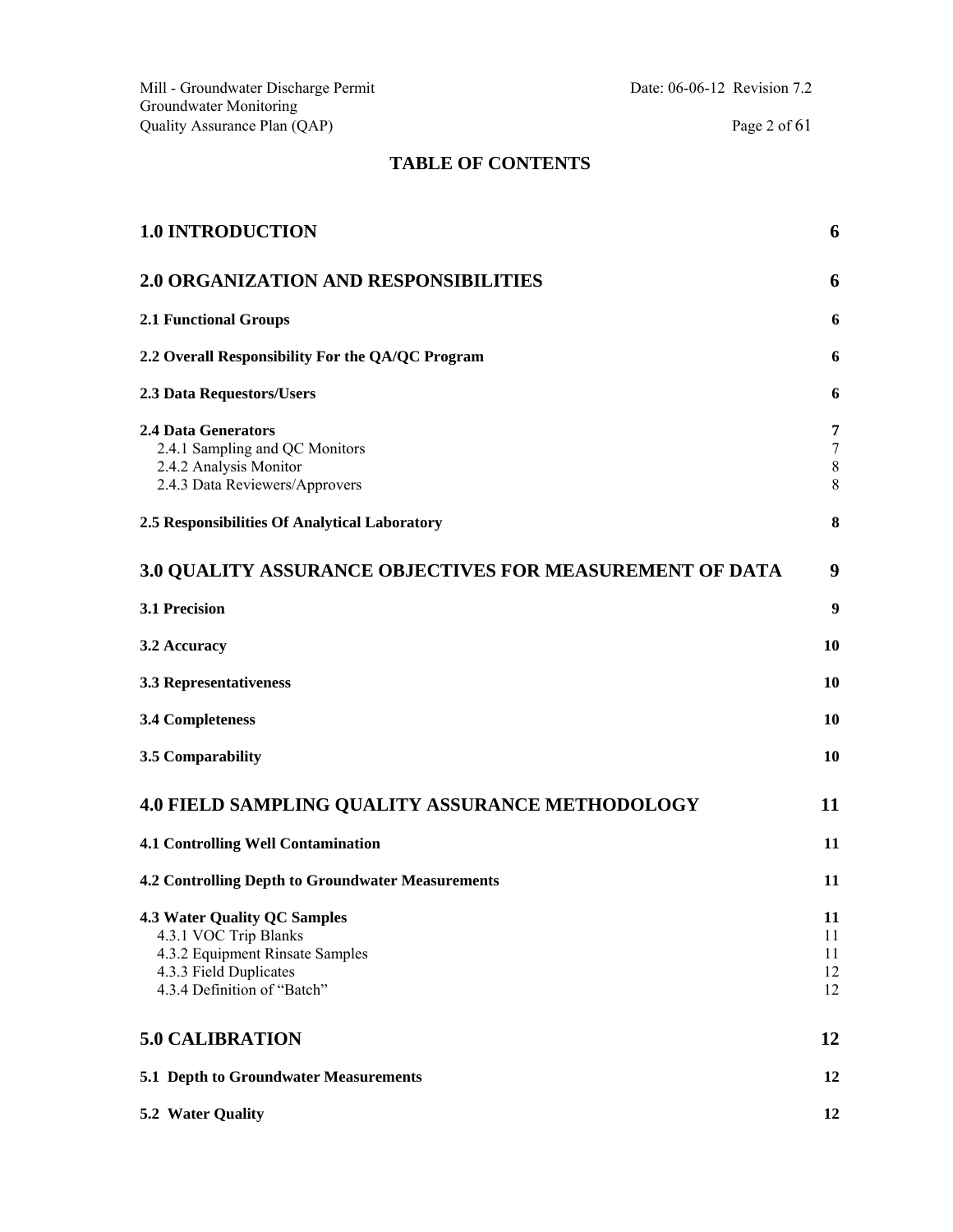# TABLE OF CONTENTS

| | |
|---|---|
| **1.0 INTRODUCTION** | **6** |
| **2.0 ORGANIZATION AND RESPONSIBILITIES** | **6** |
| **2.1 Functional Groups** | **6** |
| **2.2 Overall Responsibility For the QA/QC Program** | **6** |
| **2.3 Data Requestors/Users** | **6** |
| **2.4 Data Generators** | **7** |
| 2.4.1 Sampling and QC Monitors | 7 |
| 2.4.2 Analysis Monitor | 8 |
| 2.4.3 Data Reviewers/Approvers | 8 |
| **2.5 Responsibilities Of Analytical Laboratory** | **8** |
| **3.0 QUALITY ASSURANCE OBJECTIVES FOR MEASUREMENT OF DATA** | **9** |
| **3.1 Precision** | **9** |
| **3.2 Accuracy** | **10** |
| **3.3 Representativeness** | **10** |
| **3.4 Completeness** | **10** |
| **3.5 Comparability** | **10** |
| **4.0 FIELD SAMPLING QUALITY ASSURANCE METHODOLOGY** | **11** |
| **4.1 Controlling Well Contamination** | **11** |
| **4.2 Controlling Depth to Groundwater Measurements** | **11** |
| **4.3 Water Quality QC Samples** | **11** |
| 4.3.1 VOC Trip Blanks | 11 |
| 4.3.2 Equipment Rinsate Samples | 11 |
| 4.3.3 Field Duplicates | 12 |
| 4.3.4 Definition of "Batch" | 12 |
| **5.0 CALIBRATION** | **12** |
| **5.1 Depth to Groundwater Measurements** | **12** |
| **5.2 Water Quality** | **12** |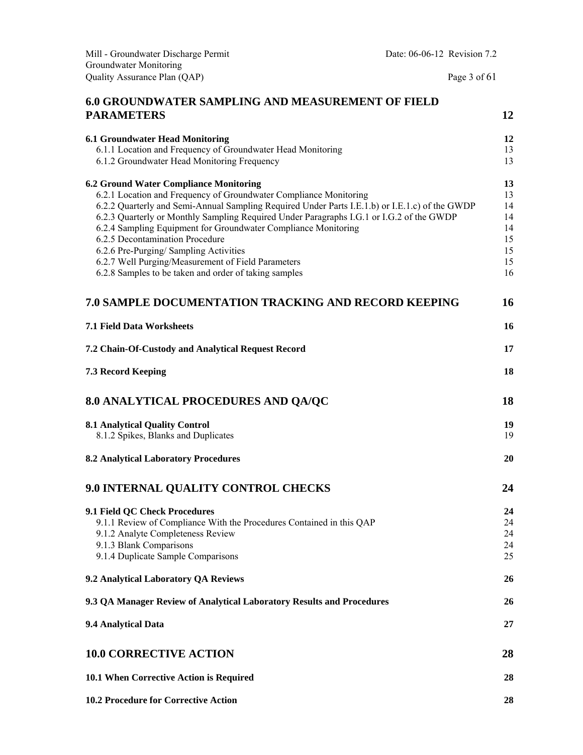**6.0 GROUNDWATER SAMPLING AND MEASUREMENT OF FIELD PARAMETERS** **12**

**6.1 Groundwater Head Monitoring** **12**
6.1.1 Location and Frequency of Groundwater Head Monitoring 13
6.1.2 Groundwater Head Monitoring Frequency 13

**6.2 Ground Water Compliance Monitoring** **13**
6.2.1 Location and Frequency of Groundwater Compliance Monitoring 13
6.2.2 Quarterly and Semi-Annual Sampling Required Under Parts I.E.1.b) or I.E.1.c) of the GWDP 14
6.2.3 Quarterly or Monthly Sampling Required Under Paragraphs I.G.1 or I.G.2 of the GWDP 14
6.2.4 Sampling Equipment for Groundwater Compliance Monitoring 14
6.2.5 Decontamination Procedure 15
6.2.6 Pre-Purging/ Sampling Activities 15
6.2.7 Well Purging/Measurement of Field Parameters 15
6.2.8 Samples to be taken and order of taking samples 16

**7.0 SAMPLE DOCUMENTATION TRACKING AND RECORD KEEPING** **16**

**7.1 Field Data Worksheets** **16**

**7.2 Chain-Of-Custody and Analytical Request Record** **17**

**7.3 Record Keeping** **18**

**8.0 ANALYTICAL PROCEDURES AND QA/QC** **18**

**8.1 Analytical Quality Control** **19**
8.1.2 Spikes, Blanks and Duplicates 19

**8.2 Analytical Laboratory Procedures** **20**

**9.0 INTERNAL QUALITY CONTROL CHECKS** **24**

**9.1 Field QC Check Procedures** **24**
9.1.1 Review of Compliance With the Procedures Contained in this QAP 24
9.1.2 Analyte Completeness Review 24
9.1.3 Blank Comparisons 24
9.1.4 Duplicate Sample Comparisons 25

**9.2 Analytical Laboratory QA Reviews** **26**

**9.3 QA Manager Review of Analytical Laboratory Results and Procedures** **26**

**9.4 Analytical Data** **27**

**10.0 CORRECTIVE ACTION** **28**

**10.1 When Corrective Action is Required** **28**

**10.2 Procedure for Corrective Action** **28**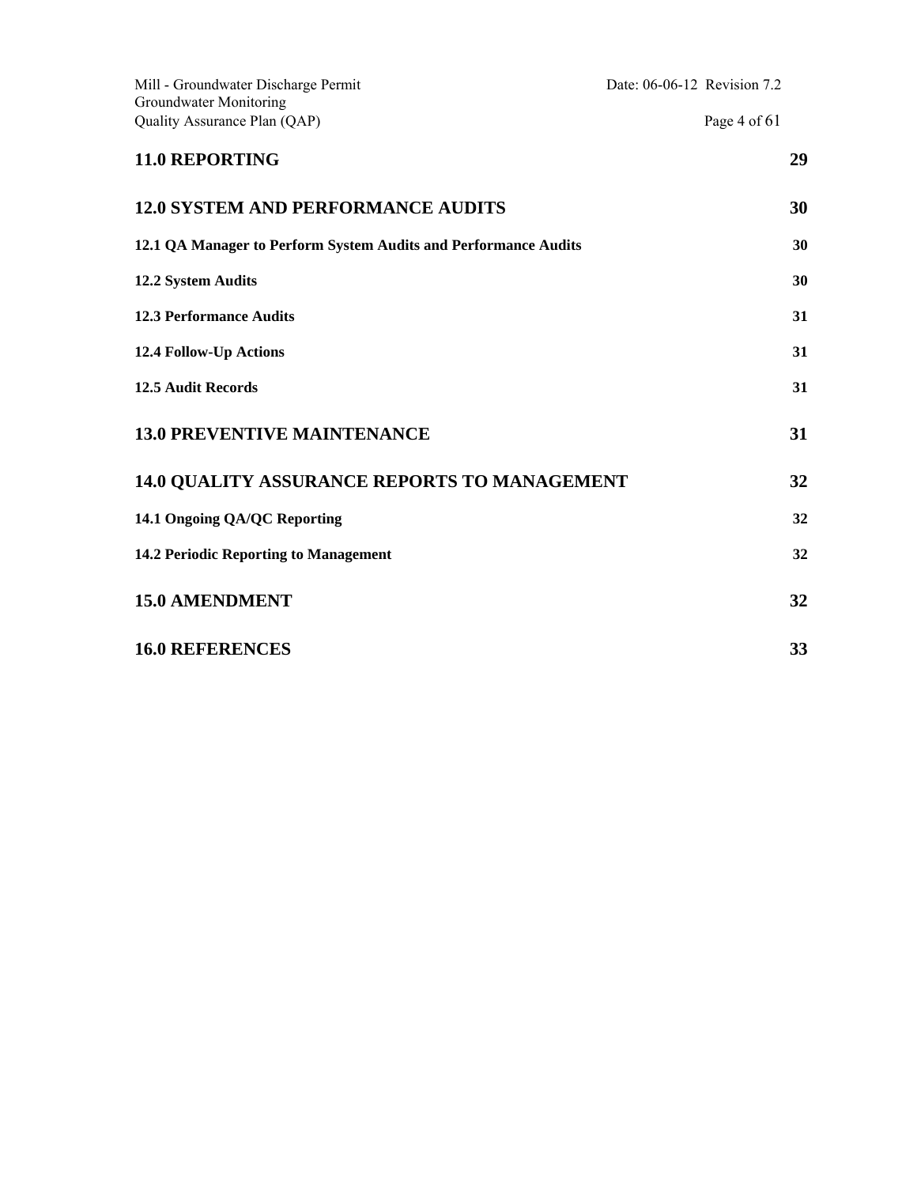**11.0 REPORTING** 29

**12.0 SYSTEM AND PERFORMANCE AUDITS** 30

**12.1 QA Manager to Perform System Audits and Performance Audits** 30

**12.2 System Audits** 30

**12.3 Performance Audits** 31

**12.4 Follow-Up Actions** 31

**12.5 Audit Records** 31

**13.0 PREVENTIVE MAINTENANCE** 31

**14.0 QUALITY ASSURANCE REPORTS TO MANAGEMENT** 32

**14.1 Ongoing QA/QC Reporting** 32

**14.2 Periodic Reporting to Management** 32

**15.0 AMENDMENT** 32

**16.0 REFERENCES** 33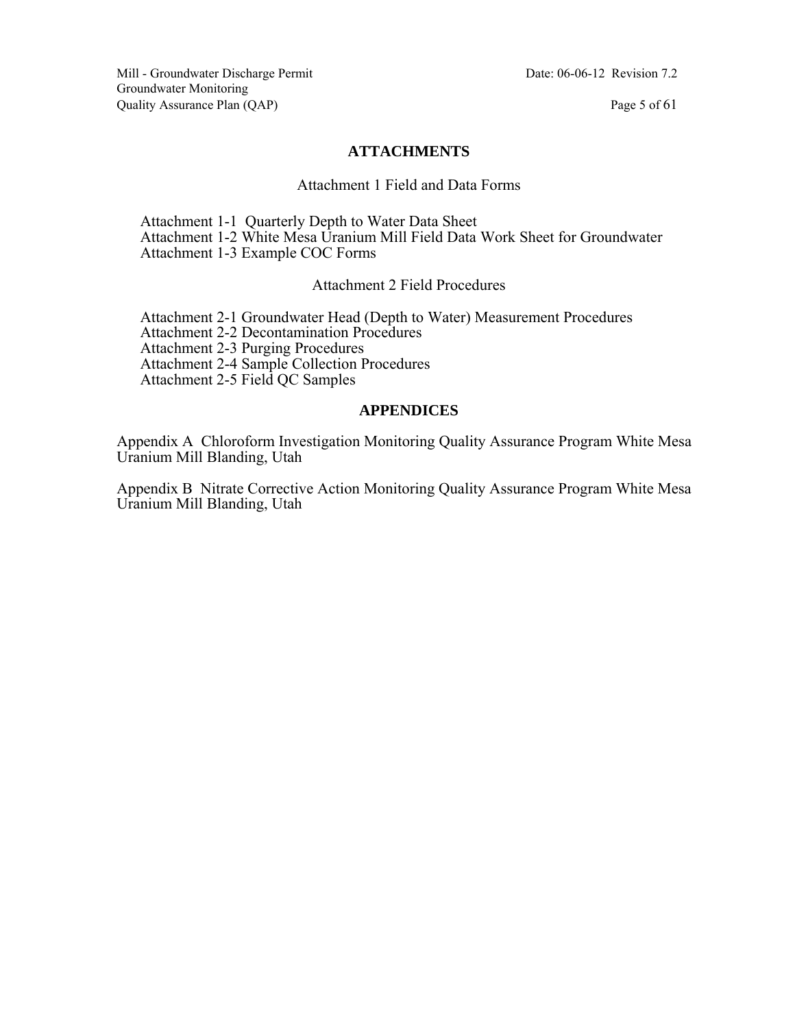## ATTACHMENTS

### Attachment 1 Field and Data Forms

Attachment 1-1 Quarterly Depth to Water Data Sheet
Attachment 1-2 White Mesa Uranium Mill Field Data Work Sheet for Groundwater
Attachment 1-3 Example COC Forms

### Attachment 2 Field Procedures

Attachment 2-1 Groundwater Head (Depth to Water) Measurement Procedures
Attachment 2-2 Decontamination Procedures
Attachment 2-3 Purging Procedures
Attachment 2-4 Sample Collection Procedures
Attachment 2-5 Field QC Samples

## APPENDICES

Appendix A Chloroform Investigation Monitoring Quality Assurance Program White Mesa Uranium Mill Blanding, Utah

Appendix B Nitrate Corrective Action Monitoring Quality Assurance Program White Mesa Uranium Mill Blanding, Utah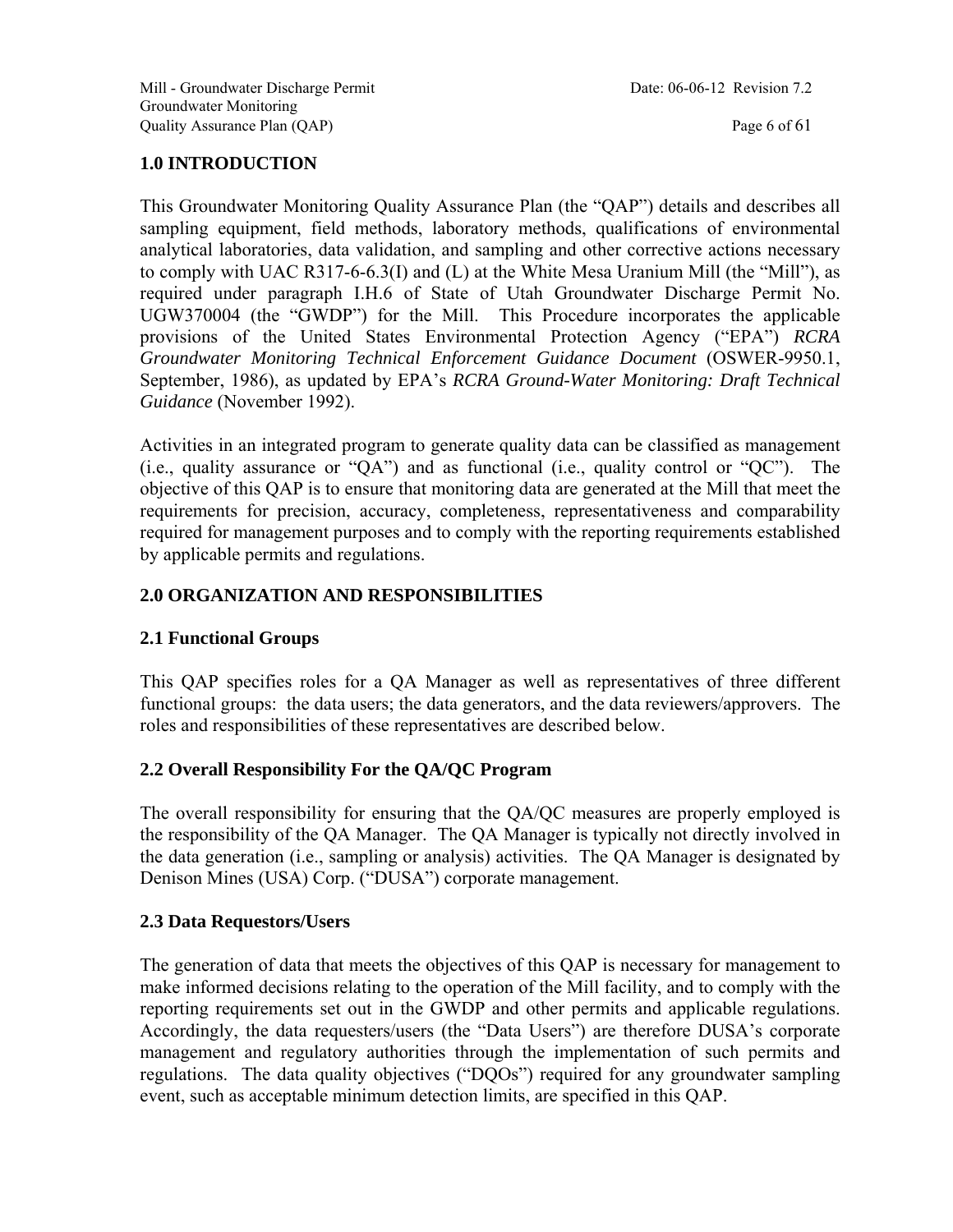## 1.0 INTRODUCTION

This Groundwater Monitoring Quality Assurance Plan (the "QAP") details and describes all sampling equipment, field methods, laboratory methods, qualifications of environmental analytical laboratories, data validation, and sampling and other corrective actions necessary to comply with UAC R317-6-6.3(I) and (L) at the White Mesa Uranium Mill (the "Mill"), as required under paragraph I.H.6 of State of Utah Groundwater Discharge Permit No. UGW370004 (the "GWDP") for the Mill. This Procedure incorporates the applicable provisions of the United States Environmental Protection Agency ("EPA") *RCRA Groundwater Monitoring Technical Enforcement Guidance Document* (OSWER-9950.1, September, 1986), as updated by EPA's *RCRA Ground-Water Monitoring: Draft Technical Guidance* (November 1992).

Activities in an integrated program to generate quality data can be classified as management (i.e., quality assurance or "QA") and as functional (i.e., quality control or "QC"). The objective of this QAP is to ensure that monitoring data are generated at the Mill that meet the requirements for precision, accuracy, completeness, representativeness and comparability required for management purposes and to comply with the reporting requirements established by applicable permits and regulations.

## 2.0 ORGANIZATION AND RESPONSIBILITIES

### 2.1 Functional Groups

This QAP specifies roles for a QA Manager as well as representatives of three different functional groups: the data users; the data generators, and the data reviewers/approvers. The roles and responsibilities of these representatives are described below.

### 2.2 Overall Responsibility For the QA/QC Program

The overall responsibility for ensuring that the QA/QC measures are properly employed is the responsibility of the QA Manager. The QA Manager is typically not directly involved in the data generation (i.e., sampling or analysis) activities. The QA Manager is designated by Denison Mines (USA) Corp. ("DUSA") corporate management.

### 2.3 Data Requestors/Users

The generation of data that meets the objectives of this QAP is necessary for management to make informed decisions relating to the operation of the Mill facility, and to comply with the reporting requirements set out in the GWDP and other permits and applicable regulations. Accordingly, the data requesters/users (the "Data Users") are therefore DUSA's corporate management and regulatory authorities through the implementation of such permits and regulations. The data quality objectives ("DQOs") required for any groundwater sampling event, such as acceptable minimum detection limits, are specified in this QAP.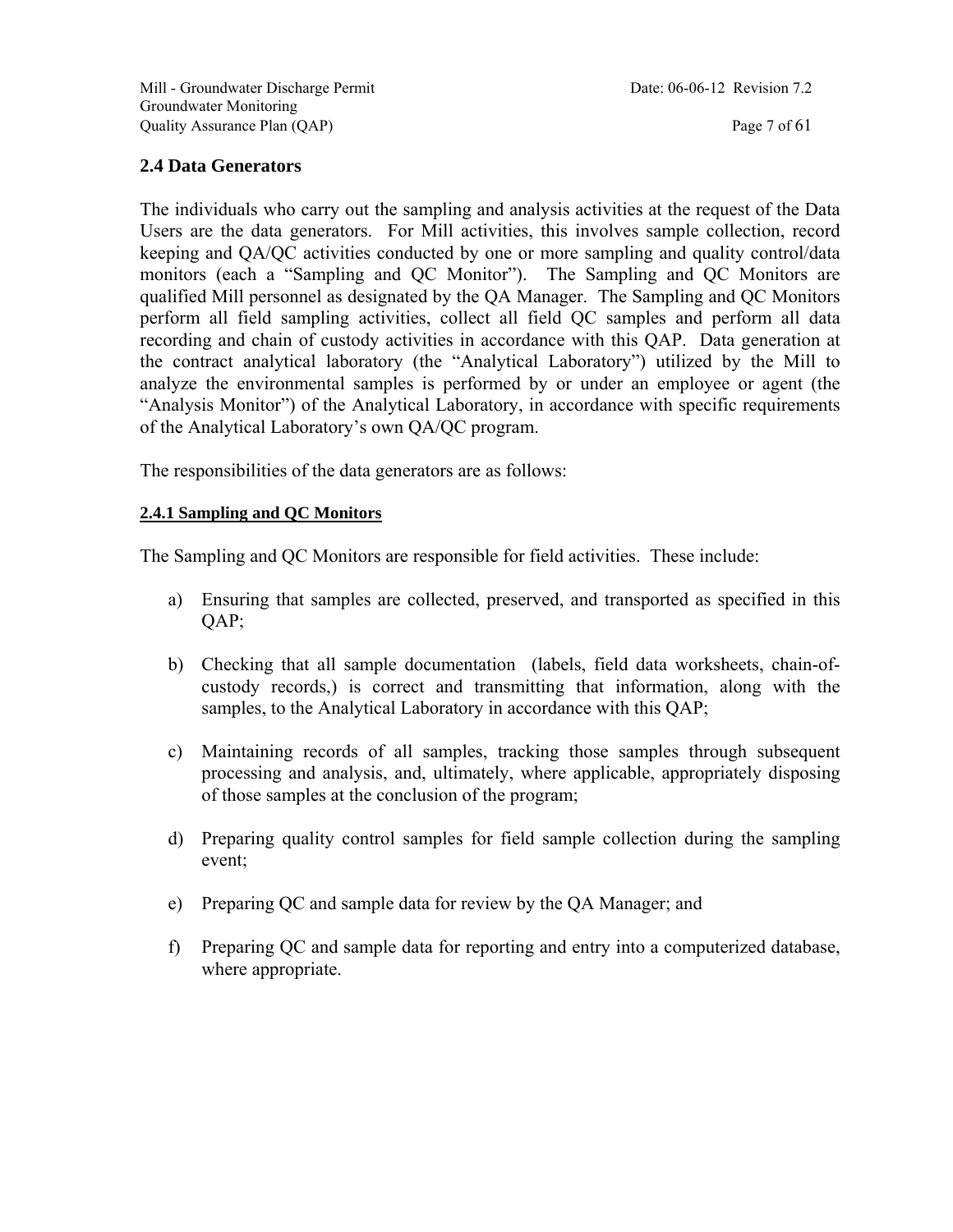## 2.4 Data Generators

The individuals who carry out the sampling and analysis activities at the request of the Data Users are the data generators. For Mill activities, this involves sample collection, record keeping and QA/QC activities conducted by one or more sampling and quality control/data monitors (each a "Sampling and QC Monitor"). The Sampling and QC Monitors are qualified Mill personnel as designated by the QA Manager. The Sampling and QC Monitors perform all field sampling activities, collect all field QC samples and perform all data recording and chain of custody activities in accordance with this QAP. Data generation at the contract analytical laboratory (the "Analytical Laboratory") utilized by the Mill to analyze the environmental samples is performed by or under an employee or agent (the "Analysis Monitor") of the Analytical Laboratory, in accordance with specific requirements of the Analytical Laboratory's own QA/QC program.

The responsibilities of the data generators are as follows:

### 2.4.1 Sampling and QC Monitors

The Sampling and QC Monitors are responsible for field activities. These include:

a) Ensuring that samples are collected, preserved, and transported as specified in this QAP;

b) Checking that all sample documentation (labels, field data worksheets, chain-of-custody records,) is correct and transmitting that information, along with the samples, to the Analytical Laboratory in accordance with this QAP;

c) Maintaining records of all samples, tracking those samples through subsequent processing and analysis, and, ultimately, where applicable, appropriately disposing of those samples at the conclusion of the program;

d) Preparing quality control samples for field sample collection during the sampling event;

e) Preparing QC and sample data for review by the QA Manager; and

f) Preparing QC and sample data for reporting and entry into a computerized database, where appropriate.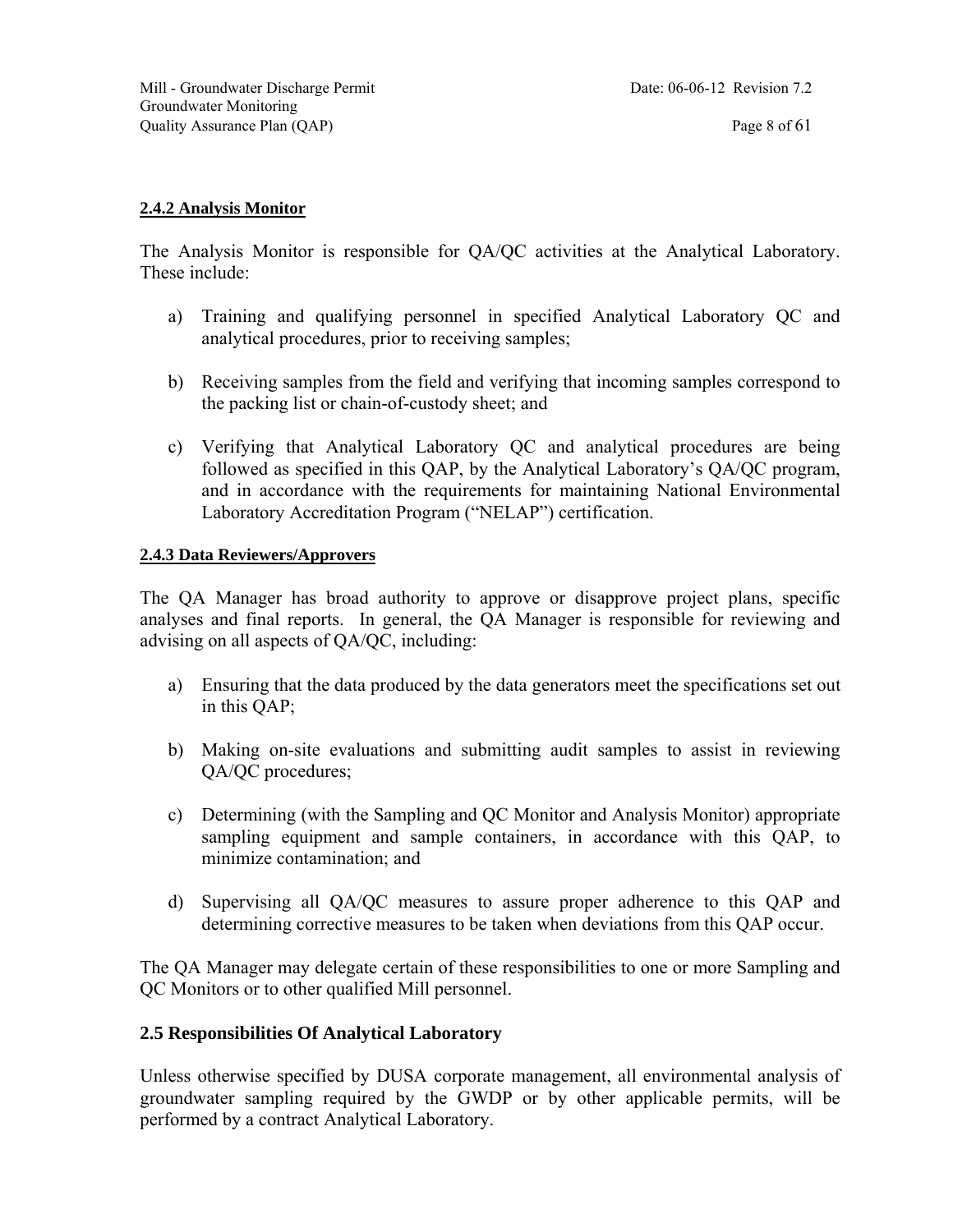#### 2.4.2 Analysis Monitor

The Analysis Monitor is responsible for QA/QC activities at the Analytical Laboratory. These include:

a) Training and qualifying personnel in specified Analytical Laboratory QC and analytical procedures, prior to receiving samples;

b) Receiving samples from the field and verifying that incoming samples correspond to the packing list or chain-of-custody sheet; and

c) Verifying that Analytical Laboratory QC and analytical procedures are being followed as specified in this QAP, by the Analytical Laboratory's QA/QC program, and in accordance with the requirements for maintaining National Environmental Laboratory Accreditation Program ("NELAP") certification.

#### 2.4.3 Data Reviewers/Approvers

The QA Manager has broad authority to approve or disapprove project plans, specific analyses and final reports. In general, the QA Manager is responsible for reviewing and advising on all aspects of QA/QC, including:

a) Ensuring that the data produced by the data generators meet the specifications set out in this QAP;

b) Making on-site evaluations and submitting audit samples to assist in reviewing QA/QC procedures;

c) Determining (with the Sampling and QC Monitor and Analysis Monitor) appropriate sampling equipment and sample containers, in accordance with this QAP, to minimize contamination; and

d) Supervising all QA/QC measures to assure proper adherence to this QAP and determining corrective measures to be taken when deviations from this QAP occur.

The QA Manager may delegate certain of these responsibilities to one or more Sampling and QC Monitors or to other qualified Mill personnel.

### 2.5 Responsibilities Of Analytical Laboratory

Unless otherwise specified by DUSA corporate management, all environmental analysis of groundwater sampling required by the GWDP or by other applicable permits, will be performed by a contract Analytical Laboratory.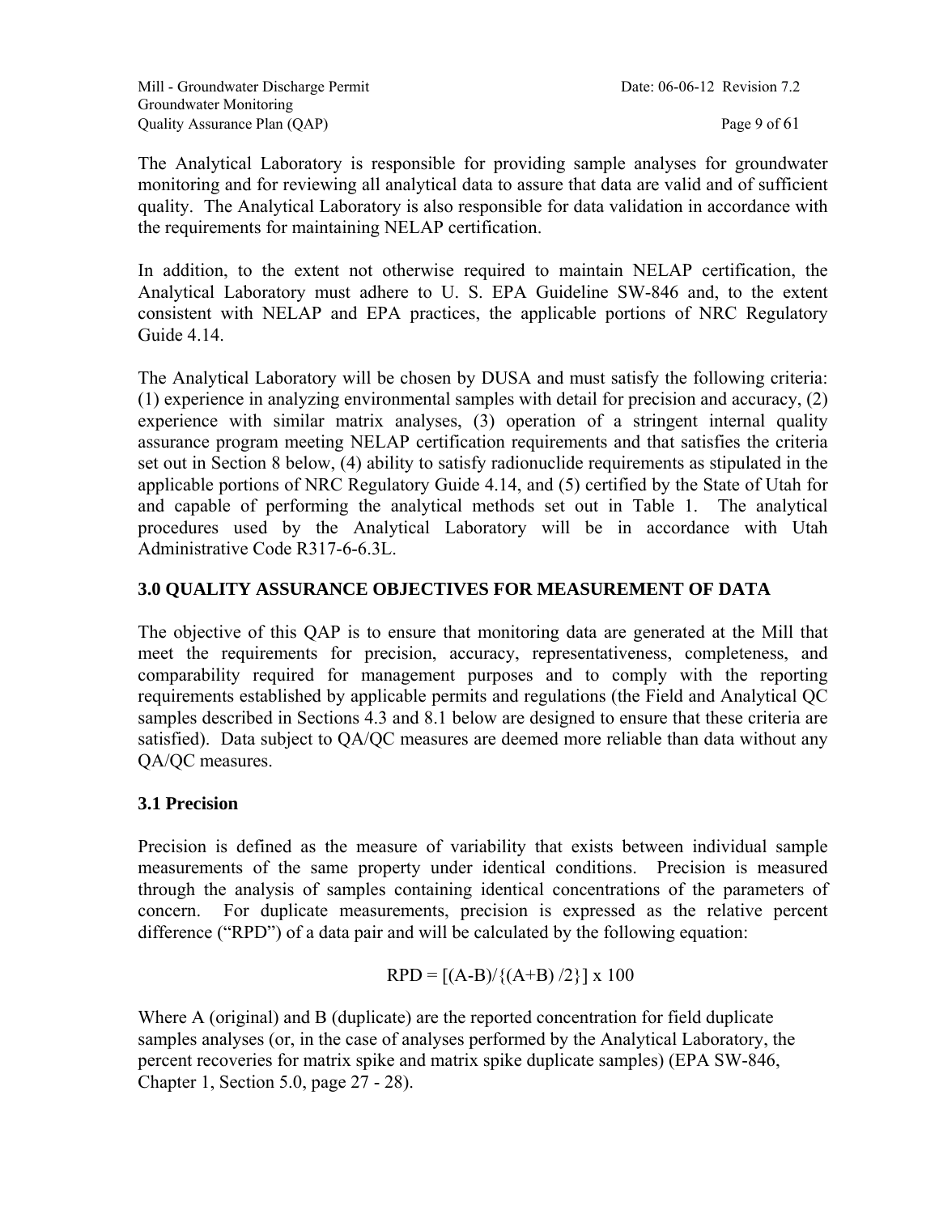The Analytical Laboratory is responsible for providing sample analyses for groundwater monitoring and for reviewing all analytical data to assure that data are valid and of sufficient quality. The Analytical Laboratory is also responsible for data validation in accordance with the requirements for maintaining NELAP certification.

In addition, to the extent not otherwise required to maintain NELAP certification, the Analytical Laboratory must adhere to U. S. EPA Guideline SW-846 and, to the extent consistent with NELAP and EPA practices, the applicable portions of NRC Regulatory Guide 4.14.

The Analytical Laboratory will be chosen by DUSA and must satisfy the following criteria: (1) experience in analyzing environmental samples with detail for precision and accuracy, (2) experience with similar matrix analyses, (3) operation of a stringent internal quality assurance program meeting NELAP certification requirements and that satisfies the criteria set out in Section 8 below, (4) ability to satisfy radionuclide requirements as stipulated in the applicable portions of NRC Regulatory Guide 4.14, and (5) certified by the State of Utah for and capable of performing the analytical methods set out in Table 1. The analytical procedures used by the Analytical Laboratory will be in accordance with Utah Administrative Code R317-6-6.3L.

## 3.0 QUALITY ASSURANCE OBJECTIVES FOR MEASUREMENT OF DATA

The objective of this QAP is to ensure that monitoring data are generated at the Mill that meet the requirements for precision, accuracy, representativeness, completeness, and comparability required for management purposes and to comply with the reporting requirements established by applicable permits and regulations (the Field and Analytical QC samples described in Sections 4.3 and 8.1 below are designed to ensure that these criteria are satisfied). Data subject to QA/QC measures are deemed more reliable than data without any QA/QC measures.

### 3.1 Precision

Precision is defined as the measure of variability that exists between individual sample measurements of the same property under identical conditions. Precision is measured through the analysis of samples containing identical concentrations of the parameters of concern. For duplicate measurements, precision is expressed as the relative percent difference ("RPD") of a data pair and will be calculated by the following equation:

$$RPD = [(A-B)/\{(A+B)/2\}] \times 100$$

Where A (original) and B (duplicate) are the reported concentration for field duplicate samples analyses (or, in the case of analyses performed by the Analytical Laboratory, the percent recoveries for matrix spike and matrix spike duplicate samples) (EPA SW-846, Chapter 1, Section 5.0, page 27 - 28).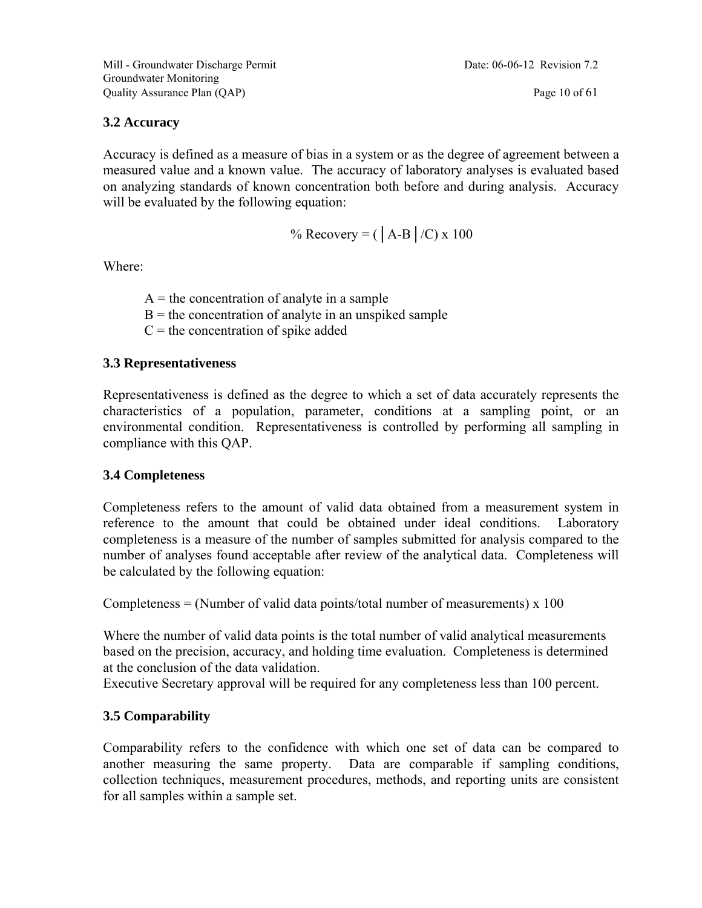### 3.2 Accuracy

Accuracy is defined as a measure of bias in a system or as the degree of agreement between a measured value and a known value. The accuracy of laboratory analyses is evaluated based on analyzing standards of known concentration both before and during analysis. Accuracy will be evaluated by the following equation:

$$\% \text{ Recovery} = ( |A-B| / C) \times 100$$

Where:

A = the concentration of analyte in a sample
B = the concentration of analyte in an unspiked sample
C = the concentration of spike added

### 3.3 Representativeness

Representativeness is defined as the degree to which a set of data accurately represents the characteristics of a population, parameter, conditions at a sampling point, or an environmental condition. Representativeness is controlled by performing all sampling in compliance with this QAP.

### 3.4 Completeness

Completeness refers to the amount of valid data obtained from a measurement system in reference to the amount that could be obtained under ideal conditions. Laboratory completeness is a measure of the number of samples submitted for analysis compared to the number of analyses found acceptable after review of the analytical data. Completeness will be calculated by the following equation:

Completeness = (Number of valid data points/total number of measurements) x 100

Where the number of valid data points is the total number of valid analytical measurements based on the precision, accuracy, and holding time evaluation. Completeness is determined at the conclusion of the data validation.
Executive Secretary approval will be required for any completeness less than 100 percent.

### 3.5 Comparability

Comparability refers to the confidence with which one set of data can be compared to another measuring the same property. Data are comparable if sampling conditions, collection techniques, measurement procedures, methods, and reporting units are consistent for all samples within a sample set.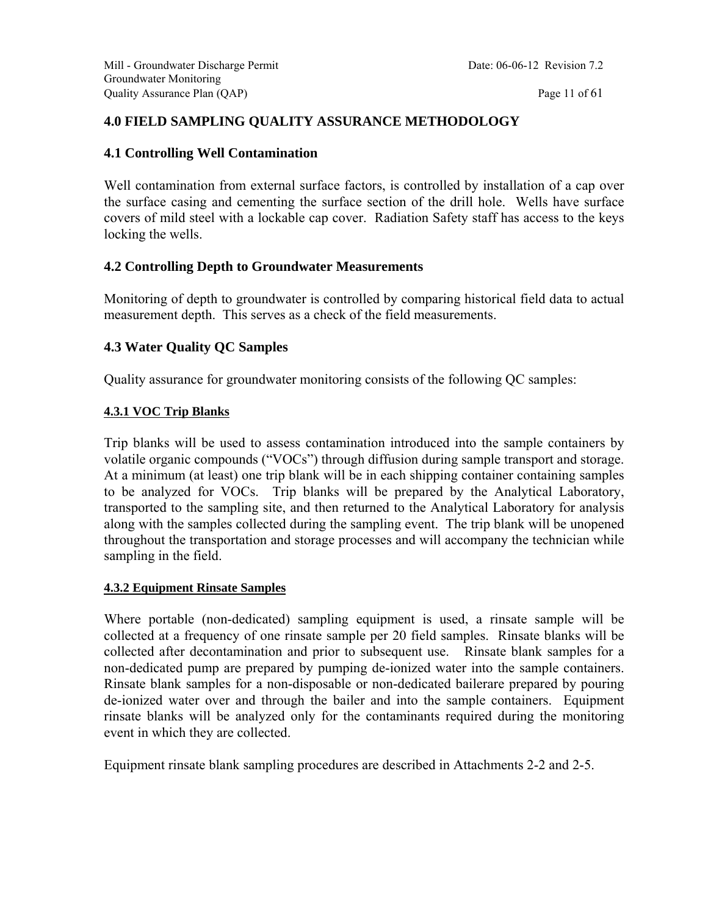# 4.0 FIELD SAMPLING QUALITY ASSURANCE METHODOLOGY

## 4.1 Controlling Well Contamination

Well contamination from external surface factors, is controlled by installation of a cap over the surface casing and cementing the surface section of the drill hole. Wells have surface covers of mild steel with a lockable cap cover. Radiation Safety staff has access to the keys locking the wells.

## 4.2 Controlling Depth to Groundwater Measurements

Monitoring of depth to groundwater is controlled by comparing historical field data to actual measurement depth. This serves as a check of the field measurements.

## 4.3 Water Quality QC Samples

Quality assurance for groundwater monitoring consists of the following QC samples:

### 4.3.1 VOC Trip Blanks

Trip blanks will be used to assess contamination introduced into the sample containers by volatile organic compounds ("VOCs") through diffusion during sample transport and storage. At a minimum (at least) one trip blank will be in each shipping container containing samples to be analyzed for VOCs. Trip blanks will be prepared by the Analytical Laboratory, transported to the sampling site, and then returned to the Analytical Laboratory for analysis along with the samples collected during the sampling event. The trip blank will be unopened throughout the transportation and storage processes and will accompany the technician while sampling in the field.

### 4.3.2 Equipment Rinsate Samples

Where portable (non-dedicated) sampling equipment is used, a rinsate sample will be collected at a frequency of one rinsate sample per 20 field samples. Rinsate blanks will be collected after decontamination and prior to subsequent use. Rinsate blank samples for a non-dedicated pump are prepared by pumping de-ionized water into the sample containers. Rinsate blank samples for a non-disposable or non-dedicated bailerare prepared by pouring de-ionized water over and through the bailer and into the sample containers. Equipment rinsate blanks will be analyzed only for the contaminants required during the monitoring event in which they are collected.

Equipment rinsate blank sampling procedures are described in Attachments 2-2 and 2-5.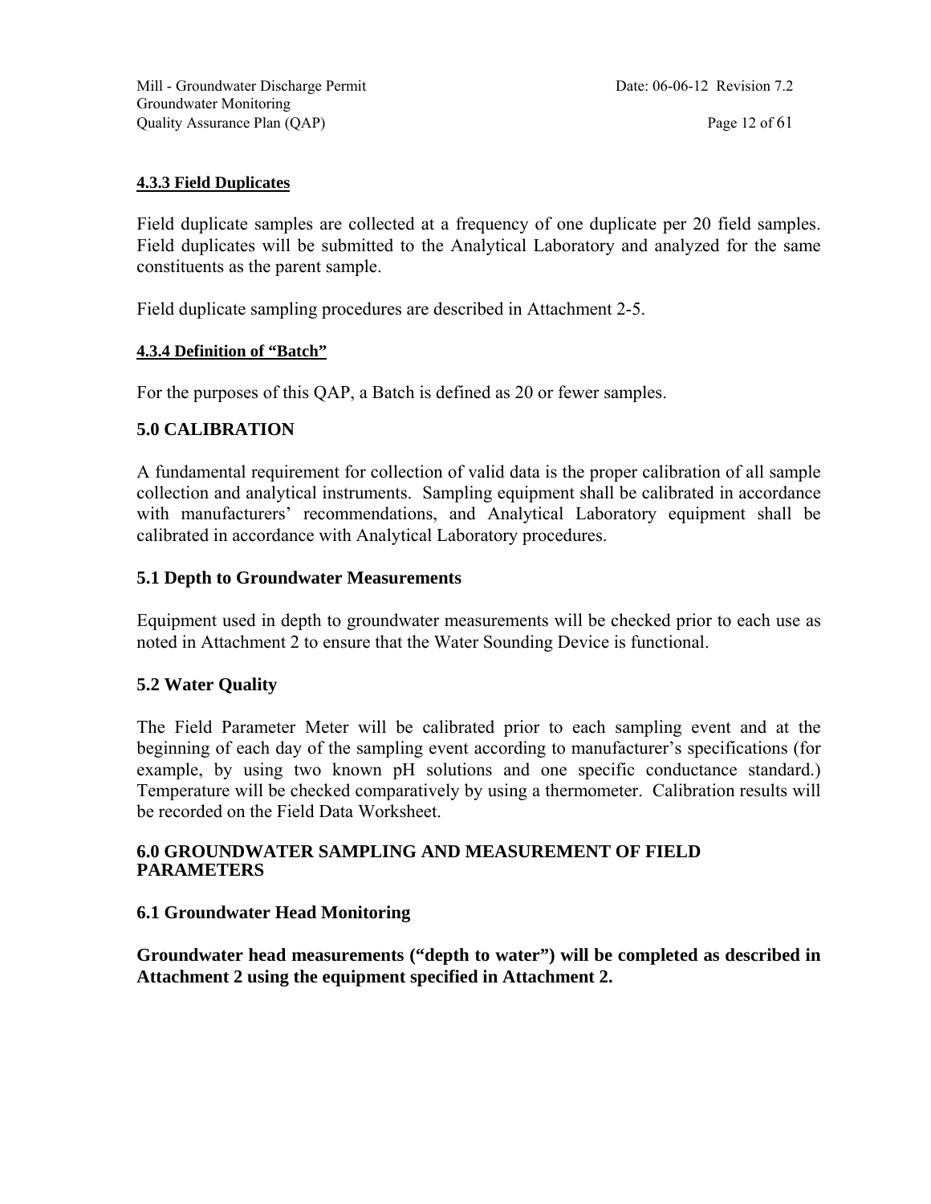#### 4.3.3 Field Duplicates

Field duplicate samples are collected at a frequency of one duplicate per 20 field samples. Field duplicates will be submitted to the Analytical Laboratory and analyzed for the same constituents as the parent sample.

Field duplicate sampling procedures are described in Attachment 2-5.

#### 4.3.4 Definition of "Batch"

For the purposes of this QAP, a Batch is defined as 20 or fewer samples.

## 5.0 CALIBRATION

A fundamental requirement for collection of valid data is the proper calibration of all sample collection and analytical instruments. Sampling equipment shall be calibrated in accordance with manufacturers' recommendations, and Analytical Laboratory equipment shall be calibrated in accordance with Analytical Laboratory procedures.

### 5.1 Depth to Groundwater Measurements

Equipment used in depth to groundwater measurements will be checked prior to each use as noted in Attachment 2 to ensure that the Water Sounding Device is functional.

### 5.2 Water Quality

The Field Parameter Meter will be calibrated prior to each sampling event and at the beginning of each day of the sampling event according to manufacturer's specifications (for example, by using two known pH solutions and one specific conductance standard.) Temperature will be checked comparatively by using a thermometer. Calibration results will be recorded on the Field Data Worksheet.

## 6.0 GROUNDWATER SAMPLING AND MEASUREMENT OF FIELD PARAMETERS

### 6.1 Groundwater Head Monitoring

**Groundwater head measurements ("depth to water") will be completed as described in Attachment 2 using the equipment specified in Attachment 2.**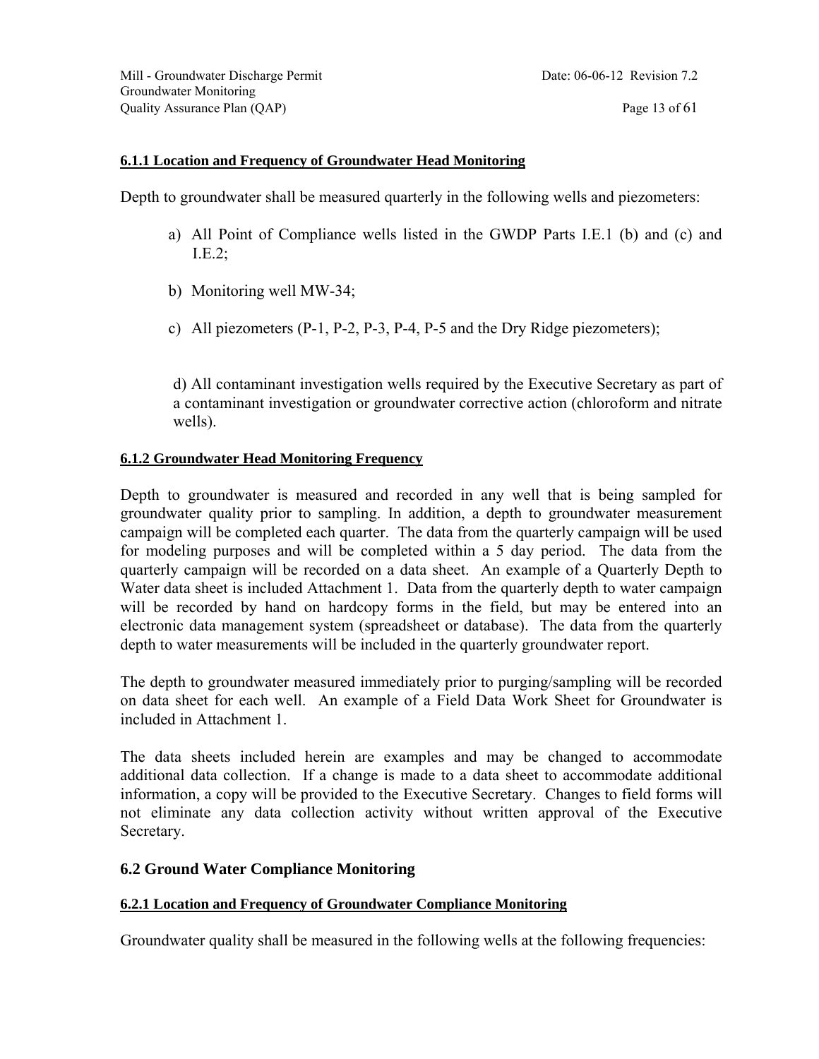#### 6.1.1 Location and Frequency of Groundwater Head Monitoring

Depth to groundwater shall be measured quarterly in the following wells and piezometers:

a) All Point of Compliance wells listed in the GWDP Parts I.E.1 (b) and (c) and I.E.2;

b) Monitoring well MW-34;

c) All piezometers (P-1, P-2, P-3, P-4, P-5 and the Dry Ridge piezometers);

d) All contaminant investigation wells required by the Executive Secretary as part of a contaminant investigation or groundwater corrective action (chloroform and nitrate wells).

#### 6.1.2 Groundwater Head Monitoring Frequency

Depth to groundwater is measured and recorded in any well that is being sampled for groundwater quality prior to sampling. In addition, a depth to groundwater measurement campaign will be completed each quarter. The data from the quarterly campaign will be used for modeling purposes and will be completed within a 5 day period. The data from the quarterly campaign will be recorded on a data sheet. An example of a Quarterly Depth to Water data sheet is included Attachment 1. Data from the quarterly depth to water campaign will be recorded by hand on hardcopy forms in the field, but may be entered into an electronic data management system (spreadsheet or database). The data from the quarterly depth to water measurements will be included in the quarterly groundwater report.

The depth to groundwater measured immediately prior to purging/sampling will be recorded on data sheet for each well. An example of a Field Data Work Sheet for Groundwater is included in Attachment 1.

The data sheets included herein are examples and may be changed to accommodate additional data collection. If a change is made to a data sheet to accommodate additional information, a copy will be provided to the Executive Secretary. Changes to field forms will not eliminate any data collection activity without written approval of the Executive Secretary.

### 6.2 Ground Water Compliance Monitoring

#### 6.2.1 Location and Frequency of Groundwater Compliance Monitoring

Groundwater quality shall be measured in the following wells at the following frequencies: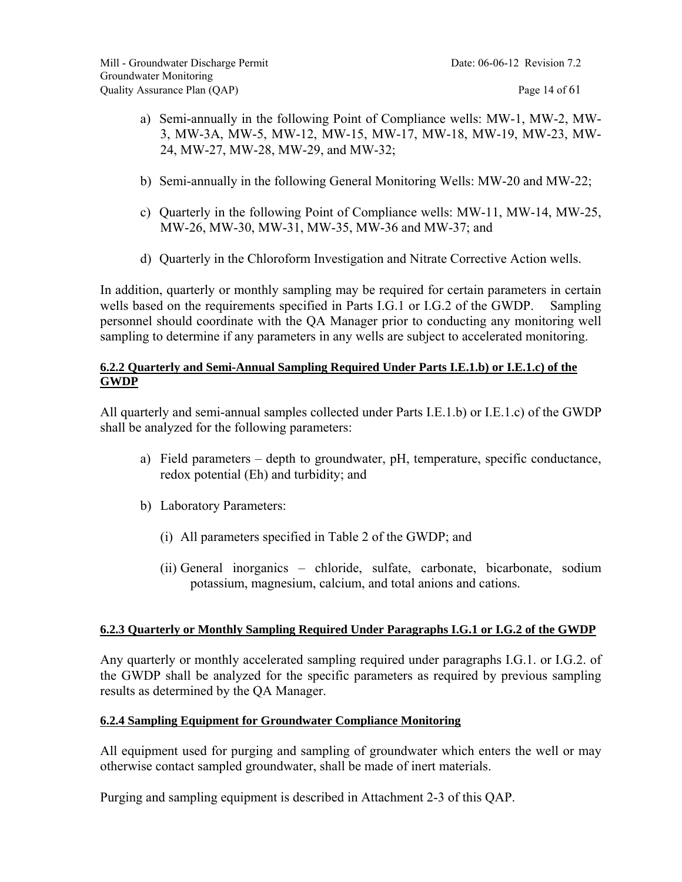a) Semi-annually in the following Point of Compliance wells: MW-1, MW-2, MW-3, MW-3A, MW-5, MW-12, MW-15, MW-17, MW-18, MW-19, MW-23, MW-24, MW-27, MW-28, MW-29, and MW-32;

b) Semi-annually in the following General Monitoring Wells: MW-20 and MW-22;

c) Quarterly in the following Point of Compliance wells: MW-11, MW-14, MW-25, MW-26, MW-30, MW-31, MW-35, MW-36 and MW-37; and

d) Quarterly in the Chloroform Investigation and Nitrate Corrective Action wells.

In addition, quarterly or monthly sampling may be required for certain parameters in certain wells based on the requirements specified in Parts I.G.1 or I.G.2 of the GWDP. Sampling personnel should coordinate with the QA Manager prior to conducting any monitoring well sampling to determine if any parameters in any wells are subject to accelerated monitoring.

#### 6.2.2 Quarterly and Semi-Annual Sampling Required Under Parts I.E.1.b) or I.E.1.c) of the GWDP

All quarterly and semi-annual samples collected under Parts I.E.1.b) or I.E.1.c) of the GWDP shall be analyzed for the following parameters:

a) Field parameters – depth to groundwater, pH, temperature, specific conductance, redox potential (Eh) and turbidity; and

b) Laboratory Parameters:

   (i) All parameters specified in Table 2 of the GWDP; and

   (ii) General inorganics – chloride, sulfate, carbonate, bicarbonate, sodium potassium, magnesium, calcium, and total anions and cations.

#### 6.2.3 Quarterly or Monthly Sampling Required Under Paragraphs I.G.1 or I.G.2 of the GWDP

Any quarterly or monthly accelerated sampling required under paragraphs I.G.1. or I.G.2. of the GWDP shall be analyzed for the specific parameters as required by previous sampling results as determined by the QA Manager.

#### 6.2.4 Sampling Equipment for Groundwater Compliance Monitoring

All equipment used for purging and sampling of groundwater which enters the well or may otherwise contact sampled groundwater, shall be made of inert materials.

Purging and sampling equipment is described in Attachment 2-3 of this QAP.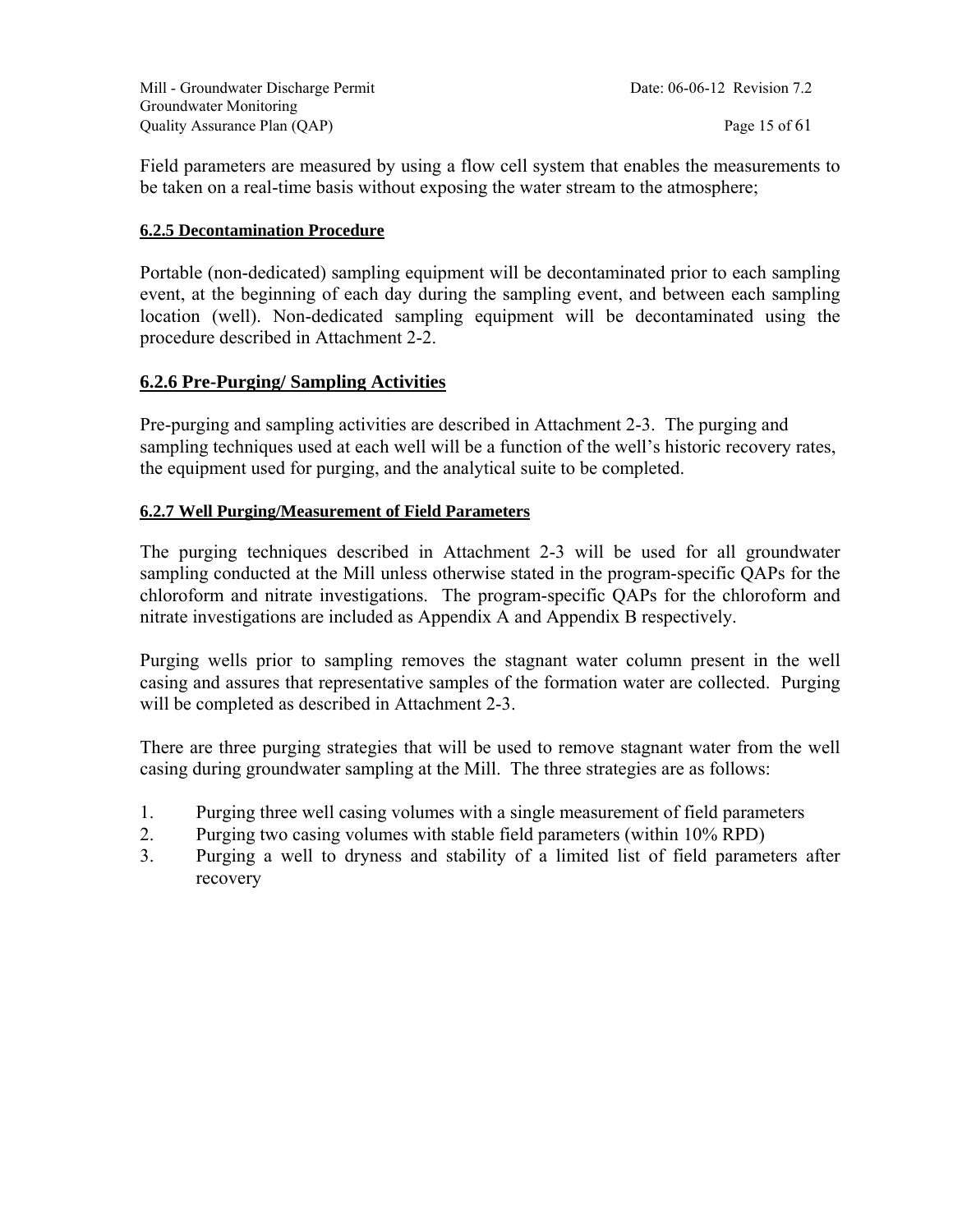Field parameters are measured by using a flow cell system that enables the measurements to be taken on a real-time basis without exposing the water stream to the atmosphere;

#### 6.2.5 Decontamination Procedure

Portable (non-dedicated) sampling equipment will be decontaminated prior to each sampling event, at the beginning of each day during the sampling event, and between each sampling location (well). Non-dedicated sampling equipment will be decontaminated using the procedure described in Attachment 2-2.

### 6.2.6 Pre-Purging/ Sampling Activities

Pre-purging and sampling activities are described in Attachment 2-3. The purging and sampling techniques used at each well will be a function of the well's historic recovery rates, the equipment used for purging, and the analytical suite to be completed.

#### 6.2.7 Well Purging/Measurement of Field Parameters

The purging techniques described in Attachment 2-3 will be used for all groundwater sampling conducted at the Mill unless otherwise stated in the program-specific QAPs for the chloroform and nitrate investigations. The program-specific QAPs for the chloroform and nitrate investigations are included as Appendix A and Appendix B respectively.

Purging wells prior to sampling removes the stagnant water column present in the well casing and assures that representative samples of the formation water are collected. Purging will be completed as described in Attachment 2-3.

There are three purging strategies that will be used to remove stagnant water from the well casing during groundwater sampling at the Mill. The three strategies are as follows:

1. Purging three well casing volumes with a single measurement of field parameters
2. Purging two casing volumes with stable field parameters (within 10% RPD)
3. Purging a well to dryness and stability of a limited list of field parameters after recovery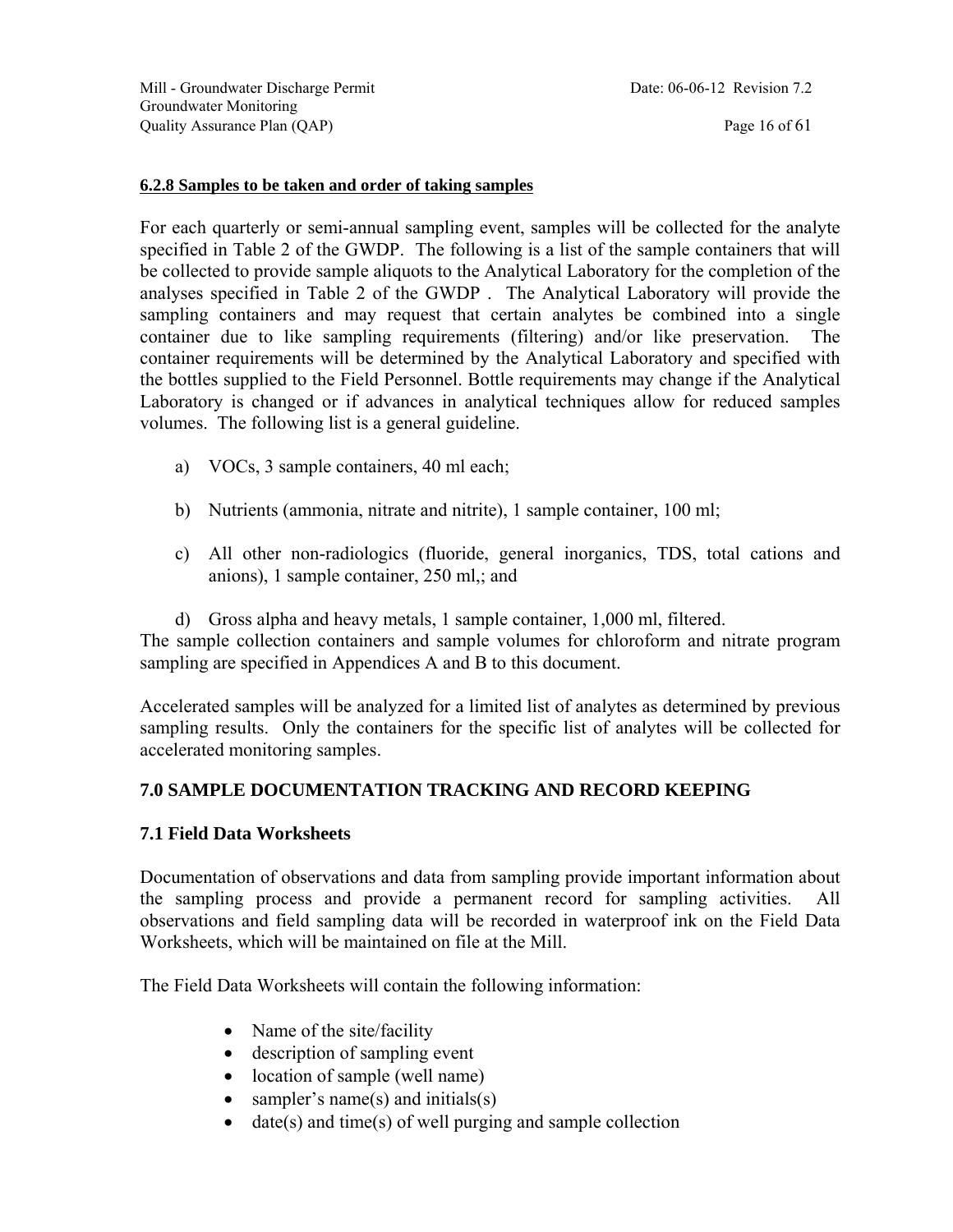#### 6.2.8 Samples to be taken and order of taking samples

For each quarterly or semi-annual sampling event, samples will be collected for the analyte specified in Table 2 of the GWDP. The following is a list of the sample containers that will be collected to provide sample aliquots to the Analytical Laboratory for the completion of the analyses specified in Table 2 of the GWDP . The Analytical Laboratory will provide the sampling containers and may request that certain analytes be combined into a single container due to like sampling requirements (filtering) and/or like preservation. The container requirements will be determined by the Analytical Laboratory and specified with the bottles supplied to the Field Personnel. Bottle requirements may change if the Analytical Laboratory is changed or if advances in analytical techniques allow for reduced samples volumes. The following list is a general guideline.

a) VOCs, 3 sample containers, 40 ml each;

b) Nutrients (ammonia, nitrate and nitrite), 1 sample container, 100 ml;

c) All other non-radiologics (fluoride, general inorganics, TDS, total cations and anions), 1 sample container, 250 ml,; and

d) Gross alpha and heavy metals, 1 sample container, 1,000 ml, filtered.

The sample collection containers and sample volumes for chloroform and nitrate program sampling are specified in Appendices A and B to this document.

Accelerated samples will be analyzed for a limited list of analytes as determined by previous sampling results. Only the containers for the specific list of analytes will be collected for accelerated monitoring samples.

## 7.0 SAMPLE DOCUMENTATION TRACKING AND RECORD KEEPING

### 7.1 Field Data Worksheets

Documentation of observations and data from sampling provide important information about the sampling process and provide a permanent record for sampling activities. All observations and field sampling data will be recorded in waterproof ink on the Field Data Worksheets, which will be maintained on file at the Mill.

The Field Data Worksheets will contain the following information:

- Name of the site/facility
- description of sampling event
- location of sample (well name)
- sampler's name(s) and initials(s)
- date(s) and time(s) of well purging and sample collection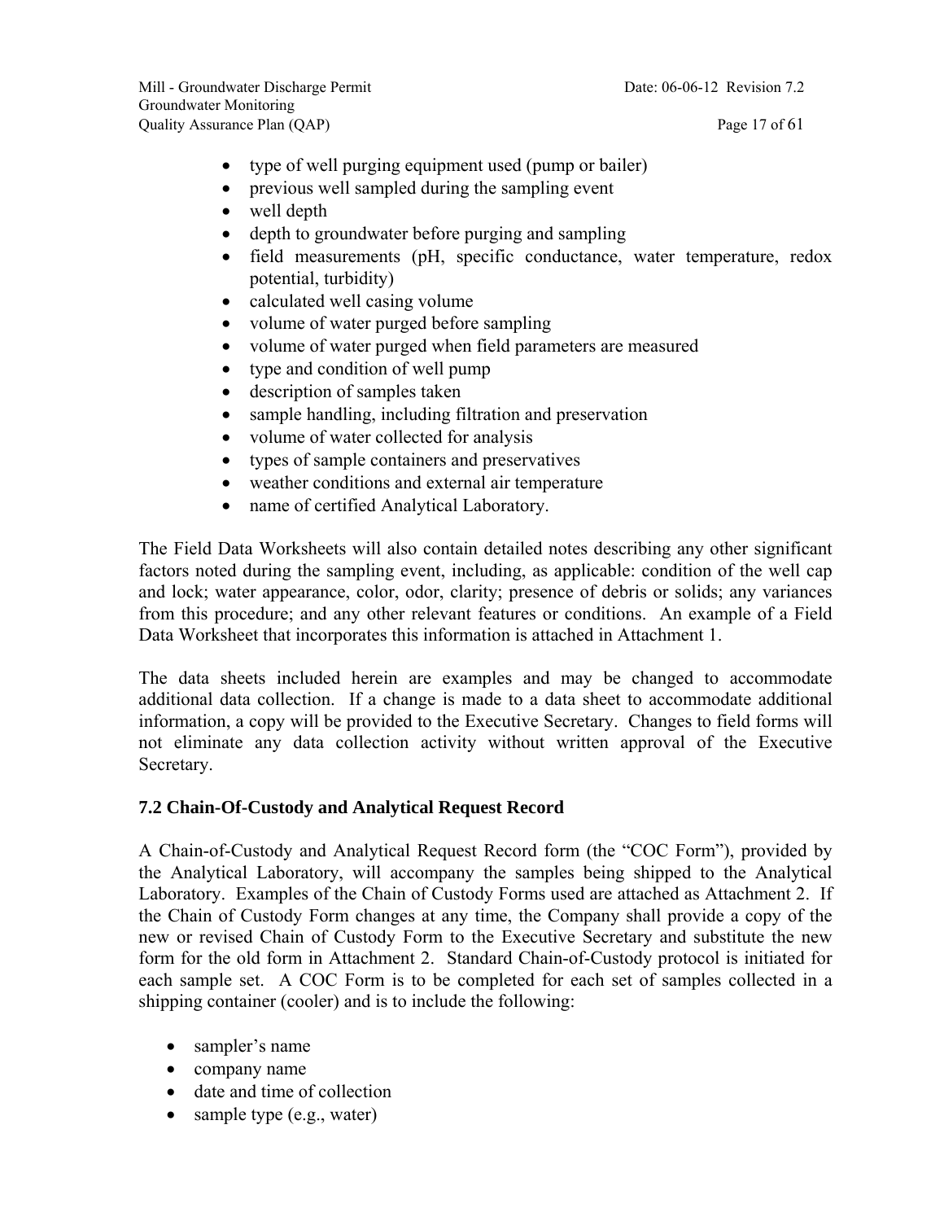- type of well purging equipment used (pump or bailer)
- previous well sampled during the sampling event
- well depth
- depth to groundwater before purging and sampling
- field measurements (pH, specific conductance, water temperature, redox potential, turbidity)
- calculated well casing volume
- volume of water purged before sampling
- volume of water purged when field parameters are measured
- type and condition of well pump
- description of samples taken
- sample handling, including filtration and preservation
- volume of water collected for analysis
- types of sample containers and preservatives
- weather conditions and external air temperature
- name of certified Analytical Laboratory.

The Field Data Worksheets will also contain detailed notes describing any other significant factors noted during the sampling event, including, as applicable: condition of the well cap and lock; water appearance, color, odor, clarity; presence of debris or solids; any variances from this procedure; and any other relevant features or conditions. An example of a Field Data Worksheet that incorporates this information is attached in Attachment 1.

The data sheets included herein are examples and may be changed to accommodate additional data collection. If a change is made to a data sheet to accommodate additional information, a copy will be provided to the Executive Secretary. Changes to field forms will not eliminate any data collection activity without written approval of the Executive Secretary.

### 7.2 Chain-Of-Custody and Analytical Request Record

A Chain-of-Custody and Analytical Request Record form (the "COC Form"), provided by the Analytical Laboratory, will accompany the samples being shipped to the Analytical Laboratory. Examples of the Chain of Custody Forms used are attached as Attachment 2. If the Chain of Custody Form changes at any time, the Company shall provide a copy of the new or revised Chain of Custody Form to the Executive Secretary and substitute the new form for the old form in Attachment 2. Standard Chain-of-Custody protocol is initiated for each sample set. A COC Form is to be completed for each set of samples collected in a shipping container (cooler) and is to include the following:

- sampler's name
- company name
- date and time of collection
- sample type (e.g., water)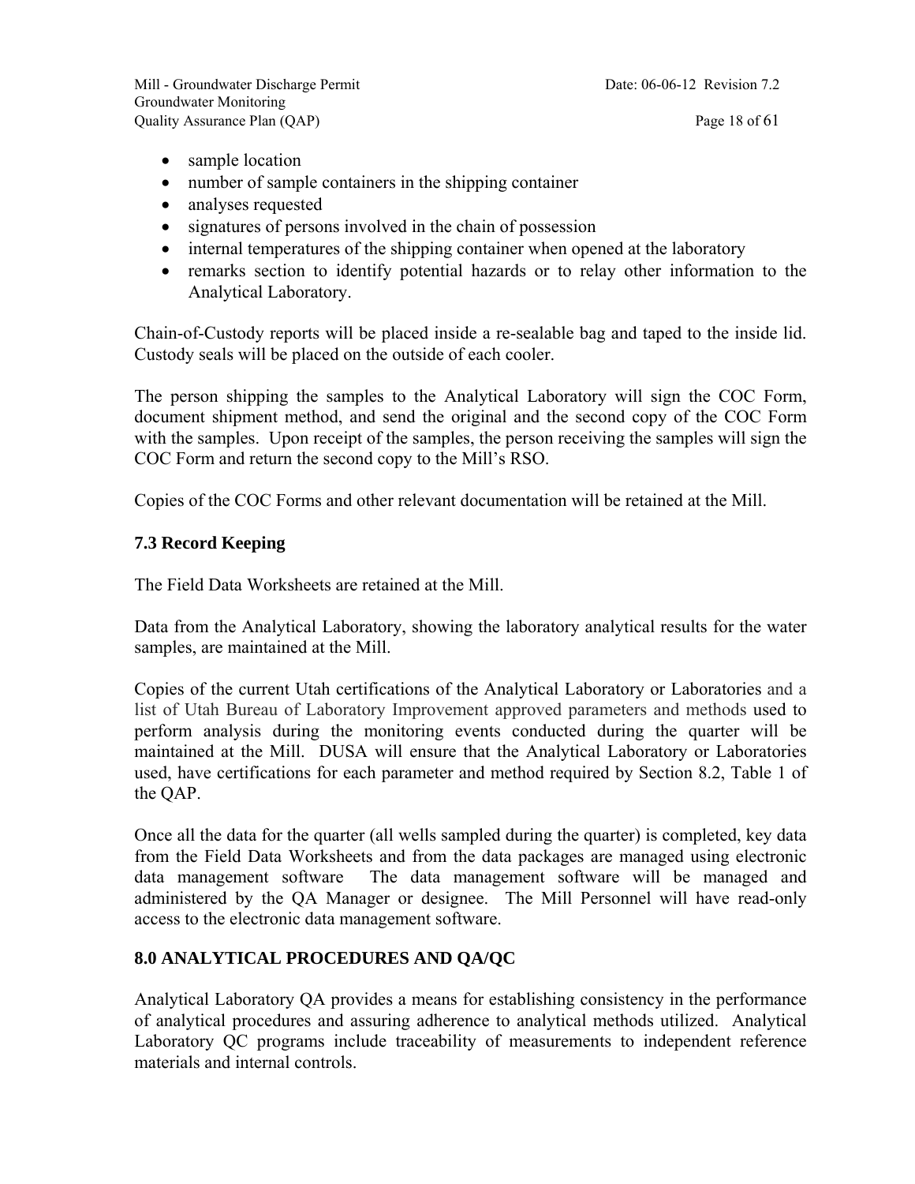- sample location
- number of sample containers in the shipping container
- analyses requested
- signatures of persons involved in the chain of possession
- internal temperatures of the shipping container when opened at the laboratory
- remarks section to identify potential hazards or to relay other information to the Analytical Laboratory.

Chain-of-Custody reports will be placed inside a re-sealable bag and taped to the inside lid. Custody seals will be placed on the outside of each cooler.

The person shipping the samples to the Analytical Laboratory will sign the COC Form, document shipment method, and send the original and the second copy of the COC Form with the samples. Upon receipt of the samples, the person receiving the samples will sign the COC Form and return the second copy to the Mill's RSO.

Copies of the COC Forms and other relevant documentation will be retained at the Mill.

### 7.3 Record Keeping

The Field Data Worksheets are retained at the Mill.

Data from the Analytical Laboratory, showing the laboratory analytical results for the water samples, are maintained at the Mill.

Copies of the current Utah certifications of the Analytical Laboratory or Laboratories and a list of Utah Bureau of Laboratory Improvement approved parameters and methods used to perform analysis during the monitoring events conducted during the quarter will be maintained at the Mill. DUSA will ensure that the Analytical Laboratory or Laboratories used, have certifications for each parameter and method required by Section 8.2, Table 1 of the QAP.

Once all the data for the quarter (all wells sampled during the quarter) is completed, key data from the Field Data Worksheets and from the data packages are managed using electronic data management software The data management software will be managed and administered by the QA Manager or designee. The Mill Personnel will have read-only access to the electronic data management software.

## 8.0 ANALYTICAL PROCEDURES AND QA/QC

Analytical Laboratory QA provides a means for establishing consistency in the performance of analytical procedures and assuring adherence to analytical methods utilized. Analytical Laboratory QC programs include traceability of measurements to independent reference materials and internal controls.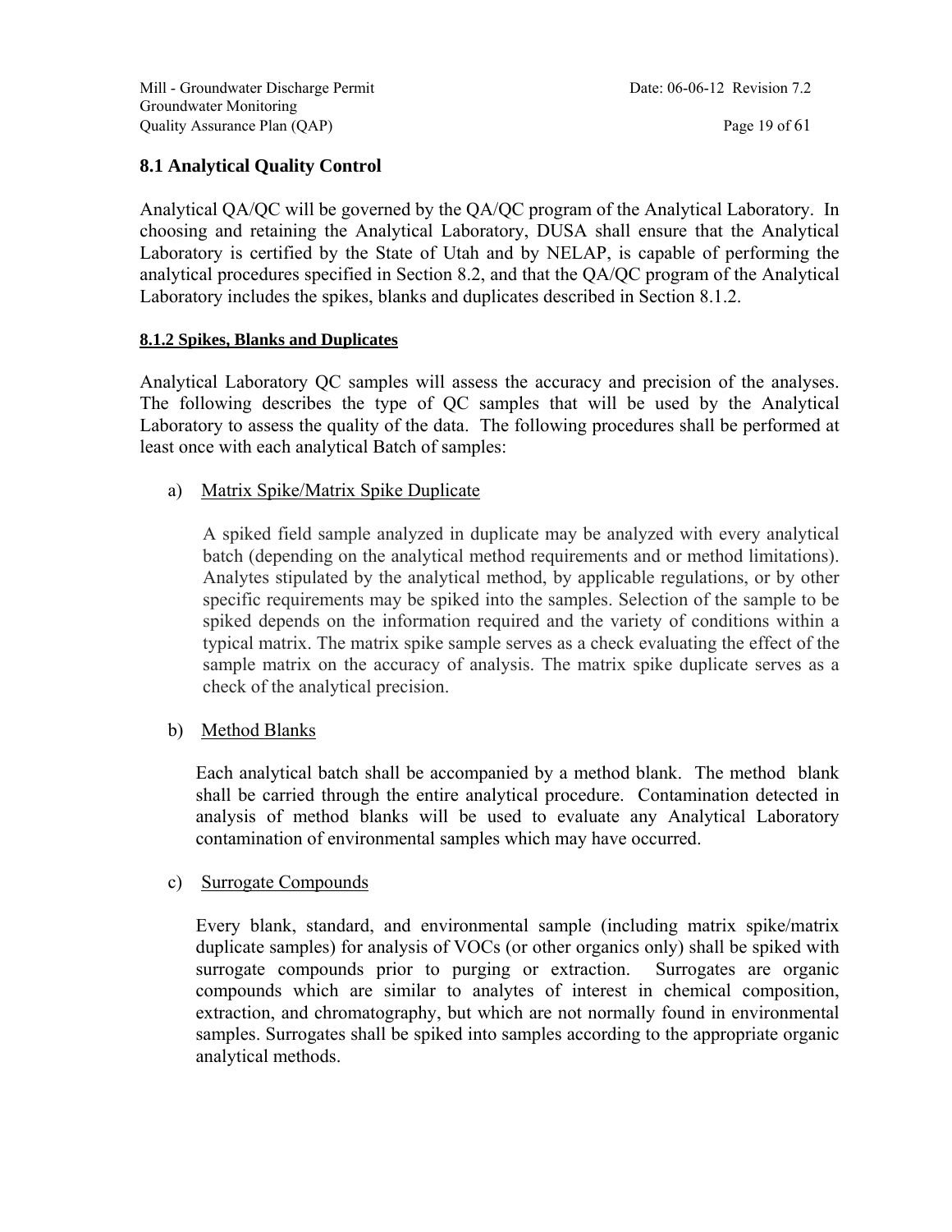## 8.1 Analytical Quality Control

Analytical QA/QC will be governed by the QA/QC program of the Analytical Laboratory. In choosing and retaining the Analytical Laboratory, DUSA shall ensure that the Analytical Laboratory is certified by the State of Utah and by NELAP, is capable of performing the analytical procedures specified in Section 8.2, and that the QA/QC program of the Analytical Laboratory includes the spikes, blanks and duplicates described in Section 8.1.2.

### 8.1.2 Spikes, Blanks and Duplicates

Analytical Laboratory QC samples will assess the accuracy and precision of the analyses. The following describes the type of QC samples that will be used by the Analytical Laboratory to assess the quality of the data. The following procedures shall be performed at least once with each analytical Batch of samples:

a) Matrix Spike/Matrix Spike Duplicate

A spiked field sample analyzed in duplicate may be analyzed with every analytical batch (depending on the analytical method requirements and or method limitations). Analytes stipulated by the analytical method, by applicable regulations, or by other specific requirements may be spiked into the samples. Selection of the sample to be spiked depends on the information required and the variety of conditions within a typical matrix. The matrix spike sample serves as a check evaluating the effect of the sample matrix on the accuracy of analysis. The matrix spike duplicate serves as a check of the analytical precision.

b) Method Blanks

Each analytical batch shall be accompanied by a method blank. The method blank shall be carried through the entire analytical procedure. Contamination detected in analysis of method blanks will be used to evaluate any Analytical Laboratory contamination of environmental samples which may have occurred.

c) Surrogate Compounds

Every blank, standard, and environmental sample (including matrix spike/matrix duplicate samples) for analysis of VOCs (or other organics only) shall be spiked with surrogate compounds prior to purging or extraction. Surrogates are organic compounds which are similar to analytes of interest in chemical composition, extraction, and chromatography, but which are not normally found in environmental samples. Surrogates shall be spiked into samples according to the appropriate organic analytical methods.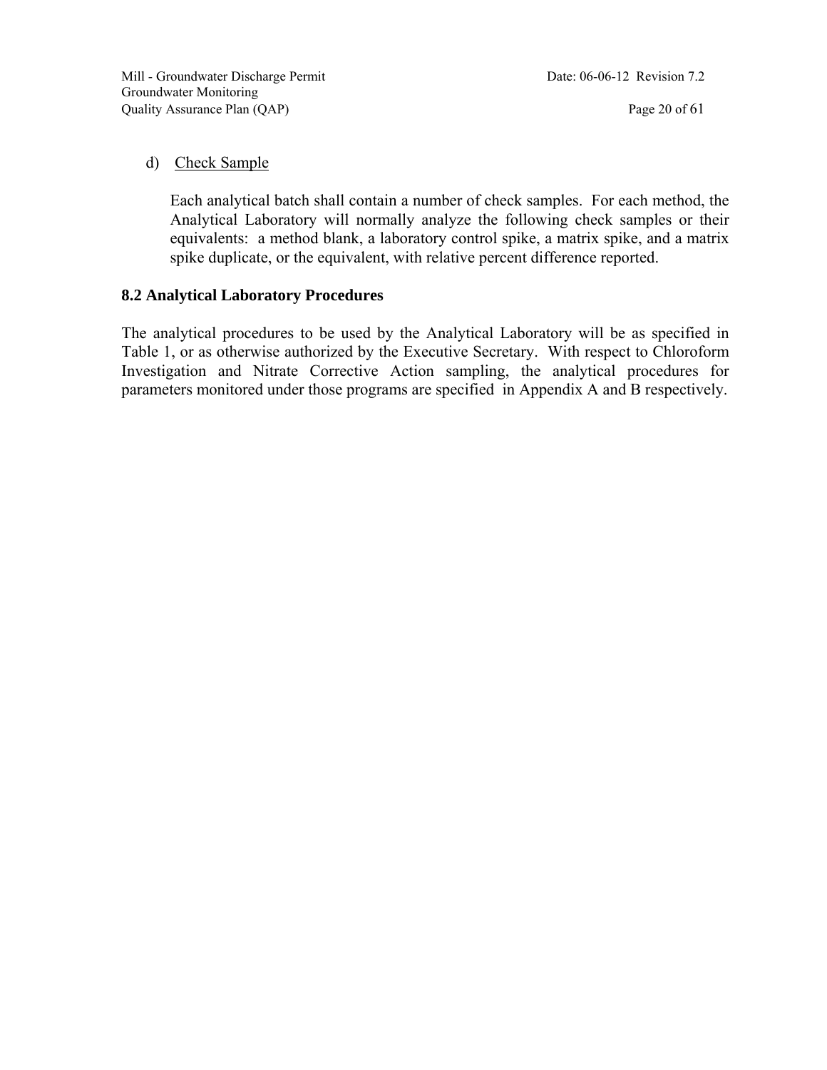d) Check Sample

Each analytical batch shall contain a number of check samples. For each method, the Analytical Laboratory will normally analyze the following check samples or their equivalents: a method blank, a laboratory control spike, a matrix spike, and a matrix spike duplicate, or the equivalent, with relative percent difference reported.

## 8.2 Analytical Laboratory Procedures

The analytical procedures to be used by the Analytical Laboratory will be as specified in Table 1, or as otherwise authorized by the Executive Secretary. With respect to Chloroform Investigation and Nitrate Corrective Action sampling, the analytical procedures for parameters monitored under those programs are specified in Appendix A and B respectively.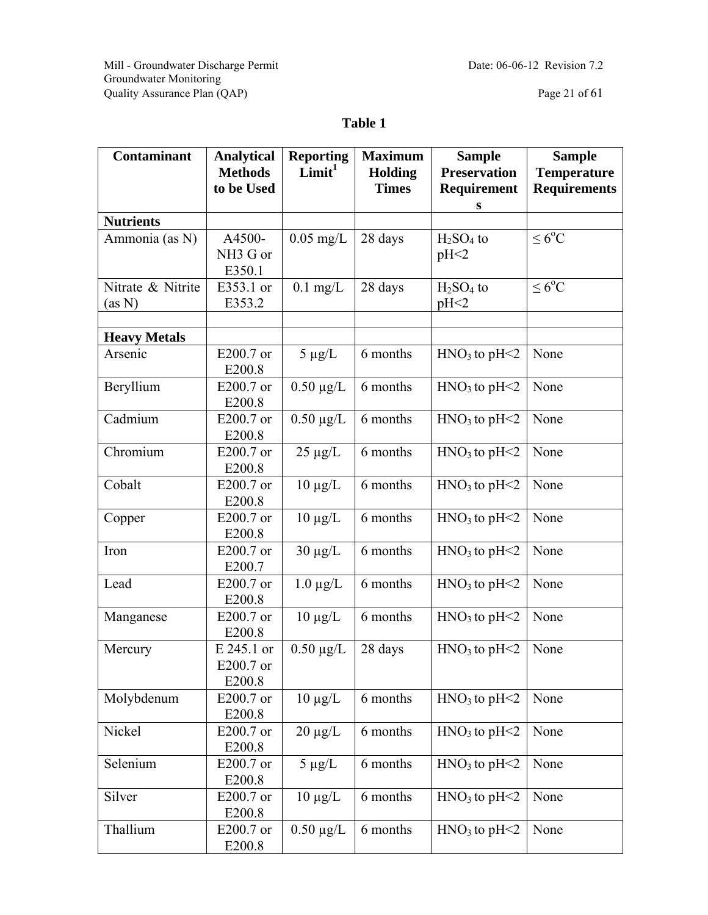**Table 1**

| Contaminant | Analytical Methods to be Used | Reporting Limit[1] | Maximum Holding Times | Sample Preservation Requirements | Sample Temperature Requirements |
|---|---|---|---|---|---|
| **Nutrients** | | | | | |
| Ammonia (as N) | A4500-NH3 G or E350.1 | 0.05 mg/L | 28 days | $H_2SO_4$ to pH<2 | ≤ 6°C |
| Nitrate & Nitrite (as N) | E353.1 or E353.2 | 0.1 mg/L | 28 days | $H_2SO_4$ to pH<2 | ≤ 6°C |
| | | | | | |
| **Heavy Metals** | | | | | |
| Arsenic | E200.7 or E200.8 | 5 µg/L | 6 months | $HNO_3$ to pH<2 | None |
| Beryllium | E200.7 or E200.8 | 0.50 µg/L | 6 months | $HNO_3$ to pH<2 | None |
| Cadmium | E200.7 or E200.8 | 0.50 µg/L | 6 months | $HNO_3$ to pH<2 | None |
| Chromium | E200.7 or E200.8 | 25 µg/L | 6 months | $HNO_3$ to pH<2 | None |
| Cobalt | E200.7 or E200.8 | 10 µg/L | 6 months | $HNO_3$ to pH<2 | None |
| Copper | E200.7 or E200.8 | 10 µg/L | 6 months | $HNO_3$ to pH<2 | None |
| Iron | E200.7 or E200.7 | 30 µg/L | 6 months | $HNO_3$ to pH<2 | None |
| Lead | E200.7 or E200.8 | 1.0 µg/L | 6 months | $HNO_3$ to pH<2 | None |
| Manganese | E200.7 or E200.8 | 10 µg/L | 6 months | $HNO_3$ to pH<2 | None |
| Mercury | E 245.1 or E200.7 or E200.8 | 0.50 µg/L | 28 days | $HNO_3$ to pH<2 | None |
| Molybdenum | E200.7 or E200.8 | 10 µg/L | 6 months | $HNO_3$ to pH<2 | None |
| Nickel | E200.7 or E200.8 | 20 µg/L | 6 months | $HNO_3$ to pH<2 | None |
| Selenium | E200.7 or E200.8 | 5 µg/L | 6 months | $HNO_3$ to pH<2 | None |
| Silver | E200.7 or E200.8 | 10 µg/L | 6 months | $HNO_3$ to pH<2 | None |
| Thallium | E200.7 or E200.8 | 0.50 µg/L | 6 months | $HNO_3$ to pH<2 | None |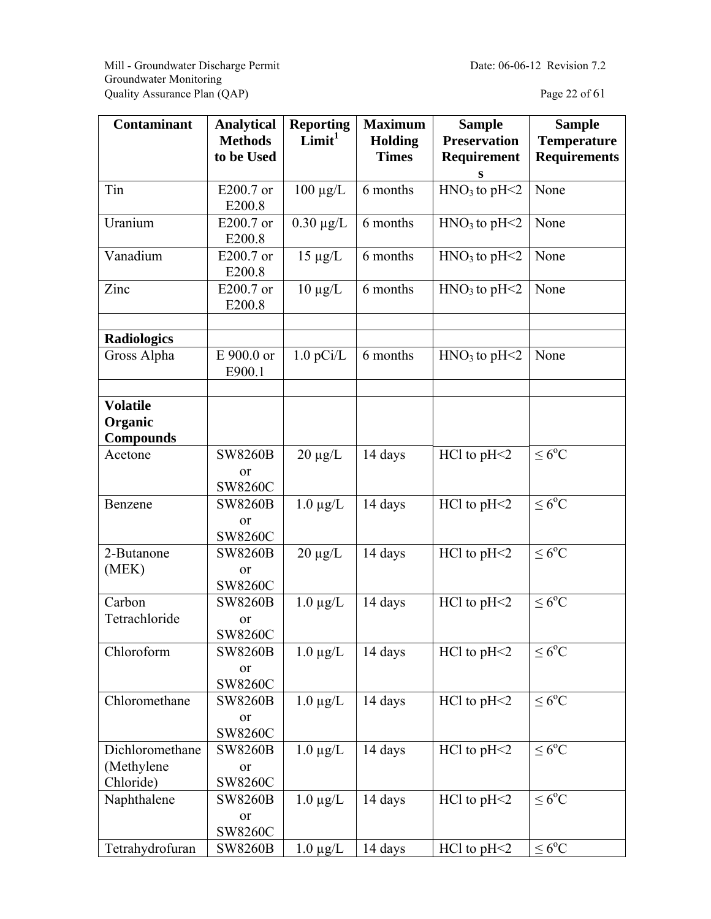| Contaminant | Analytical Methods to be Used | Reporting Limit[1] | Maximum Holding Times | Sample Preservation Requirements | Sample Temperature Requirements |
|---|---|---|---|---|---|
| Tin | E200.7 or E200.8 | 100 µg/L | 6 months | $HNO_3$ to pH<2 | None |
| Uranium | E200.7 or E200.8 | 0.30 µg/L | 6 months | $HNO_3$ to pH<2 | None |
| Vanadium | E200.7 or E200.8 | 15 µg/L | 6 months | $HNO_3$ to pH<2 | None |
| Zinc | E200.7 or E200.8 | 10 µg/L | 6 months | $HNO_3$ to pH<2 | None |
| | | | | | |
| **Radiologics** | | | | | |
| Gross Alpha | E 900.0 or E900.1 | 1.0 pCi/L | 6 months | $HNO_3$ to pH<2 | None |
| | | | | | |
| **Volatile Organic Compounds** | | | | | |
| Acetone | SW8260B or SW8260C | 20 µg/L | 14 days | HCl to pH<2 | ≤ 6°C |
| Benzene | SW8260B or SW8260C | 1.0 µg/L | 14 days | HCl to pH<2 | ≤ 6°C |
| 2-Butanone (MEK) | SW8260B or SW8260C | 20 µg/L | 14 days | HCl to pH<2 | ≤ 6°C |
| Carbon Tetrachloride | SW8260B or SW8260C | 1.0 µg/L | 14 days | HCl to pH<2 | ≤ 6°C |
| Chloroform | SW8260B or SW8260C | 1.0 µg/L | 14 days | HCl to pH<2 | ≤ 6°C |
| Chloromethane | SW8260B or SW8260C | 1.0 µg/L | 14 days | HCl to pH<2 | ≤ 6°C |
| Dichloromethane (Methylene Chloride) | SW8260B or SW8260C | 1.0 µg/L | 14 days | HCl to pH<2 | ≤ 6°C |
| Naphthalene | SW8260B or SW8260C | 1.0 µg/L | 14 days | HCl to pH<2 | ≤ 6°C |
| Tetrahydrofuran | SW8260B | 1.0 µg/L | 14 days | HCl to pH<2 | ≤ 6°C |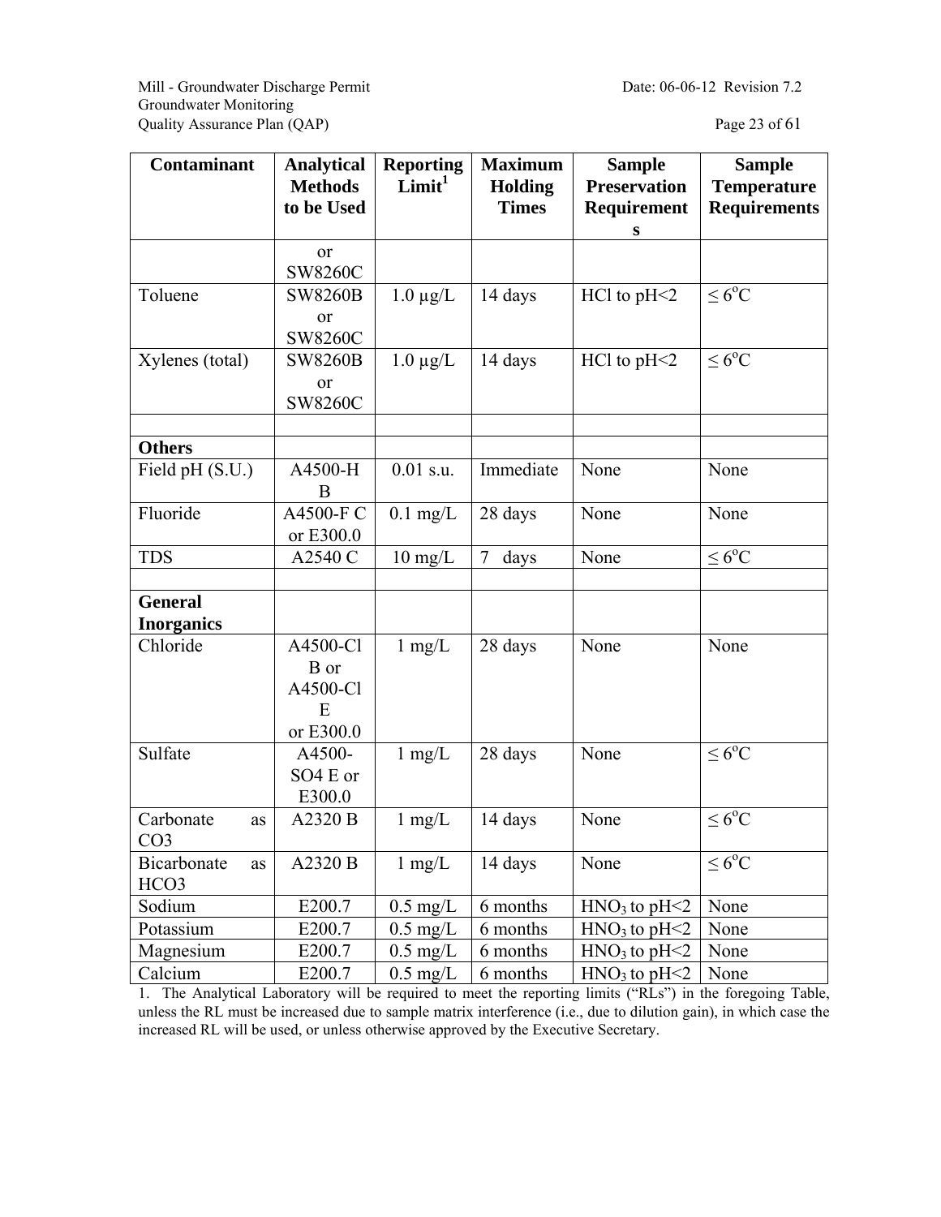| Contaminant | Analytical Methods to be Used | Reporting Limit[1] | Maximum Holding Times | Sample Preservation Requirements | Sample Temperature Requirements |
|---|---|---|---|---|---|
| | or SW8260C | | | | |
| Toluene | SW8260B or SW8260C | 1.0 µg/L | 14 days | HCl to pH<2 | ≤ 6°C |
| Xylenes (total) | SW8260B or SW8260C | 1.0 µg/L | 14 days | HCl to pH<2 | ≤ 6°C |
| | | | | | |
| **Others** | | | | | |
| Field pH (S.U.) | A4500-H B | 0.01 s.u. | Immediate | None | None |
| Fluoride | A4500-F C or E300.0 | 0.1 mg/L | 28 days | None | None |
| TDS | A2540 C | 10 mg/L | 7 days | None | ≤ 6°C |
| | | | | | |
| **General Inorganics** | | | | | |
| Chloride | A4500-Cl B or A4500-Cl E or E300.0 | 1 mg/L | 28 days | None | None |
| Sulfate | A4500-SO4 E or E300.0 | 1 mg/L | 28 days | None | ≤ 6°C |
| Carbonate as CO3 | A2320 B | 1 mg/L | 14 days | None | ≤ 6°C |
| Bicarbonate as HCO3 | A2320 B | 1 mg/L | 14 days | None | ≤ 6°C |
| Sodium | E200.7 | 0.5 mg/L | 6 months | $HNO_3$ to pH<2 | None |
| Potassium | E200.7 | 0.5 mg/L | 6 months | $HNO_3$ to pH<2 | None |
| Magnesium | E200.7 | 0.5 mg/L | 6 months | $HNO_3$ to pH<2 | None |
| Calcium | E200.7 | 0.5 mg/L | 6 months | $HNO_3$ to pH<2 | None |

1. The Analytical Laboratory will be required to meet the reporting limits ("RLs") in the foregoing Table, unless the RL must be increased due to sample matrix interference (i.e., due to dilution gain), in which case the increased RL will be used, or unless otherwise approved by the Executive Secretary.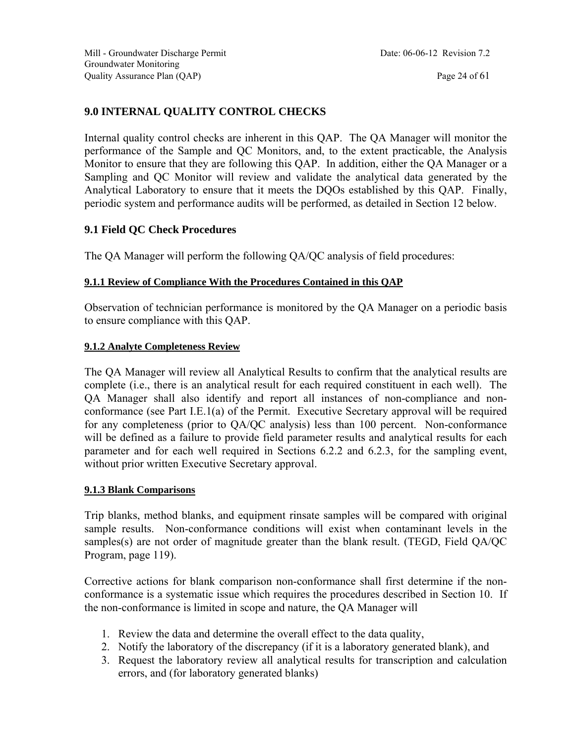## 9.0 INTERNAL QUALITY CONTROL CHECKS

Internal quality control checks are inherent in this QAP. The QA Manager will monitor the performance of the Sample and QC Monitors, and, to the extent practicable, the Analysis Monitor to ensure that they are following this QAP. In addition, either the QA Manager or a Sampling and QC Monitor will review and validate the analytical data generated by the Analytical Laboratory to ensure that it meets the DQOs established by this QAP. Finally, periodic system and performance audits will be performed, as detailed in Section 12 below.

### 9.1 Field QC Check Procedures

The QA Manager will perform the following QA/QC analysis of field procedures:

#### 9.1.1 Review of Compliance With the Procedures Contained in this QAP

Observation of technician performance is monitored by the QA Manager on a periodic basis to ensure compliance with this QAP.

#### 9.1.2 Analyte Completeness Review

The QA Manager will review all Analytical Results to confirm that the analytical results are complete (i.e., there is an analytical result for each required constituent in each well). The QA Manager shall also identify and report all instances of non-compliance and non-conformance (see Part I.E.1(a) of the Permit. Executive Secretary approval will be required for any completeness (prior to QA/QC analysis) less than 100 percent. Non-conformance will be defined as a failure to provide field parameter results and analytical results for each parameter and for each well required in Sections 6.2.2 and 6.2.3, for the sampling event, without prior written Executive Secretary approval.

#### 9.1.3 Blank Comparisons

Trip blanks, method blanks, and equipment rinsate samples will be compared with original sample results. Non-conformance conditions will exist when contaminant levels in the samples(s) are not order of magnitude greater than the blank result. (TEGD, Field QA/QC Program, page 119).

Corrective actions for blank comparison non-conformance shall first determine if the non-conformance is a systematic issue which requires the procedures described in Section 10. If the non-conformance is limited in scope and nature, the QA Manager will

1. Review the data and determine the overall effect to the data quality,
2. Notify the laboratory of the discrepancy (if it is a laboratory generated blank), and
3. Request the laboratory review all analytical results for transcription and calculation errors, and (for laboratory generated blanks)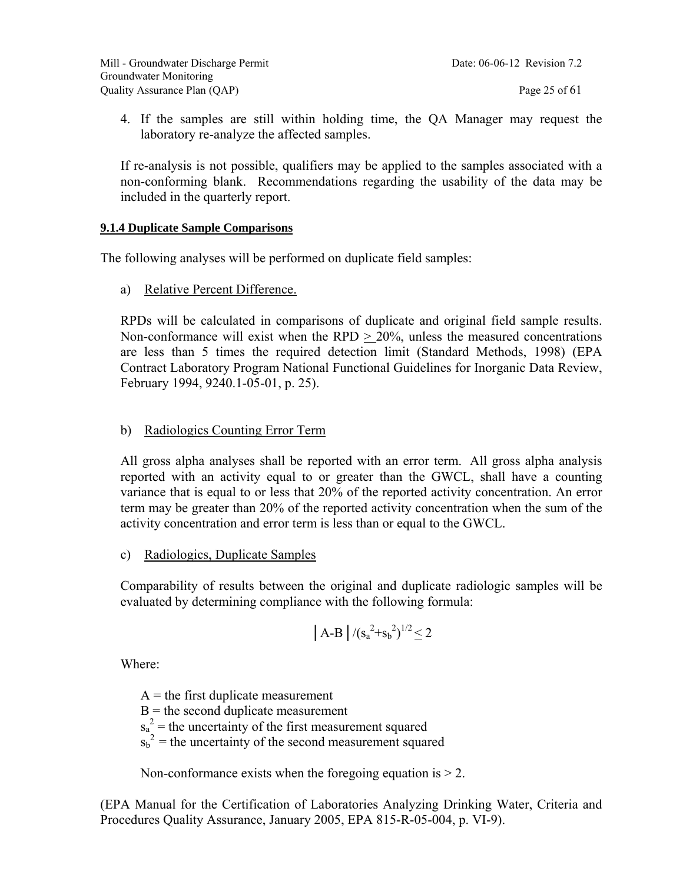4. If the samples are still within holding time, the QA Manager may request the laboratory re-analyze the affected samples.

If re-analysis is not possible, qualifiers may be applied to the samples associated with a non-conforming blank. Recommendations regarding the usability of the data may be included in the quarterly report.

#### 9.1.4 Duplicate Sample Comparisons

The following analyses will be performed on duplicate field samples:

a) Relative Percent Difference.

RPDs will be calculated in comparisons of duplicate and original field sample results. Non-conformance will exist when the RPD $\geq$ 20%, unless the measured concentrations are less than 5 times the required detection limit (Standard Methods, 1998) (EPA Contract Laboratory Program National Functional Guidelines for Inorganic Data Review, February 1994, 9240.1-05-01, p. 25).

b) Radiologics Counting Error Term

All gross alpha analyses shall be reported with an error term. All gross alpha analysis reported with an activity equal to or greater than the GWCL, shall have a counting variance that is equal to or less that 20% of the reported activity concentration. An error term may be greater than 20% of the reported activity concentration when the sum of the activity concentration and error term is less than or equal to the GWCL.

c) Radiologics, Duplicate Samples

Comparability of results between the original and duplicate radiologic samples will be evaluated by determining compliance with the following formula:

$$\left| A-B \right| / (s_a^2+s_b^2)^{1/2} \leq 2$$

Where:

$A$ = the first duplicate measurement
$B$ = the second duplicate measurement
$s_a^2$ = the uncertainty of the first measurement squared
$s_b^2$ = the uncertainty of the second measurement squared

Non-conformance exists when the foregoing equation is > 2.

(EPA Manual for the Certification of Laboratories Analyzing Drinking Water, Criteria and Procedures Quality Assurance, January 2005, EPA 815-R-05-004, p. VI-9).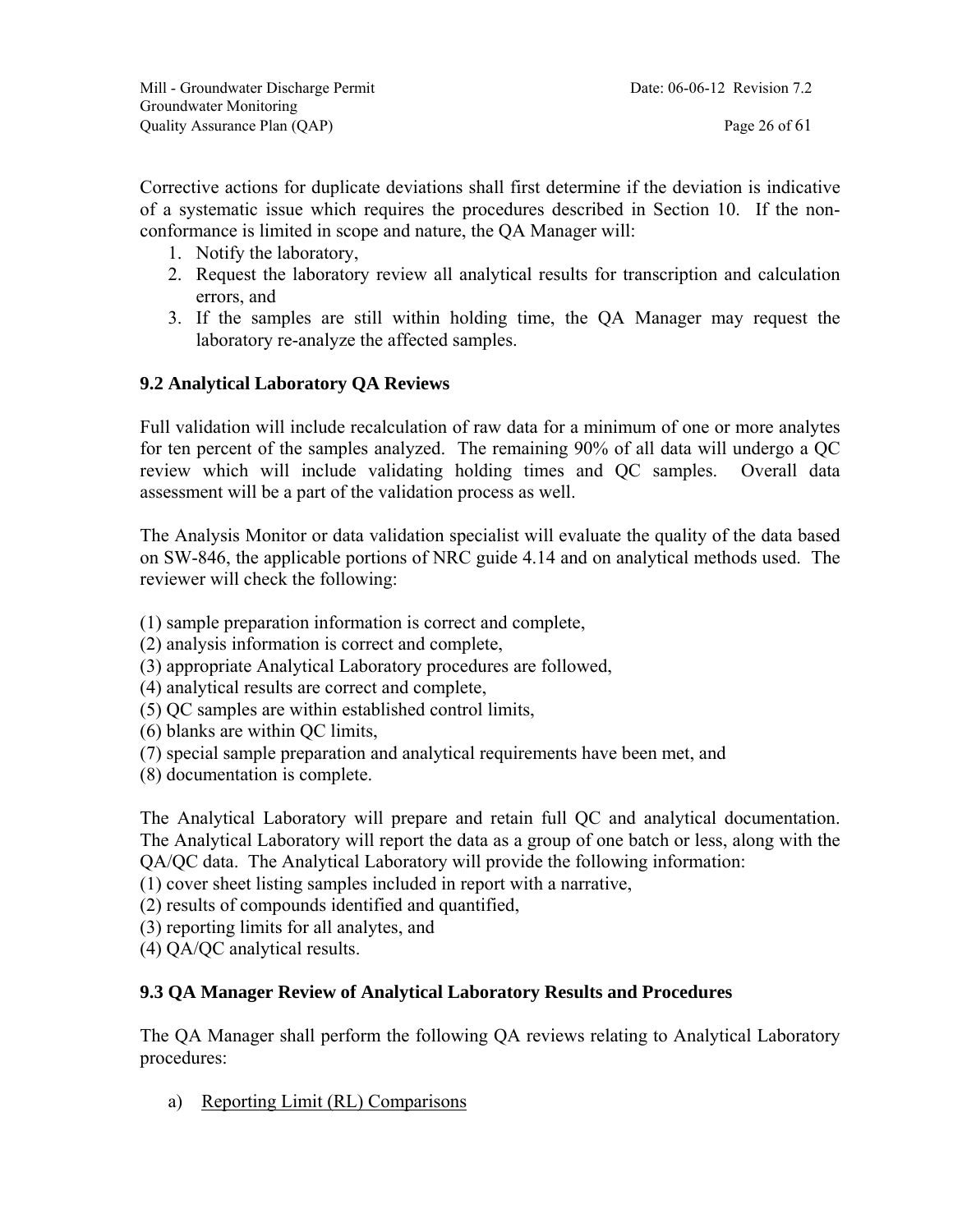Corrective actions for duplicate deviations shall first determine if the deviation is indicative of a systematic issue which requires the procedures described in Section 10. If the non-conformance is limited in scope and nature, the QA Manager will:

1. Notify the laboratory,
2. Request the laboratory review all analytical results for transcription and calculation errors, and
3. If the samples are still within holding time, the QA Manager may request the laboratory re-analyze the affected samples.

### 9.2 Analytical Laboratory QA Reviews

Full validation will include recalculation of raw data for a minimum of one or more analytes for ten percent of the samples analyzed. The remaining 90% of all data will undergo a QC review which will include validating holding times and QC samples. Overall data assessment will be a part of the validation process as well.

The Analysis Monitor or data validation specialist will evaluate the quality of the data based on SW-846, the applicable portions of NRC guide 4.14 and on analytical methods used. The reviewer will check the following:

(1) sample preparation information is correct and complete,
(2) analysis information is correct and complete,
(3) appropriate Analytical Laboratory procedures are followed,
(4) analytical results are correct and complete,
(5) QC samples are within established control limits,
(6) blanks are within QC limits,
(7) special sample preparation and analytical requirements have been met, and
(8) documentation is complete.

The Analytical Laboratory will prepare and retain full QC and analytical documentation. The Analytical Laboratory will report the data as a group of one batch or less, along with the QA/QC data. The Analytical Laboratory will provide the following information:
(1) cover sheet listing samples included in report with a narrative,
(2) results of compounds identified and quantified,
(3) reporting limits for all analytes, and
(4) QA/QC analytical results.

### 9.3 QA Manager Review of Analytical Laboratory Results and Procedures

The QA Manager shall perform the following QA reviews relating to Analytical Laboratory procedures:

a) Reporting Limit (RL) Comparisons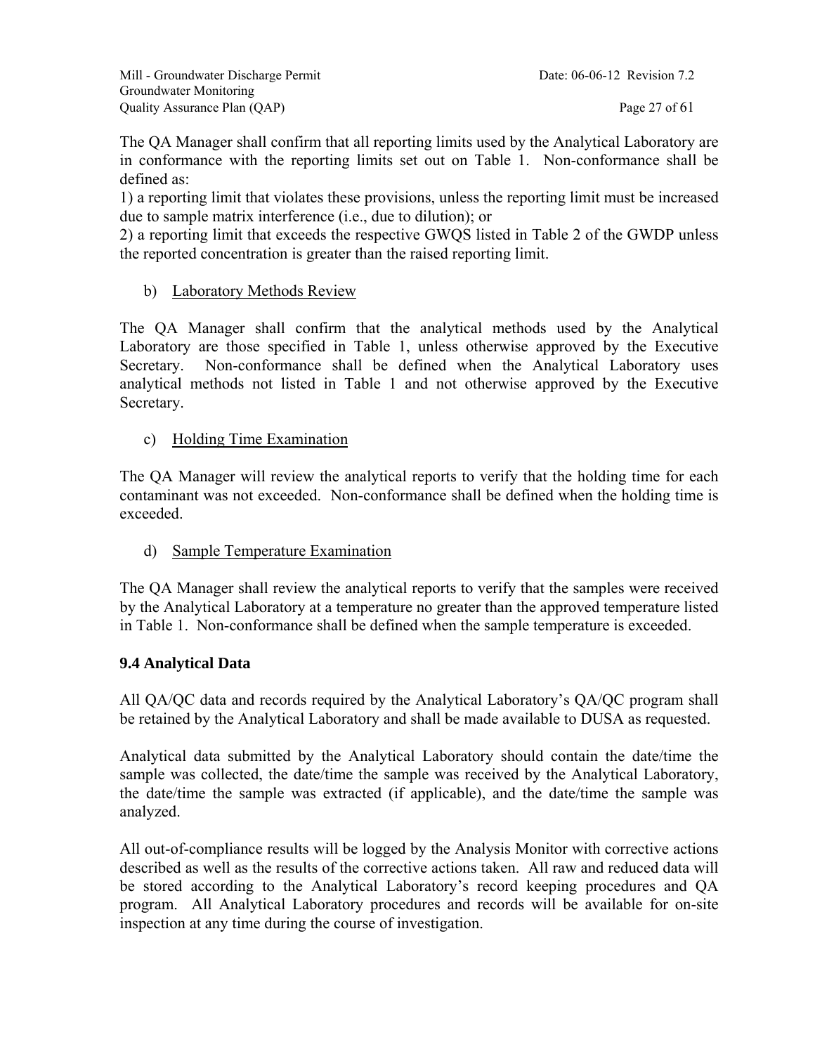The QA Manager shall confirm that all reporting limits used by the Analytical Laboratory are in conformance with the reporting limits set out on Table 1. Non-conformance shall be defined as:

1) a reporting limit that violates these provisions, unless the reporting limit must be increased due to sample matrix interference (i.e., due to dilution); or

2) a reporting limit that exceeds the respective GWQS listed in Table 2 of the GWDP unless the reported concentration is greater than the raised reporting limit.

b) Laboratory Methods Review

The QA Manager shall confirm that the analytical methods used by the Analytical Laboratory are those specified in Table 1, unless otherwise approved by the Executive Secretary. Non-conformance shall be defined when the Analytical Laboratory uses analytical methods not listed in Table 1 and not otherwise approved by the Executive Secretary.

c) Holding Time Examination

The QA Manager will review the analytical reports to verify that the holding time for each contaminant was not exceeded. Non-conformance shall be defined when the holding time is exceeded.

d) Sample Temperature Examination

The QA Manager shall review the analytical reports to verify that the samples were received by the Analytical Laboratory at a temperature no greater than the approved temperature listed in Table 1. Non-conformance shall be defined when the sample temperature is exceeded.

## 9.4 Analytical Data

All QA/QC data and records required by the Analytical Laboratory's QA/QC program shall be retained by the Analytical Laboratory and shall be made available to DUSA as requested.

Analytical data submitted by the Analytical Laboratory should contain the date/time the sample was collected, the date/time the sample was received by the Analytical Laboratory, the date/time the sample was extracted (if applicable), and the date/time the sample was analyzed.

All out-of-compliance results will be logged by the Analysis Monitor with corrective actions described as well as the results of the corrective actions taken. All raw and reduced data will be stored according to the Analytical Laboratory's record keeping procedures and QA program. All Analytical Laboratory procedures and records will be available for on-site inspection at any time during the course of investigation.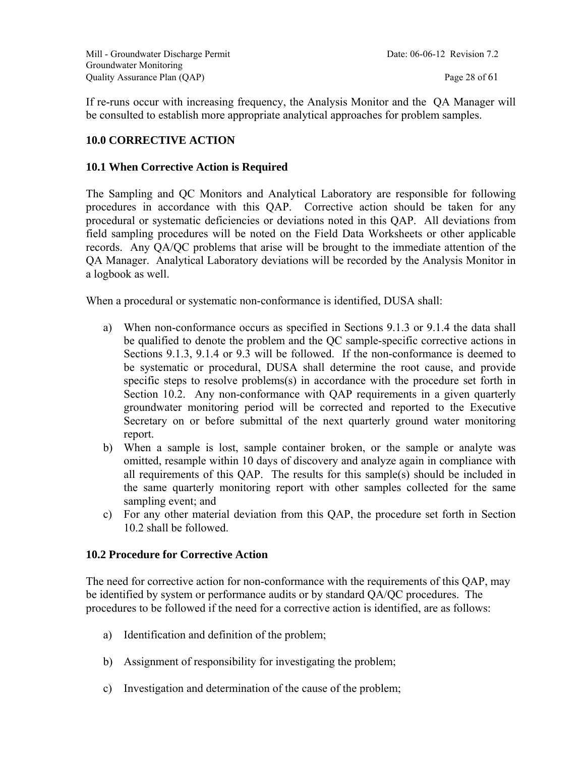If re-runs occur with increasing frequency, the Analysis Monitor and the QA Manager will be consulted to establish more appropriate analytical approaches for problem samples.

## 10.0 CORRECTIVE ACTION

### 10.1 When Corrective Action is Required

The Sampling and QC Monitors and Analytical Laboratory are responsible for following procedures in accordance with this QAP. Corrective action should be taken for any procedural or systematic deficiencies or deviations noted in this QAP. All deviations from field sampling procedures will be noted on the Field Data Worksheets or other applicable records. Any QA/QC problems that arise will be brought to the immediate attention of the QA Manager. Analytical Laboratory deviations will be recorded by the Analysis Monitor in a logbook as well.

When a procedural or systematic non-conformance is identified, DUSA shall:

a) When non-conformance occurs as specified in Sections 9.1.3 or 9.1.4 the data shall be qualified to denote the problem and the QC sample-specific corrective actions in Sections 9.1.3, 9.1.4 or 9.3 will be followed. If the non-conformance is deemed to be systematic or procedural, DUSA shall determine the root cause, and provide specific steps to resolve problems(s) in accordance with the procedure set forth in Section 10.2. Any non-conformance with QAP requirements in a given quarterly groundwater monitoring period will be corrected and reported to the Executive Secretary on or before submittal of the next quarterly ground water monitoring report.
b) When a sample is lost, sample container broken, or the sample or analyte was omitted, resample within 10 days of discovery and analyze again in compliance with all requirements of this QAP. The results for this sample(s) should be included in the same quarterly monitoring report with other samples collected for the same sampling event; and
c) For any other material deviation from this QAP, the procedure set forth in Section 10.2 shall be followed.

### 10.2 Procedure for Corrective Action

The need for corrective action for non-conformance with the requirements of this QAP, may be identified by system or performance audits or by standard QA/QC procedures. The procedures to be followed if the need for a corrective action is identified, are as follows:

a) Identification and definition of the problem;

b) Assignment of responsibility for investigating the problem;

c) Investigation and determination of the cause of the problem;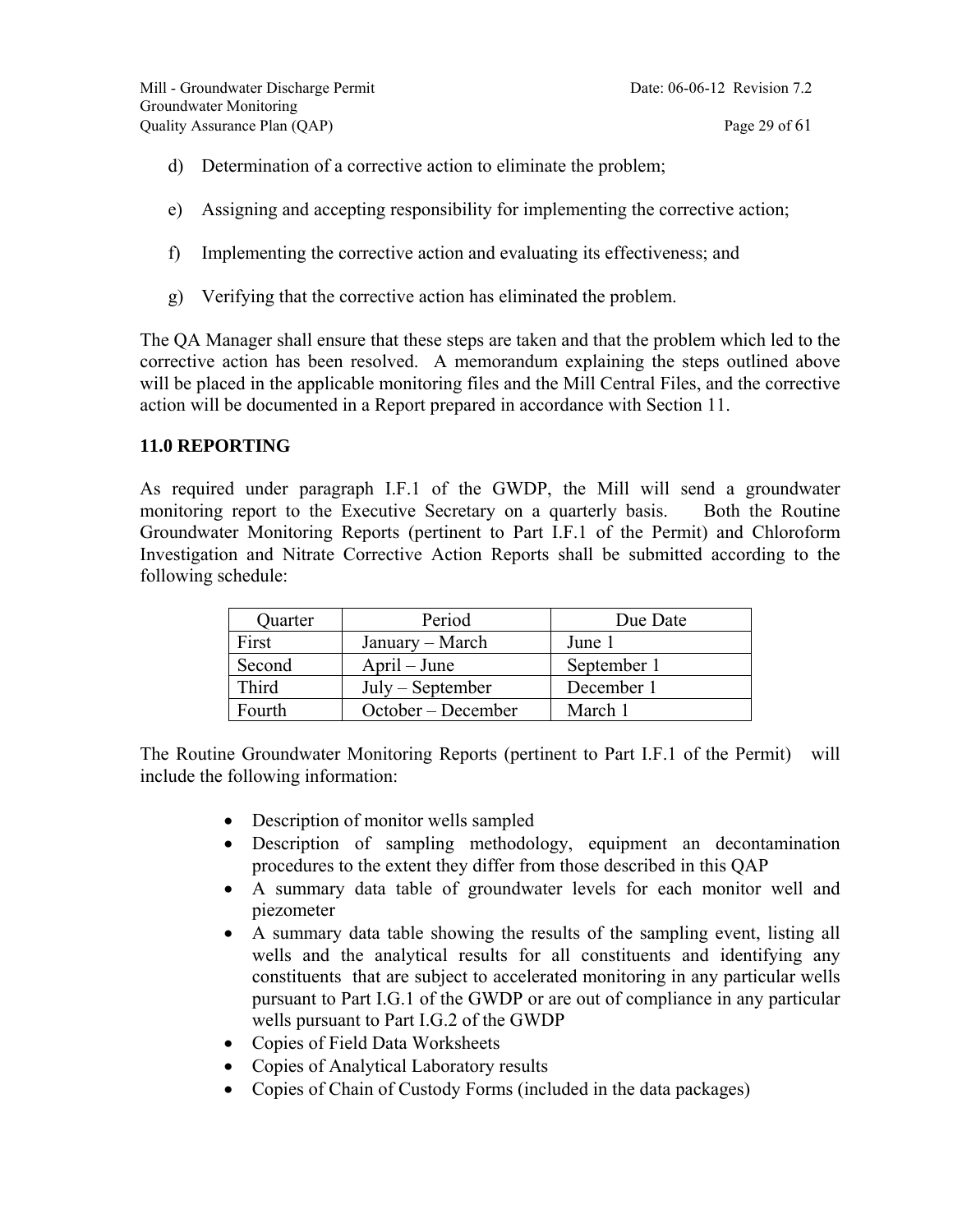d) Determination of a corrective action to eliminate the problem;

e) Assigning and accepting responsibility for implementing the corrective action;

f) Implementing the corrective action and evaluating its effectiveness; and

g) Verifying that the corrective action has eliminated the problem.

The QA Manager shall ensure that these steps are taken and that the problem which led to the corrective action has been resolved. A memorandum explaining the steps outlined above will be placed in the applicable monitoring files and the Mill Central Files, and the corrective action will be documented in a Report prepared in accordance with Section 11.

## 11.0 REPORTING

As required under paragraph I.F.1 of the GWDP, the Mill will send a groundwater monitoring report to the Executive Secretary on a quarterly basis. Both the Routine Groundwater Monitoring Reports (pertinent to Part I.F.1 of the Permit) and Chloroform Investigation and Nitrate Corrective Action Reports shall be submitted according to the following schedule:

| Quarter | Period | Due Date |
|---|---|---|
| First | January – March | June 1 |
| Second | April – June | September 1 |
| Third | July – September | December 1 |
| Fourth | October – December | March 1 |

The Routine Groundwater Monitoring Reports (pertinent to Part I.F.1 of the Permit) will include the following information:

- Description of monitor wells sampled
- Description of sampling methodology, equipment an decontamination procedures to the extent they differ from those described in this QAP
- A summary data table of groundwater levels for each monitor well and piezometer
- A summary data table showing the results of the sampling event, listing all wells and the analytical results for all constituents and identifying any constituents that are subject to accelerated monitoring in any particular wells pursuant to Part I.G.1 of the GWDP or are out of compliance in any particular wells pursuant to Part I.G.2 of the GWDP
- Copies of Field Data Worksheets
- Copies of Analytical Laboratory results
- Copies of Chain of Custody Forms (included in the data packages)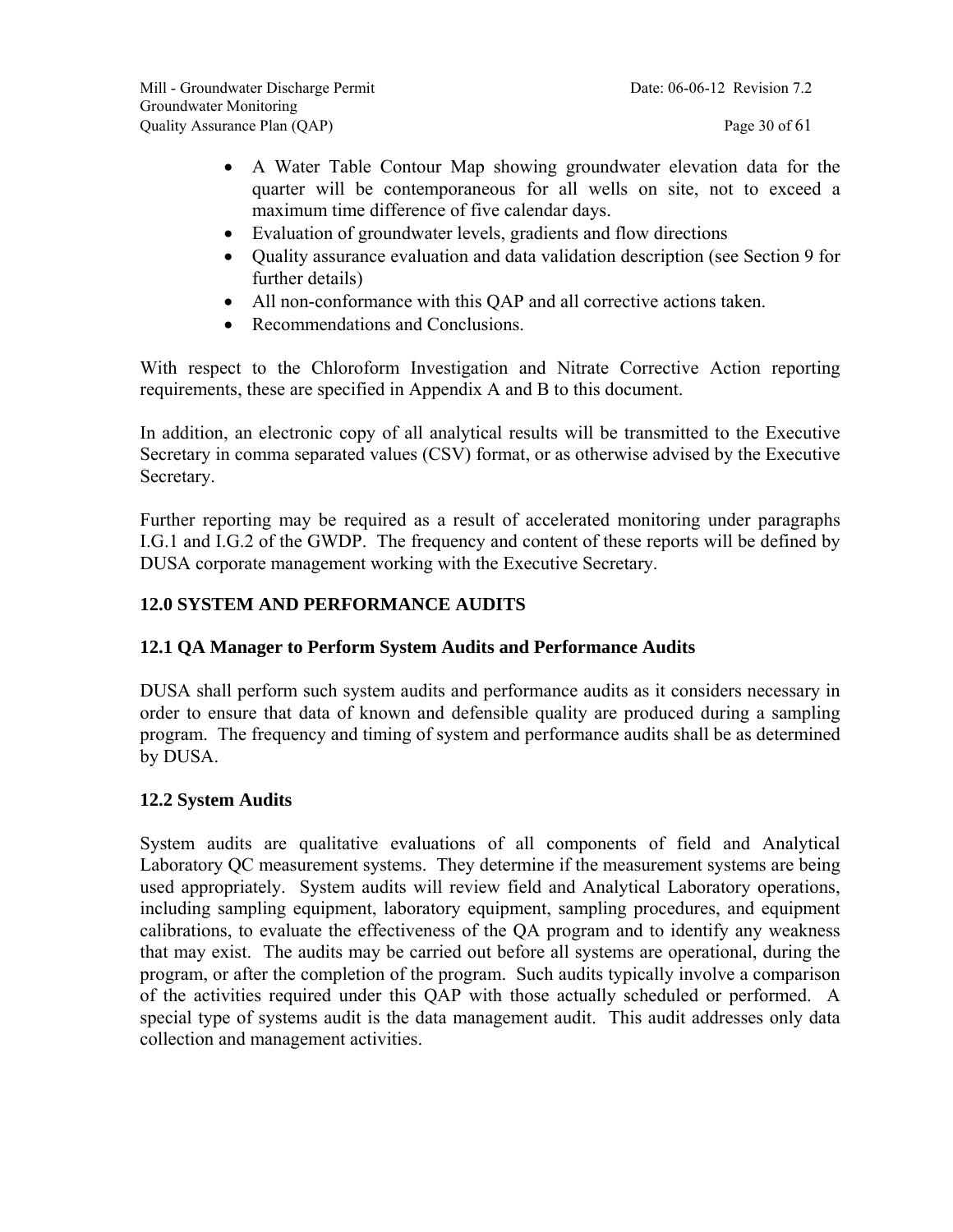- A Water Table Contour Map showing groundwater elevation data for the quarter will be contemporaneous for all wells on site, not to exceed a maximum time difference of five calendar days.
- Evaluation of groundwater levels, gradients and flow directions
- Quality assurance evaluation and data validation description (see Section 9 for further details)
- All non-conformance with this QAP and all corrective actions taken.
- Recommendations and Conclusions.

With respect to the Chloroform Investigation and Nitrate Corrective Action reporting requirements, these are specified in Appendix A and B to this document.

In addition, an electronic copy of all analytical results will be transmitted to the Executive Secretary in comma separated values (CSV) format, or as otherwise advised by the Executive Secretary.

Further reporting may be required as a result of accelerated monitoring under paragraphs I.G.1 and I.G.2 of the GWDP. The frequency and content of these reports will be defined by DUSA corporate management working with the Executive Secretary.

## 12.0 SYSTEM AND PERFORMANCE AUDITS

### 12.1 QA Manager to Perform System Audits and Performance Audits

DUSA shall perform such system audits and performance audits as it considers necessary in order to ensure that data of known and defensible quality are produced during a sampling program. The frequency and timing of system and performance audits shall be as determined by DUSA.

### 12.2 System Audits

System audits are qualitative evaluations of all components of field and Analytical Laboratory QC measurement systems. They determine if the measurement systems are being used appropriately. System audits will review field and Analytical Laboratory operations, including sampling equipment, laboratory equipment, sampling procedures, and equipment calibrations, to evaluate the effectiveness of the QA program and to identify any weakness that may exist. The audits may be carried out before all systems are operational, during the program, or after the completion of the program. Such audits typically involve a comparison of the activities required under this QAP with those actually scheduled or performed. A special type of systems audit is the data management audit. This audit addresses only data collection and management activities.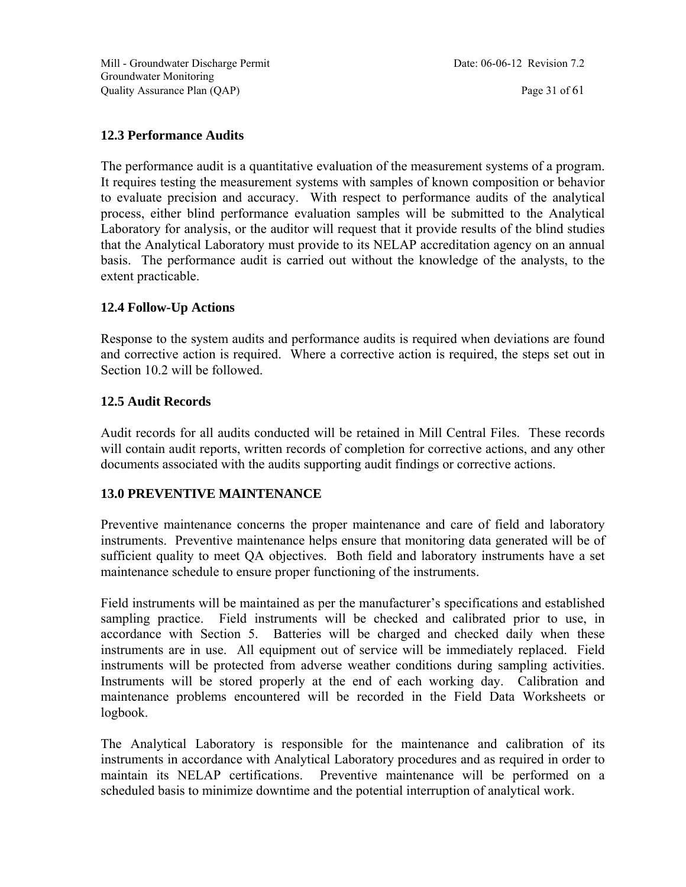### 12.3 Performance Audits

The performance audit is a quantitative evaluation of the measurement systems of a program. It requires testing the measurement systems with samples of known composition or behavior to evaluate precision and accuracy. With respect to performance audits of the analytical process, either blind performance evaluation samples will be submitted to the Analytical Laboratory for analysis, or the auditor will request that it provide results of the blind studies that the Analytical Laboratory must provide to its NELAP accreditation agency on an annual basis. The performance audit is carried out without the knowledge of the analysts, to the extent practicable.

### 12.4 Follow-Up Actions

Response to the system audits and performance audits is required when deviations are found and corrective action is required. Where a corrective action is required, the steps set out in Section 10.2 will be followed.

### 12.5 Audit Records

Audit records for all audits conducted will be retained in Mill Central Files. These records will contain audit reports, written records of completion for corrective actions, and any other documents associated with the audits supporting audit findings or corrective actions.

## 13.0 PREVENTIVE MAINTENANCE

Preventive maintenance concerns the proper maintenance and care of field and laboratory instruments. Preventive maintenance helps ensure that monitoring data generated will be of sufficient quality to meet QA objectives. Both field and laboratory instruments have a set maintenance schedule to ensure proper functioning of the instruments.

Field instruments will be maintained as per the manufacturer's specifications and established sampling practice. Field instruments will be checked and calibrated prior to use, in accordance with Section 5. Batteries will be charged and checked daily when these instruments are in use. All equipment out of service will be immediately replaced. Field instruments will be protected from adverse weather conditions during sampling activities. Instruments will be stored properly at the end of each working day. Calibration and maintenance problems encountered will be recorded in the Field Data Worksheets or logbook.

The Analytical Laboratory is responsible for the maintenance and calibration of its instruments in accordance with Analytical Laboratory procedures and as required in order to maintain its NELAP certifications. Preventive maintenance will be performed on a scheduled basis to minimize downtime and the potential interruption of analytical work.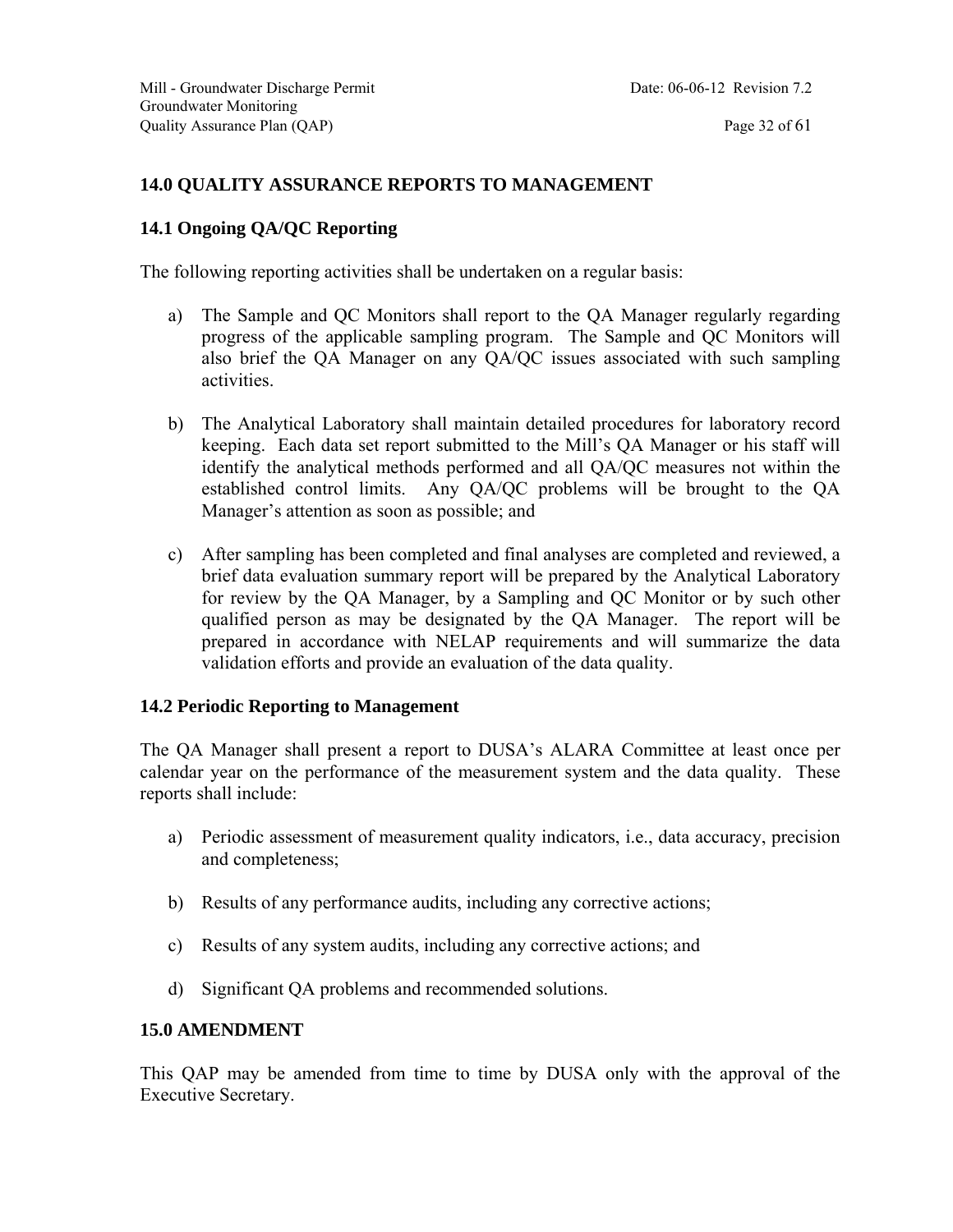## 14.0 QUALITY ASSURANCE REPORTS TO MANAGEMENT

### 14.1 Ongoing QA/QC Reporting

The following reporting activities shall be undertaken on a regular basis:

a) The Sample and QC Monitors shall report to the QA Manager regularly regarding progress of the applicable sampling program. The Sample and QC Monitors will also brief the QA Manager on any QA/QC issues associated with such sampling activities.

b) The Analytical Laboratory shall maintain detailed procedures for laboratory record keeping. Each data set report submitted to the Mill's QA Manager or his staff will identify the analytical methods performed and all QA/QC measures not within the established control limits. Any QA/QC problems will be brought to the QA Manager's attention as soon as possible; and

c) After sampling has been completed and final analyses are completed and reviewed, a brief data evaluation summary report will be prepared by the Analytical Laboratory for review by the QA Manager, by a Sampling and QC Monitor or by such other qualified person as may be designated by the QA Manager. The report will be prepared in accordance with NELAP requirements and will summarize the data validation efforts and provide an evaluation of the data quality.

### 14.2 Periodic Reporting to Management

The QA Manager shall present a report to DUSA's ALARA Committee at least once per calendar year on the performance of the measurement system and the data quality. These reports shall include:

a) Periodic assessment of measurement quality indicators, i.e., data accuracy, precision and completeness;

b) Results of any performance audits, including any corrective actions;

c) Results of any system audits, including any corrective actions; and

d) Significant QA problems and recommended solutions.

## 15.0 AMENDMENT

This QAP may be amended from time to time by DUSA only with the approval of the Executive Secretary.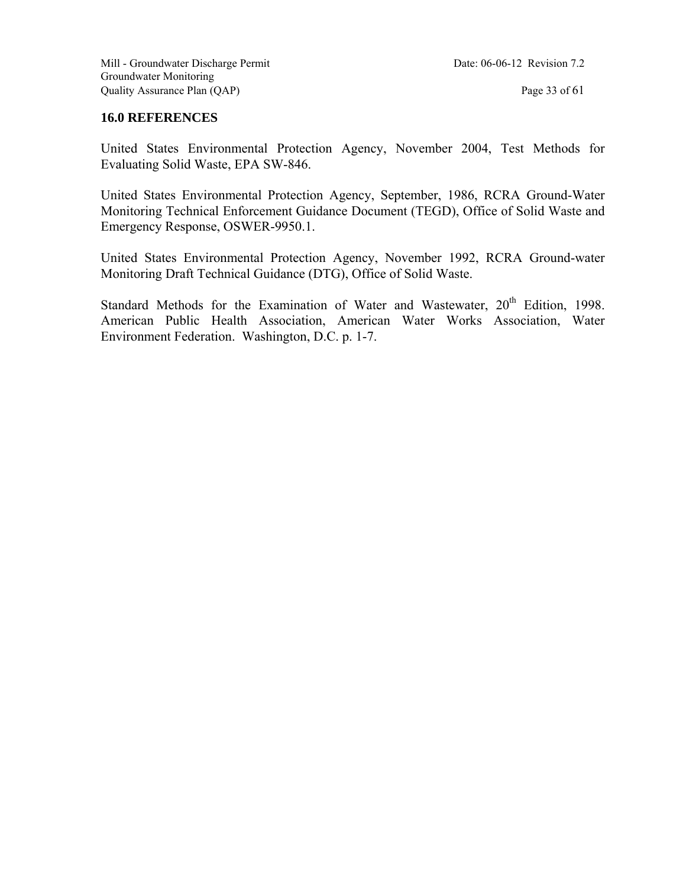## 16.0 REFERENCES

United States Environmental Protection Agency, November 2004, Test Methods for Evaluating Solid Waste, EPA SW-846.

United States Environmental Protection Agency, September, 1986, RCRA Ground-Water Monitoring Technical Enforcement Guidance Document (TEGD), Office of Solid Waste and Emergency Response, OSWER-9950.1.

United States Environmental Protection Agency, November 1992, RCRA Ground-water Monitoring Draft Technical Guidance (DTG), Office of Solid Waste.

Standard Methods for the Examination of Water and Wastewater, 20th Edition, 1998. American Public Health Association, American Water Works Association, Water Environment Federation. Washington, D.C. p. 1-7.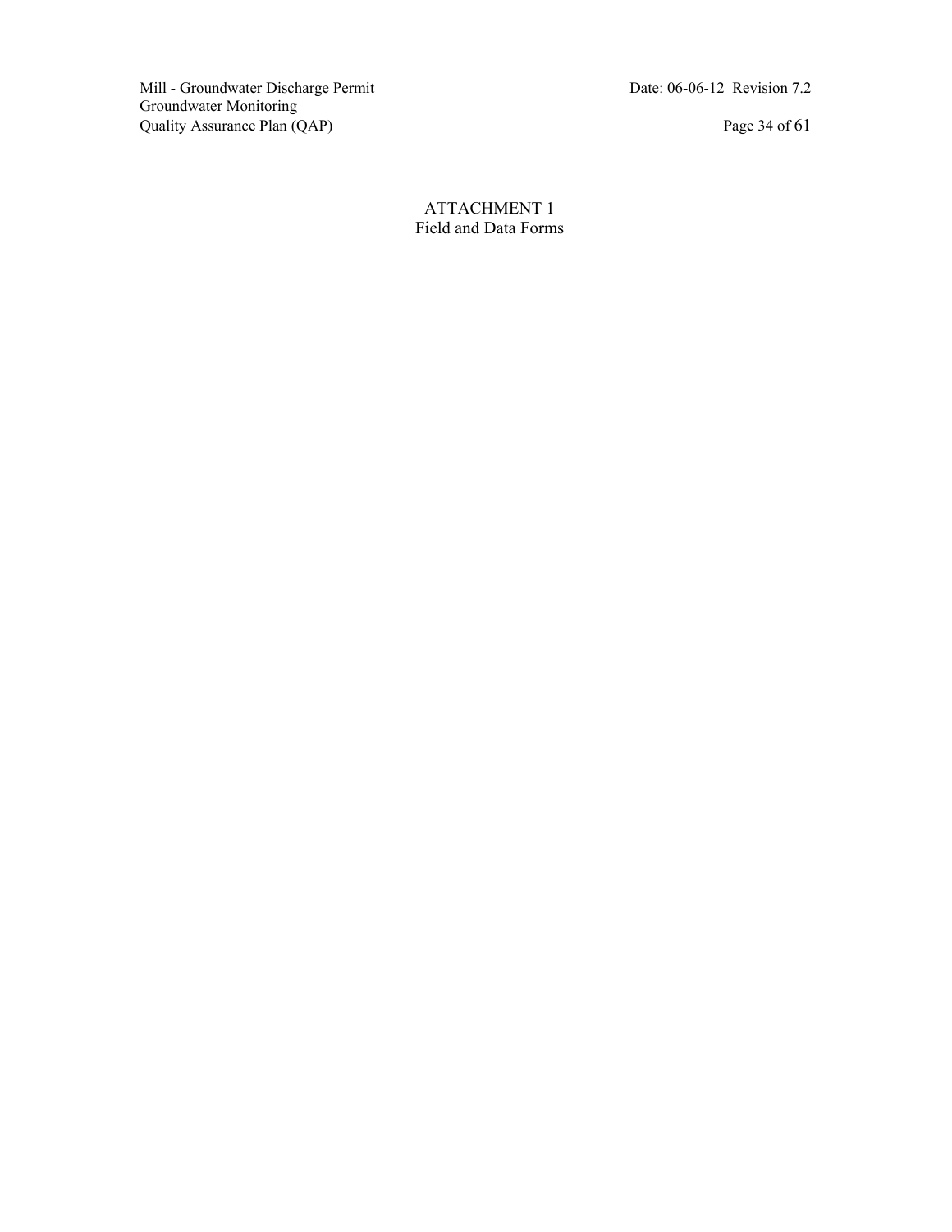# ATTACHMENT 1
## Field and Data Forms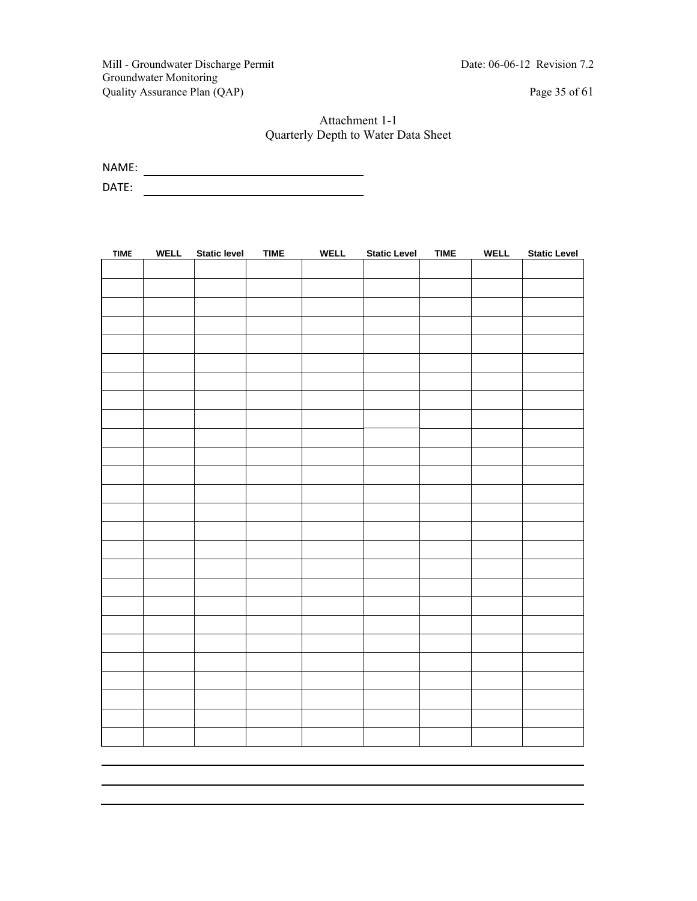Attachment 1-1
Quarterly Depth to Water Data Sheet

NAME: ____________________

DATE: ____________________

| TIME | WELL | Static level | TIME | WELL | Static Level | TIME | WELL | Static Level |
|---|---|---|---|---|---|---|---|---|
| | | | | | | | | |
| | | | | | | | | |
| | | | | | | | | |
| | | | | | | | | |
| | | | | | | | | |
| | | | | | | | | |
| | | | | | | | | |
| | | | | | | | | |
| | | | | | | | | |
| | | | | | | | | |
| | | | | | | | | |
| | | | | | | | | |
| | | | | | | | | |
| | | | | | | | | |
| | | | | | | | | |
| | | | | | | | | |
| | | | | | | | | |
| | | | | | | | | |
| | | | | | | | | |
| | | | | | | | | |
| | | | | | | | | |
| | | | | | | | | |
| | | | | | | | | |
| | | | | | | | | |
| | | | | | | | | |
| | | | | | | | | |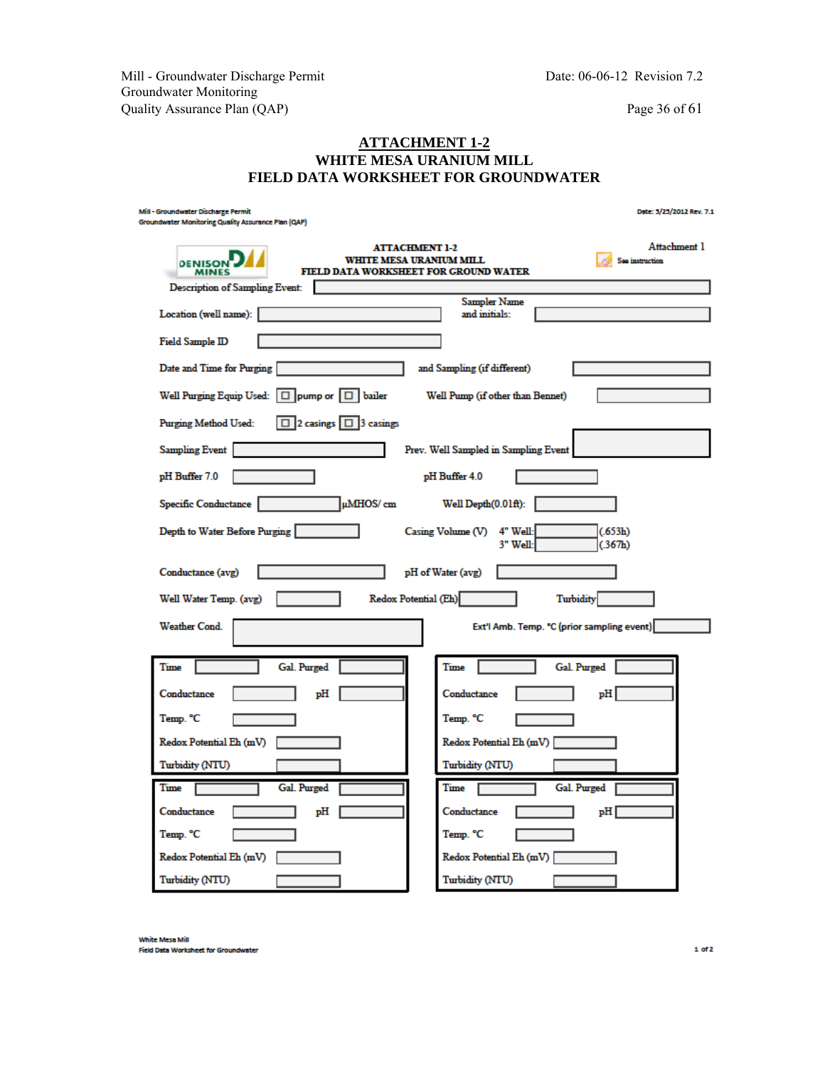# ATTACHMENT 1-2
## WHITE MESA URANIUM MILL
## FIELD DATA WORKSHEET FOR GROUNDWATER

Mill - Groundwater Discharge Permit
Groundwater Monitoring Quality Assurance Plan (QAP)

Date: 3/25/2012 Rev. 7.1

DENISON MINES

ATTACHMENT 1-2
WHITE MESA URANIUM MILL
FIELD DATA WORKSHEET FOR GROUND WATER

Attachment 1

See instruction

Description of Sampling Event: ____________

Location (well name): ____________ Sampler Name and initials: ____________

Field Sample ID ____________

Date and Time for Purging ____________ and Sampling (if different) ____________

Well Purging Equip Used: ☐ pump or ☐ bailer Well Pump (if other than Bennet) ____________

Purging Method Used: ☐ 2 casings ☐ 3 casings

Sampling Event ____________ Prev. Well Sampled in Sampling Event ____________

pH Buffer 7.0 ____________ pH Buffer 4.0 ____________

Specific Conductance ____________ µMHOS/ cm Well Depth(0.01ft): ____________

Depth to Water Before Purging ____________ Casing Volume (V) 4" Well: ____________ (.653h) 3" Well: ____________ (.367h)

Conductance (avg) ____________ pH of Water (avg) ____________

Well Water Temp. (avg) ____________ Redox Potential (Eh) ____________ Turbidity ____________

Weather Cond. ____________ Ext'l Amb. Temp. °C (prior sampling event) ____________

| | | | |
|---|---|---|---|
| Time | | Gal. Purged | |
| Conductance | | pH | |
| Temp. °C | | | |
| Redox Potential Eh (mV) | | | |
| Turbidity (NTU) | | | |

| | | | |
|---|---|---|---|
| Time | | Gal. Purged | |
| Conductance | | pH | |
| Temp. °C | | | |
| Redox Potential Eh (mV) | | | |
| Turbidity (NTU) | | | |

| | | | |
|---|---|---|---|
| Time | | Gal. Purged | |
| Conductance | | pH | |
| Temp. °C | | | |
| Redox Potential Eh (mV) | | | |
| Turbidity (NTU) | | | |

| | | | |
|---|---|---|---|
| Time | | Gal. Purged | |
| Conductance | | pH | |
| Temp. °C | | | |
| Redox Potential Eh (mV) | | | |
| Turbidity (NTU) | | | |

White Mesa Mill
Field Data Worksheet for Groundwater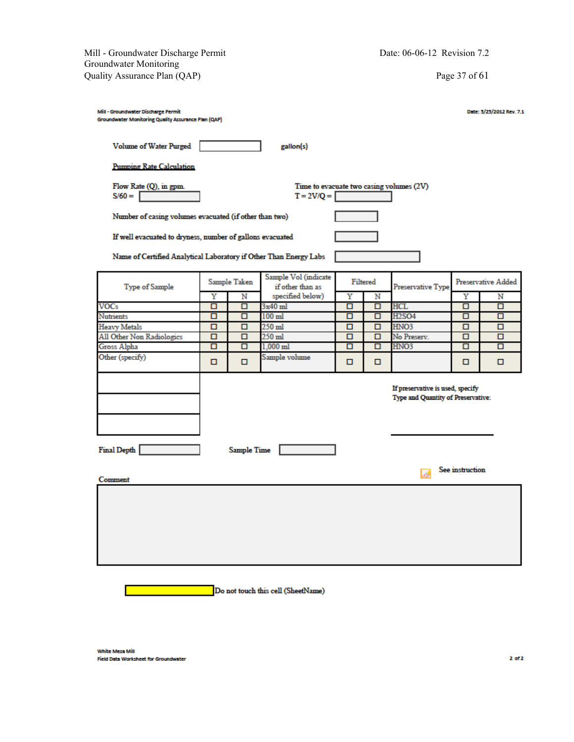Mill - Groundwater Discharge Permit
Groundwater Monitoring Quality Assurance Plan (QAP)

Date: 5/25/2012 Rev. 7.1

Volume of Water Purged ______ gallon(s)

**Pumping Rate Calculation**

Flow Rate (Q), in gpm.
S/60 = ______

Time to evacuate two casing volumes (2V)
T = 2V/Q = ______

Number of casing volumes evacuated (if other than two) ______

If well evacuated to dryness, number of gallons evacuated ______

Name of Certified Analytical Laboratory if Other Than Energy Labs ______

| Type of Sample | Sample Taken | | Sample Vol (indicate if other than as specified below) | Filtered | | Preservative Type | Preservative Added | |
|---|---|---|---|---|---|---|---|---|
| | Y | N | | Y | N | | Y | N |
| VOCs | ☐ | ☐ | 3x40 ml | ☐ | ☐ | HCL | ☐ | ☐ |
| Nutrients | ☐ | ☐ | 100 ml | ☐ | ☐ | H2SO4 | ☐ | ☐ |
| Heavy Metals | ☐ | ☐ | 250 ml | ☐ | ☐ | HNO3 | ☐ | ☐ |
| All Other Non Radiologics | ☐ | ☐ | 250 ml | ☐ | ☐ | No Preserv. | ☐ | ☐ |
| Gross Alpha | ☐ | ☐ | 1,000 ml | ☐ | ☐ | HNO3 | ☐ | ☐ |
| Other (specify) | ☐ | ☐ | Sample volume | ☐ | ☐ | | ☐ | ☐ |
| | | | | | | | | |
| | | | | | | | | |
| | | | | | | | | |

If preservative is used, specify Type and Quantity of Preservative:

______

Final Depth ______ Sample Time ______

See instruction

Comment

______

Do not touch this cell (SheetName)

White Mesa Mill
Field Data Worksheet for Groundwater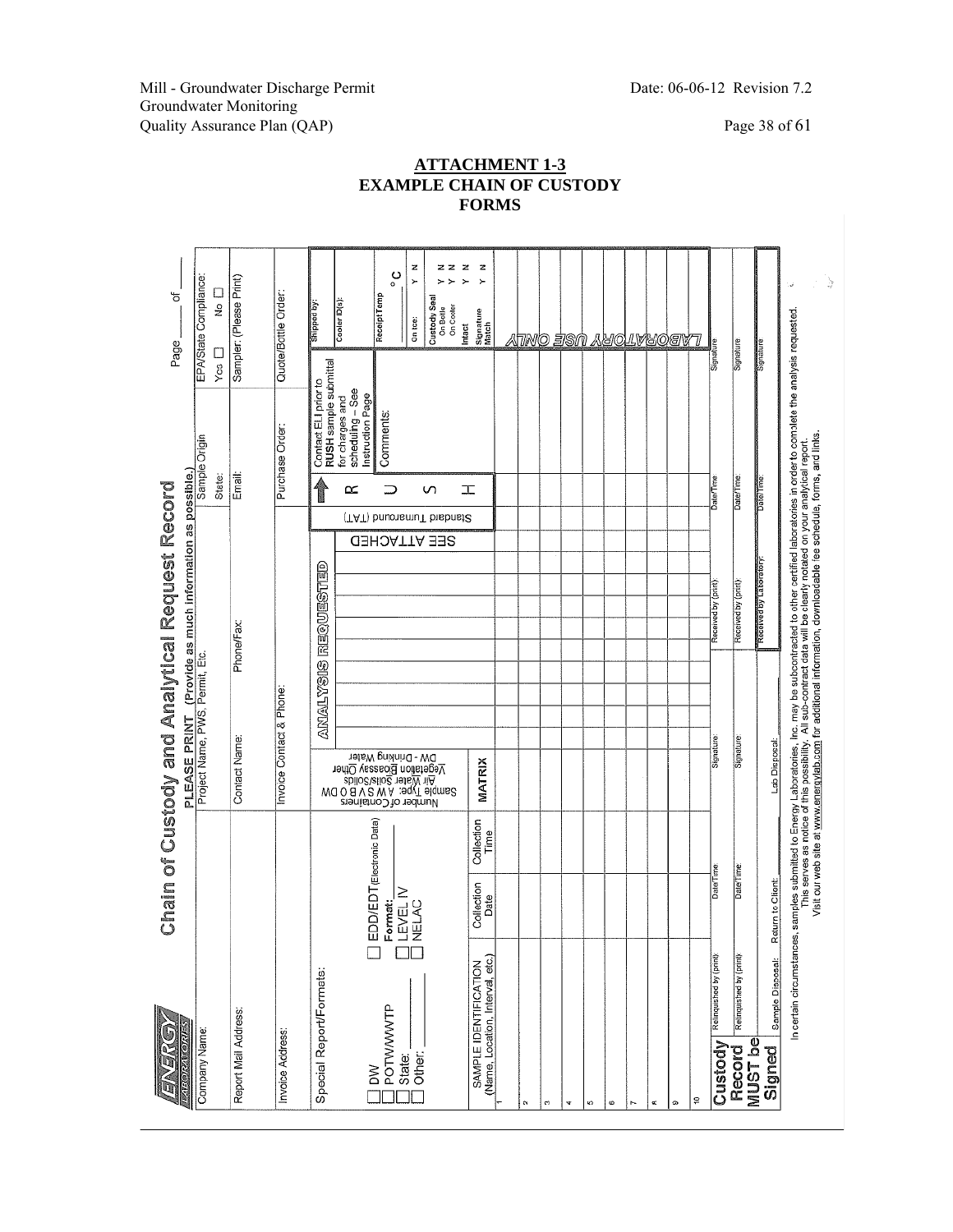## ATTACHMENT 1-3
## EXAMPLE CHAIN OF CUSTODY FORMS

**ENERGY LABORATORIES**

# Chain of Custody and Analytical Request Record

Page ____ of ____

**PLEASE PRINT** (Provide as much information as possible.)

| Company Name: | Project Name, PWS, Permit, Etc. | | Sample Origin State: | EPA/State Compliance: Yes ☐ No ☐ |
|---|---|---|---|---|
| Report Mail Address: | Contact Name: | Phone/Fax: | Email: | Sampler: (Please Print) |
| Invoice Address: | Invoice Contact & Phone: | | Purchase Order: | Quote/Bottle Order: |

Special Report/Formats:

☐ DW
☐ POTW/WWTP
☐ State: ________
☐ Other: ________

☐ EDD/EDT (Electronic Data)
Format: ________
☐ LEVEL IV
☐ NELAC

Number of Containers
Sample Type: A W S V B O DW
Air Water Soils/Solids
Vegetation Bioassay Other
DW - Drinking Water

ANALYSIS REQUESTED

SEE ATTACHED

Standard Turnaround (TAT)

R U S H

Contact ELI prior to RUSH sample submittal for charges and scheduling – See Instruction Page

Comments:

| Shipped by: |
|---|
| Cooler ID(s): |
| Receipt Temp ____ °C |
| On Ice: Y N |
| Custody Seal On Bottle Y N |
| On Cooler Y N |
| Intact Y N |
| Signature Match Y N |

LABORATORY USE ONLY

| | SAMPLE IDENTIFICATION (Name, Location, Interval, etc.) | Collection Date | Collection Time | MATRIX |
|---|---|---|---|---|
| 1 | | | | |
| 2 | | | | |
| 3 | | | | |
| 4 | | | | |
| 5 | | | | |
| 6 | | | | |
| 7 | | | | |
| 8 | | | | |
| 9 | | | | |
| 10 | | | | |

| Custody Record MUST be Signed | Relinquished by (print): | Date/Time: | Signature: | Received by (print): | Date/Time: | Signature: |
|---|---|---|---|---|---|---|
| | Relinquished by (print): | Date/Time: | Signature: | Received by (print): | Date/Time: | Signature: |
| | Sample Disposal: Return to Client: | | Lab Disposal: | Received by Laboratory: | Date/Time: | Signature: |

In certain circumstances, samples submitted to Energy Laboratories, Inc. may be subcontracted to other certified laboratories in order to comlete the analysis requested. This serves as notice of this possibility. All sub-contract data will be clearly notated on your analytical report. Visit our web site at www.energylab.com for additional information, downloadable fee schedule, forms, and links.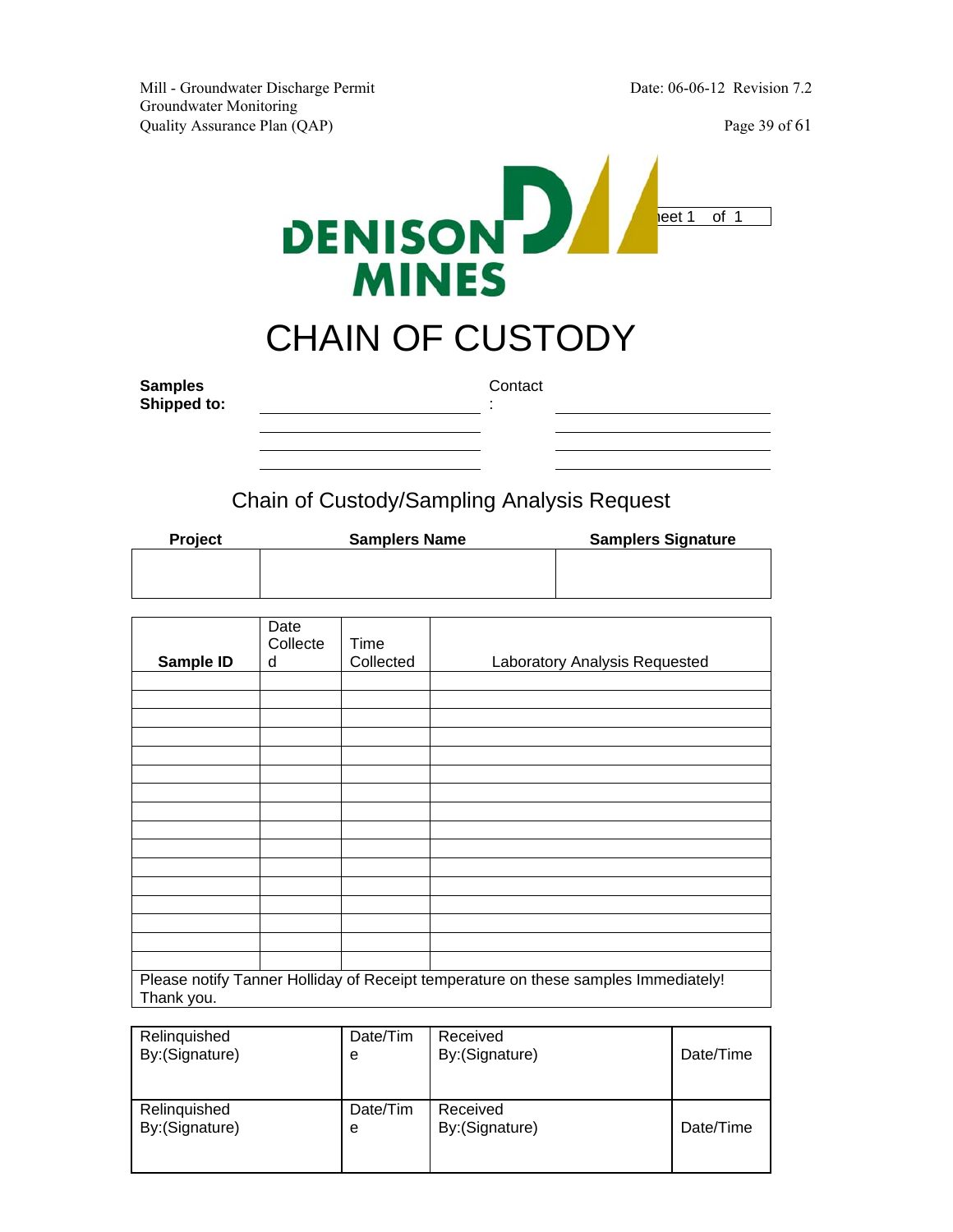DENISON MINES

Sheet 1 of 1

# CHAIN OF COUNTODY

**Samples Shipped to:** ______________________ Contact: ______________________

## Chain of Custody/Sampling Analysis Request

| Project | Samplers Name | Samplers Signature |
|---|---|---|
| | | |

| Sample ID | Date Collected | Time Collected | Laboratory Analysis Requested |
|---|---|---|---|
| | | | |
| | | | |
| | | | |
| | | | |
| | | | |
| | | | |
| | | | |
| | | | |
| | | | |
| | | | |
| | | | |
| | | | |
| | | | |
| | | | |
| | | | |
| | | | |

Please notify Tanner Holliday of Receipt temperature on these samples Immediately! Thank you.

| Relinquished By:(Signature) | Date/Time | Received By:(Signature) | Date/Time |
|---|---|---|---|
| Relinquished By:(Signature) | Date/Time | Received By:(Signature) | Date/Time |

DENISON MINES

Sheet 1 of 1

# CHAIN OF CUSTODY

**Samples Shipped to:** ______________________ Contact: ______________________

## Chain of Custody/Sampling Analysis Request

| Project | Samplers Name | Samplers Signature |
|---|---|---|
| | | |

| Sample ID | Date Collected | Time Collected | Laboratory Analysis Requested |
|---|---|---|---|
| | | | |
| | | | |
| | | | |
| | | | |
| | | | |
| | | | |
| | | | |
| | | | |
| | | | |
| | | | |
| | | | |
| | | | |
| | | | |
| | | | |
| | | | |
| | | | |

Please notify Tanner Holliday of Receipt temperature on these samples Immediately! Thank you.

| Relinquished By:(Signature) | Date/Time | Received By:(Signature) | Date/Time |
|---|---|---|---|
| Relinquished By:(Signature) | Date/Time | Received By:(Signature) | Date/Time |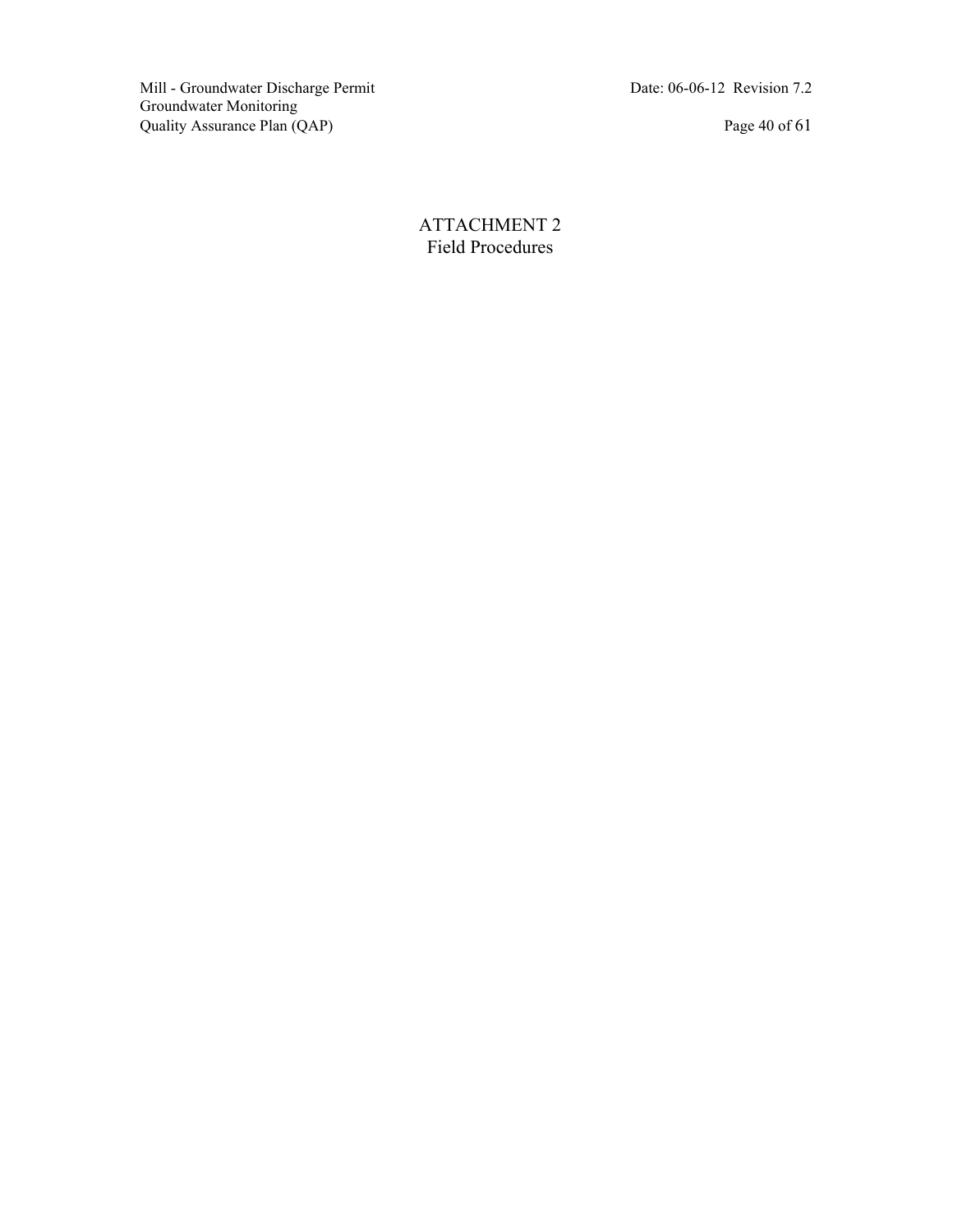# ATTACHMENT 2
## Field Procedures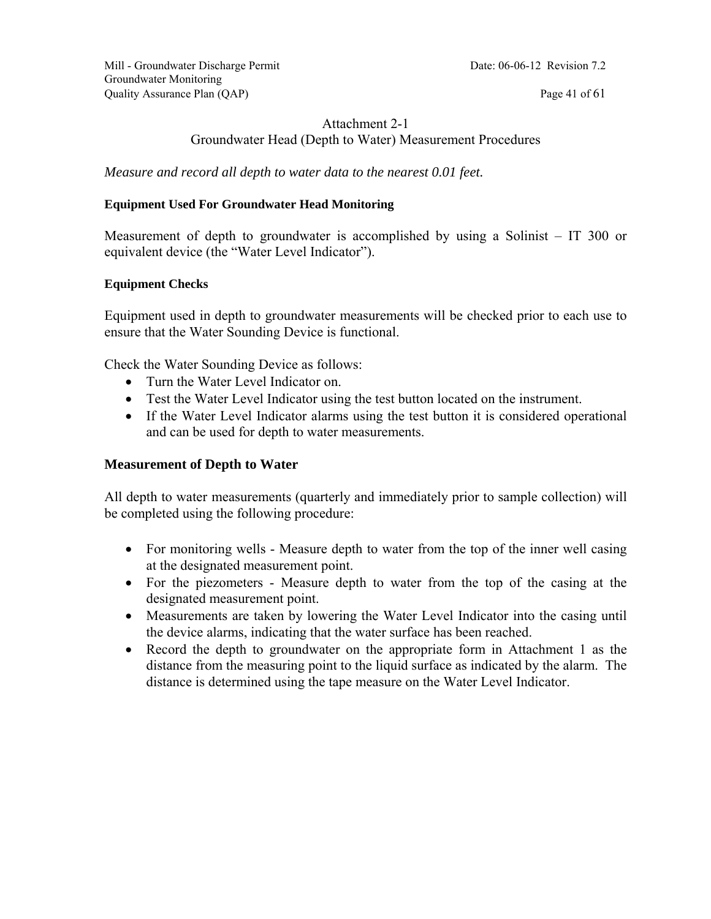# Attachment 2-1
## Groundwater Head (Depth to Water) Measurement Procedures

*Measure and record all depth to water data to the nearest 0.01 feet.*

**Equipment Used For Groundwater Head Monitoring**

Measurement of depth to groundwater is accomplished by using a Solinist – IT 300 or equivalent device (the "Water Level Indicator").

**Equipment Checks**

Equipment used in depth to groundwater measurements will be checked prior to each use to ensure that the Water Sounding Device is functional.

Check the Water Sounding Device as follows:

- Turn the Water Level Indicator on.
- Test the Water Level Indicator using the test button located on the instrument.
- If the Water Level Indicator alarms using the test button it is considered operational and can be used for depth to water measurements.

### Measurement of Depth to Water

All depth to water measurements (quarterly and immediately prior to sample collection) will be completed using the following procedure:

- For monitoring wells - Measure depth to water from the top of the inner well casing at the designated measurement point.
- For the piezometers - Measure depth to water from the top of the casing at the designated measurement point.
- Measurements are taken by lowering the Water Level Indicator into the casing until the device alarms, indicating that the water surface has been reached.
- Record the depth to groundwater on the appropriate form in Attachment 1 as the distance from the measuring point to the liquid surface as indicated by the alarm. The distance is determined using the tape measure on the Water Level Indicator.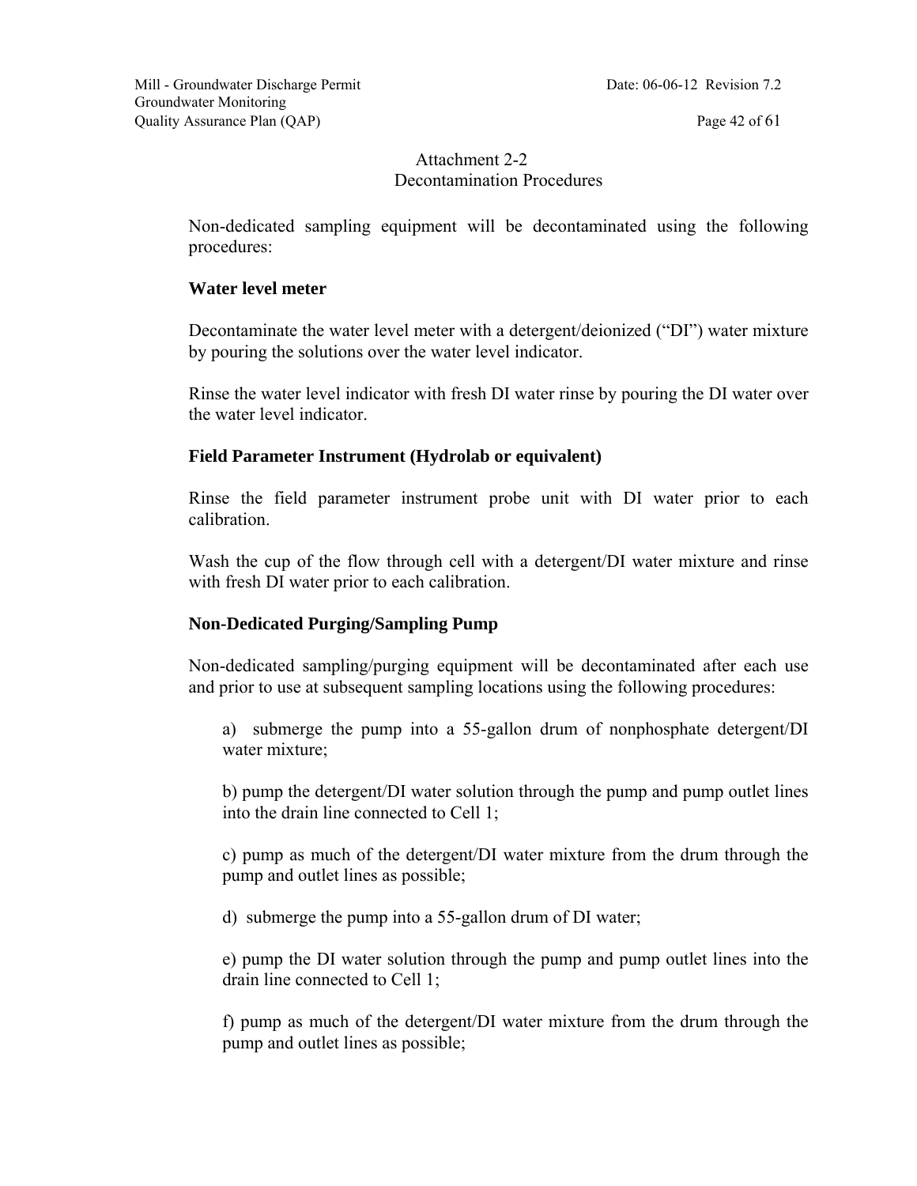## Attachment 2-2
## Decontamination Procedures

Non-dedicated sampling equipment will be decontaminated using the following procedures:

**Water level meter**

Decontaminate the water level meter with a detergent/deionized (“DI”) water mixture by pouring the solutions over the water level indicator.

Rinse the water level indicator with fresh DI water rinse by pouring the DI water over the water level indicator.

**Field Parameter Instrument (Hydrolab or equivalent)**

Rinse the field parameter instrument probe unit with DI water prior to each calibration.

Wash the cup of the flow through cell with a detergent/DI water mixture and rinse with fresh DI water prior to each calibration.

**Non-Dedicated Purging/Sampling Pump**

Non-dedicated sampling/purging equipment will be decontaminated after each use and prior to use at subsequent sampling locations using the following procedures:

a) submerge the pump into a 55-gallon drum of nonphosphate detergent/DI water mixture;

b) pump the detergent/DI water solution through the pump and pump outlet lines into the drain line connected to Cell 1;

c) pump as much of the detergent/DI water mixture from the drum through the pump and outlet lines as possible;

d) submerge the pump into a 55-gallon drum of DI water;

e) pump the DI water solution through the pump and pump outlet lines into the drain line connected to Cell 1;

f) pump as much of the detergent/DI water mixture from the drum through the pump and outlet lines as possible;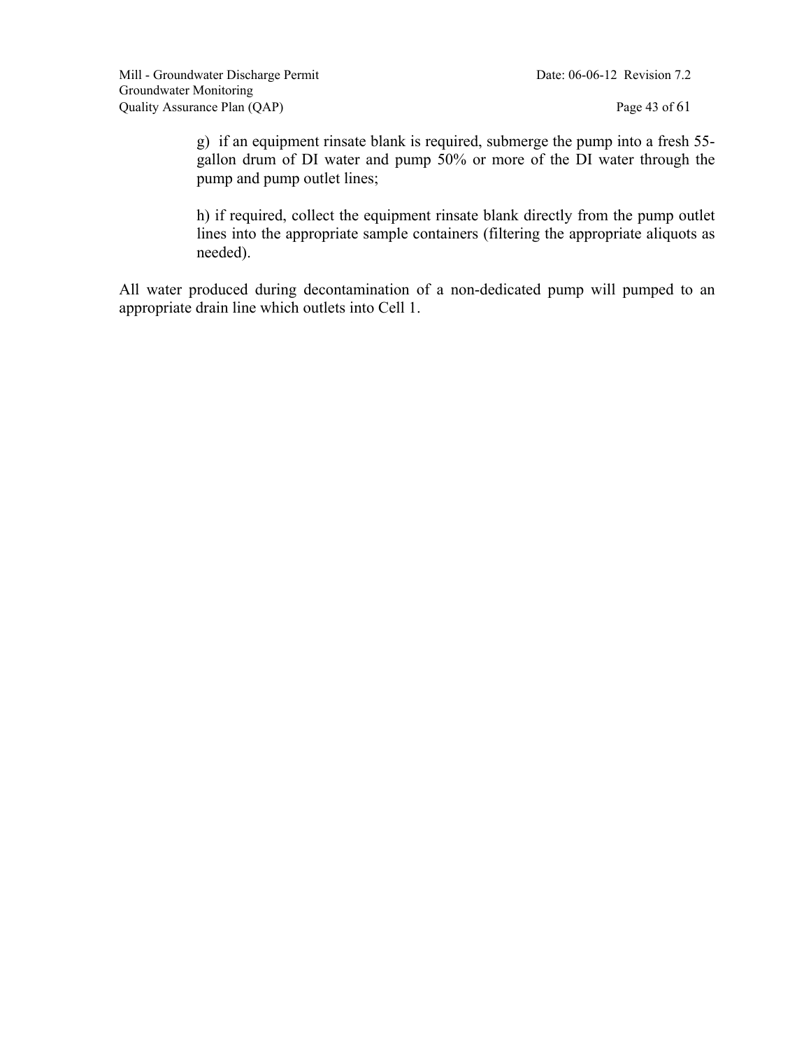g) if an equipment rinsate blank is required, submerge the pump into a fresh 55-gallon drum of DI water and pump 50% or more of the DI water through the pump and pump outlet lines;

h) if required, collect the equipment rinsate blank directly from the pump outlet lines into the appropriate sample containers (filtering the appropriate aliquots as needed).

All water produced during decontamination of a non-dedicated pump will pumped to an appropriate drain line which outlets into Cell 1.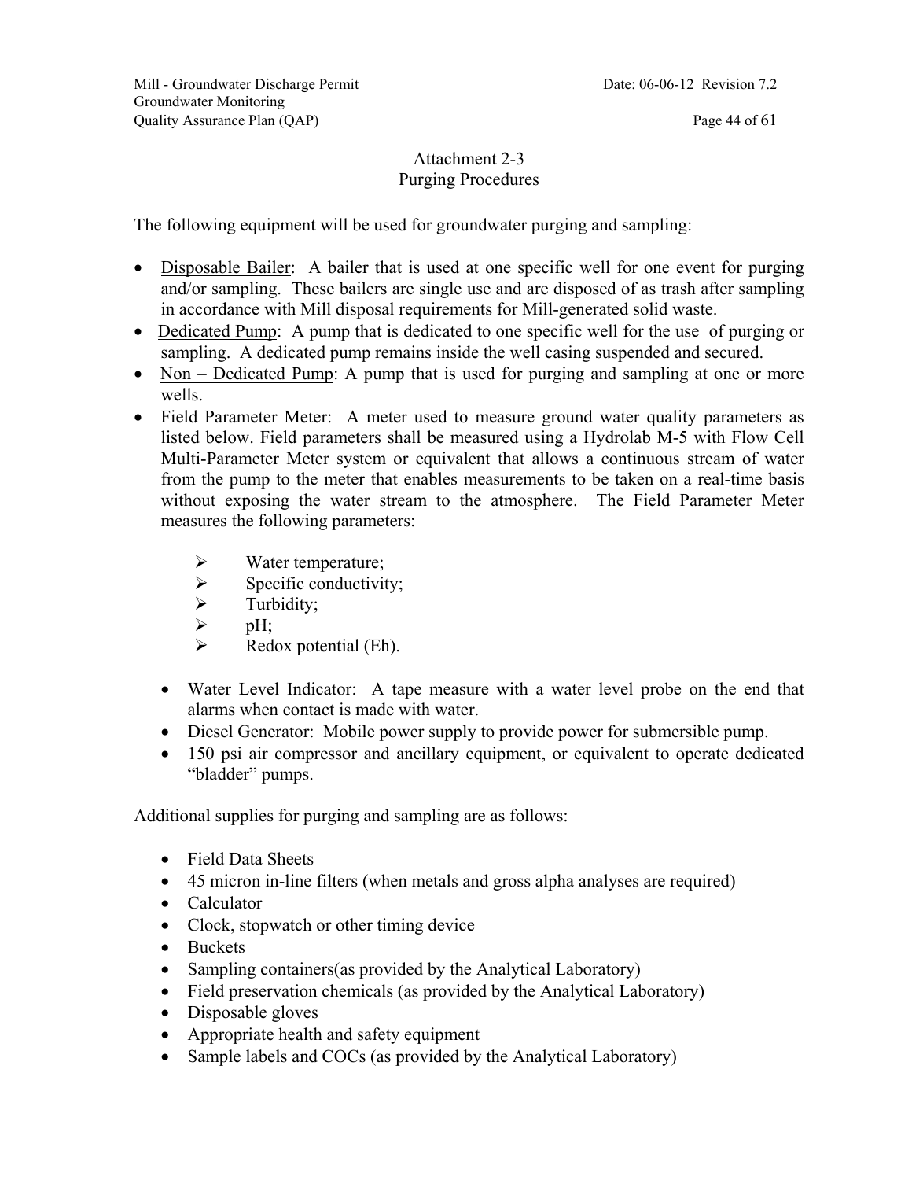# Attachment 2-3
## Purging Procedures

The following equipment will be used for groundwater purging and sampling:

- <u>Disposable Bailer</u>: A bailer that is used at one specific well for one event for purging and/or sampling. These bailers are single use and are disposed of as trash after sampling in accordance with Mill disposal requirements for Mill-generated solid waste.
- <u>Dedicated Pump</u>: A pump that is dedicated to one specific well for the use of purging or sampling. A dedicated pump remains inside the well casing suspended and secured.
- <u>Non – Dedicated Pump</u>: A pump that is used for purging and sampling at one or more wells.
- Field Parameter Meter: A meter used to measure ground water quality parameters as listed below. Field parameters shall be measured using a Hydrolab M-5 with Flow Cell Multi-Parameter Meter system or equivalent that allows a continuous stream of water from the pump to the meter that enables measurements to be taken on a real-time basis without exposing the water stream to the atmosphere. The Field Parameter Meter measures the following parameters:
    - Water temperature;
    - Specific conductivity;
    - Turbidity;
    - pH;
    - Redox potential (Eh).

- Water Level Indicator: A tape measure with a water level probe on the end that alarms when contact is made with water.
- Diesel Generator: Mobile power supply to provide power for submersible pump.
- 150 psi air compressor and ancillary equipment, or equivalent to operate dedicated "bladder" pumps.

Additional supplies for purging and sampling are as follows:

- Field Data Sheets
- 45 micron in-line filters (when metals and gross alpha analyses are required)
- Calculator
- Clock, stopwatch or other timing device
- Buckets
- Sampling containers(as provided by the Analytical Laboratory)
- Field preservation chemicals (as provided by the Analytical Laboratory)
- Disposable gloves
- Appropriate health and safety equipment
- Sample labels and COCs (as provided by the Analytical Laboratory)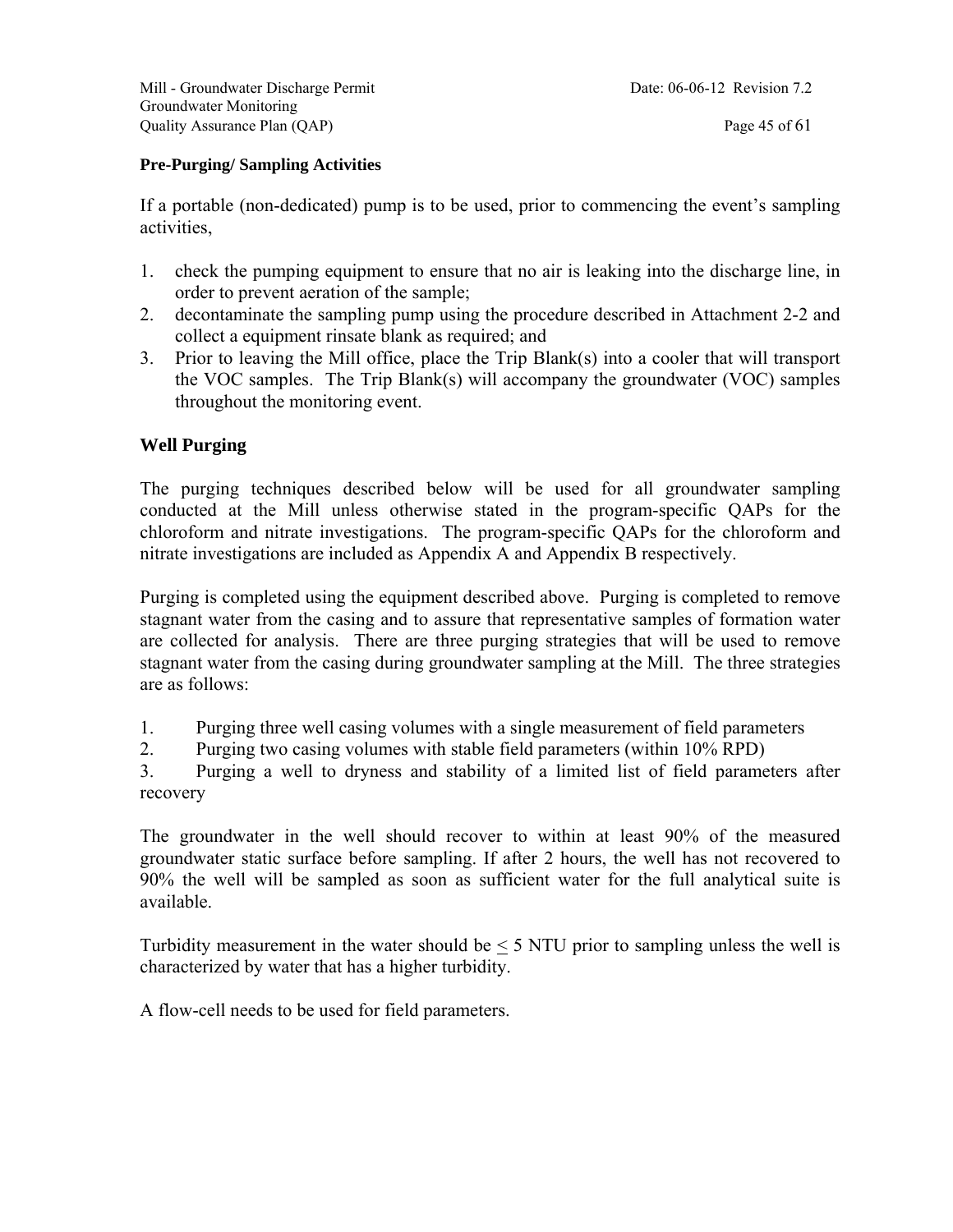**Pre-Purging/ Sampling Activities**

If a portable (non-dedicated) pump is to be used, prior to commencing the event's sampling activities,

1. check the pumping equipment to ensure that no air is leaking into the discharge line, in order to prevent aeration of the sample;
2. decontaminate the sampling pump using the procedure described in Attachment 2-2 and collect a equipment rinsate blank as required; and
3. Prior to leaving the Mill office, place the Trip Blank(s) into a cooler that will transport the VOC samples. The Trip Blank(s) will accompany the groundwater (VOC) samples throughout the monitoring event.

## Well Purging

The purging techniques described below will be used for all groundwater sampling conducted at the Mill unless otherwise stated in the program-specific QAPs for the chloroform and nitrate investigations. The program-specific QAPs for the chloroform and nitrate investigations are included as Appendix A and Appendix B respectively.

Purging is completed using the equipment described above. Purging is completed to remove stagnant water from the casing and to assure that representative samples of formation water are collected for analysis. There are three purging strategies that will be used to remove stagnant water from the casing during groundwater sampling at the Mill. The three strategies are as follows:

1. Purging three well casing volumes with a single measurement of field parameters
2. Purging two casing volumes with stable field parameters (within 10% RPD)
3. Purging a well to dryness and stability of a limited list of field parameters after recovery

The groundwater in the well should recover to within at least 90% of the measured groundwater static surface before sampling. If after 2 hours, the well has not recovered to 90% the well will be sampled as soon as sufficient water for the full analytical suite is available.

Turbidity measurement in the water should be $\leq$ 5 NTU prior to sampling unless the well is characterized by water that has a higher turbidity.

A flow-cell needs to be used for field parameters.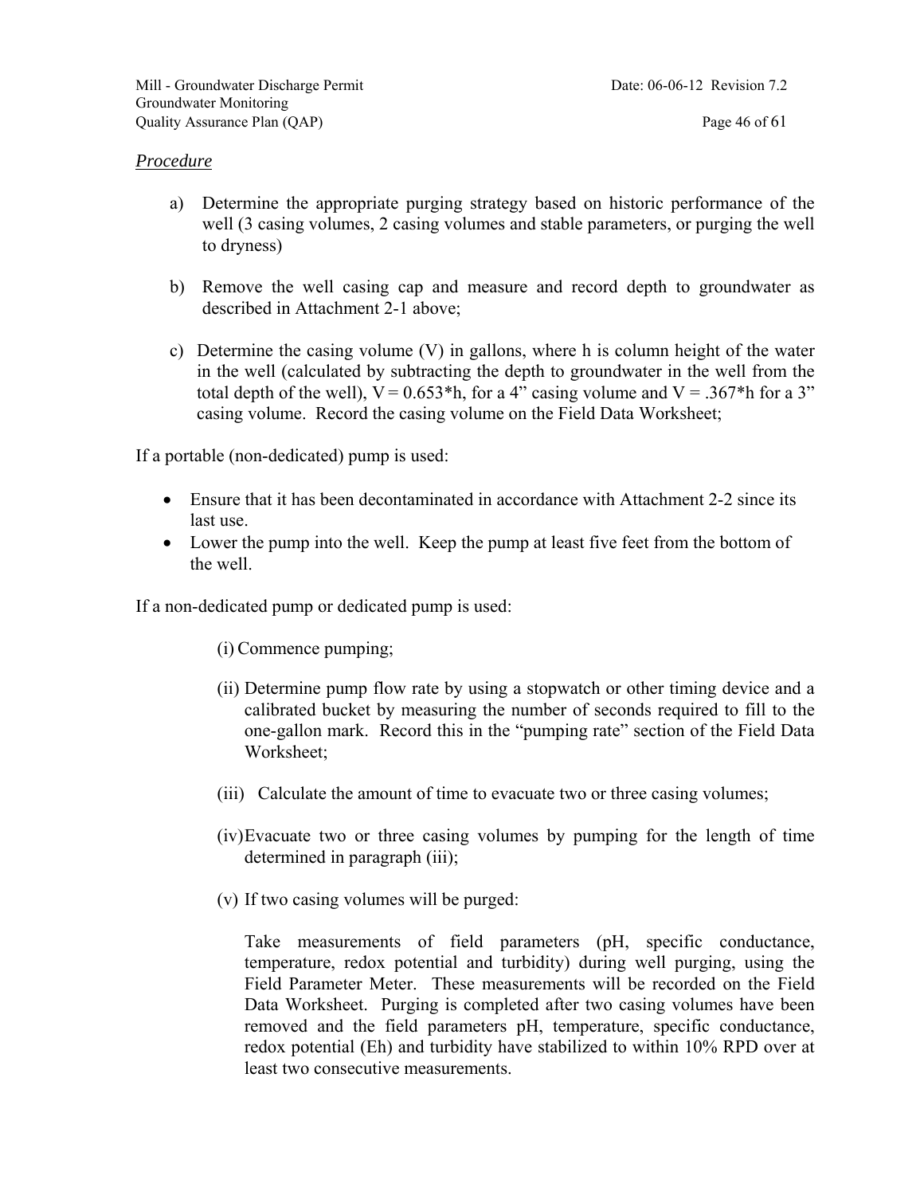*Procedure*

a) Determine the appropriate purging strategy based on historic performance of the well (3 casing volumes, 2 casing volumes and stable parameters, or purging the well to dryness)

b) Remove the well casing cap and measure and record depth to groundwater as described in Attachment 2-1 above;

c) Determine the casing volume (V) in gallons, where h is column height of the water in the well (calculated by subtracting the depth to groundwater in the well from the total depth of the well), $V = 0.653*h$, for a 4" casing volume and $V = .367*h$ for a 3" casing volume. Record the casing volume on the Field Data Worksheet;

If a portable (non-dedicated) pump is used:

- Ensure that it has been decontaminated in accordance with Attachment 2-2 since its last use.
- Lower the pump into the well. Keep the pump at least five feet from the bottom of the well.

If a non-dedicated pump or dedicated pump is used:

(i) Commence pumping;

(ii) Determine pump flow rate by using a stopwatch or other timing device and a calibrated bucket by measuring the number of seconds required to fill to the one-gallon mark. Record this in the "pumping rate" section of the Field Data Worksheet;

(iii) Calculate the amount of time to evacuate two or three casing volumes;

(iv) Evacuate two or three casing volumes by pumping for the length of time determined in paragraph (iii);

(v) If two casing volumes will be purged:

Take measurements of field parameters (pH, specific conductance, temperature, redox potential and turbidity) during well purging, using the Field Parameter Meter. These measurements will be recorded on the Field Data Worksheet. Purging is completed after two casing volumes have been removed and the field parameters pH, temperature, specific conductance, redox potential (Eh) and turbidity have stabilized to within 10% RPD over at least two consecutive measurements.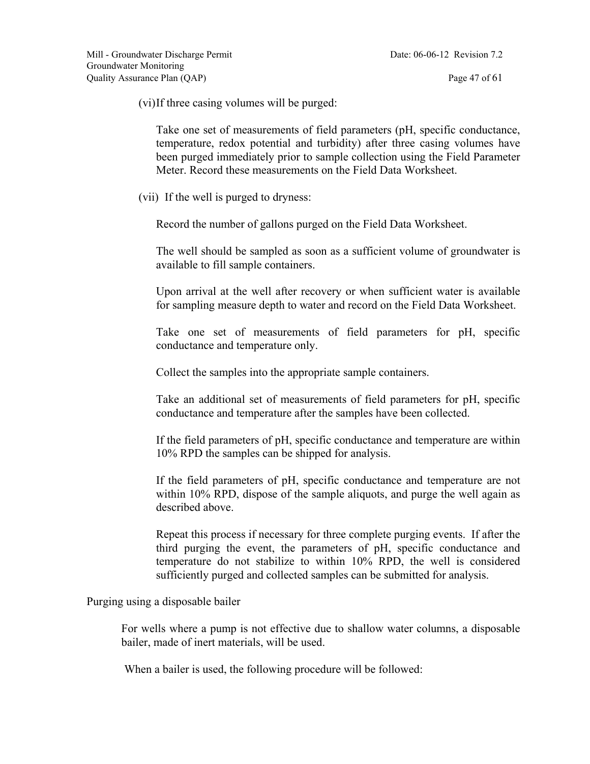(vi) If three casing volumes will be purged:

Take one set of measurements of field parameters (pH, specific conductance, temperature, redox potential and turbidity) after three casing volumes have been purged immediately prior to sample collection using the Field Parameter Meter. Record these measurements on the Field Data Worksheet.

(vii) If the well is purged to dryness:

Record the number of gallons purged on the Field Data Worksheet.

The well should be sampled as soon as a sufficient volume of groundwater is available to fill sample containers.

Upon arrival at the well after recovery or when sufficient water is available for sampling measure depth to water and record on the Field Data Worksheet.

Take one set of measurements of field parameters for pH, specific conductance and temperature only.

Collect the samples into the appropriate sample containers.

Take an additional set of measurements of field parameters for pH, specific conductance and temperature after the samples have been collected.

If the field parameters of pH, specific conductance and temperature are within 10% RPD the samples can be shipped for analysis.

If the field parameters of pH, specific conductance and temperature are not within 10% RPD, dispose of the sample aliquots, and purge the well again as described above.

Repeat this process if necessary for three complete purging events. If after the third purging the event, the parameters of pH, specific conductance and temperature do not stabilize to within 10% RPD, the well is considered sufficiently purged and collected samples can be submitted for analysis.

Purging using a disposable bailer

For wells where a pump is not effective due to shallow water columns, a disposable bailer, made of inert materials, will be used.

When a bailer is used, the following procedure will be followed: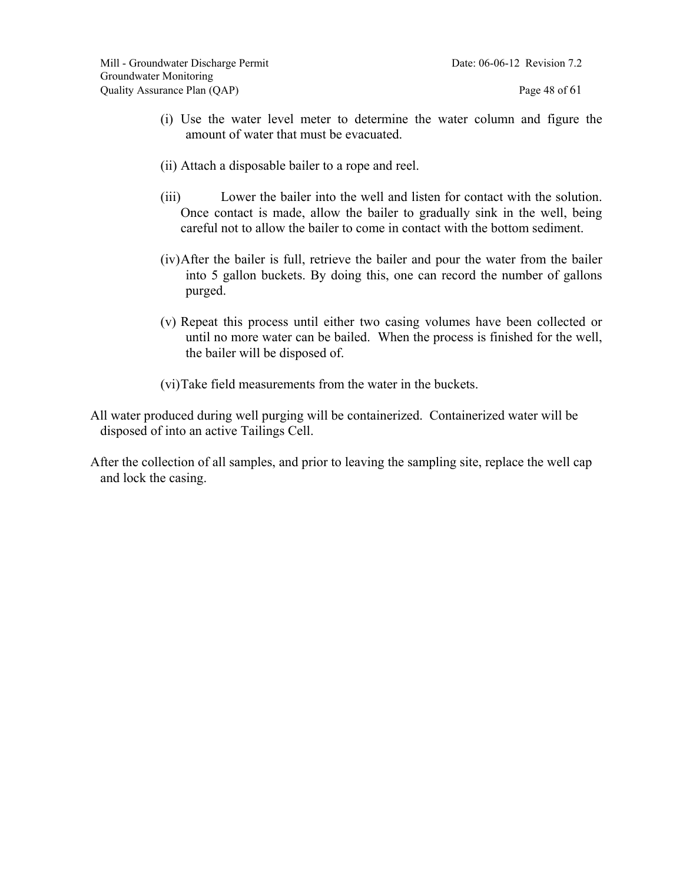(i) Use the water level meter to determine the water column and figure the amount of water that must be evacuated.

(ii) Attach a disposable bailer to a rope and reel.

(iii) Lower the bailer into the well and listen for contact with the solution. Once contact is made, allow the bailer to gradually sink in the well, being careful not to allow the bailer to come in contact with the bottom sediment.

(iv) After the bailer is full, retrieve the bailer and pour the water from the bailer into 5 gallon buckets. By doing this, one can record the number of gallons purged.

(v) Repeat this process until either two casing volumes have been collected or until no more water can be bailed. When the process is finished for the well, the bailer will be disposed of.

(vi) Take field measurements from the water in the buckets.

All water produced during well purging will be containerized. Containerized water will be disposed of into an active Tailings Cell.

After the collection of all samples, and prior to leaving the sampling site, replace the well cap and lock the casing.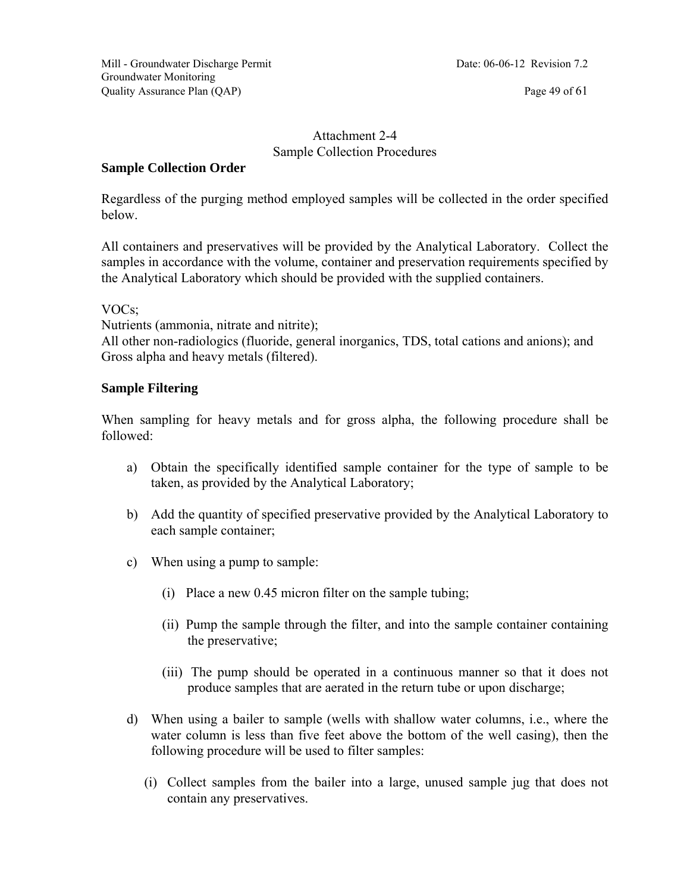Attachment 2-4
Sample Collection Procedures

**Sample Collection Order**

Regardless of the purging method employed samples will be collected in the order specified below.

All containers and preservatives will be provided by the Analytical Laboratory. Collect the samples in accordance with the volume, container and preservation requirements specified by the Analytical Laboratory which should be provided with the supplied containers.

VOCs;
Nutrients (ammonia, nitrate and nitrite);
All other non-radiologics (fluoride, general inorganics, TDS, total cations and anions); and
Gross alpha and heavy metals (filtered).

**Sample Filtering**

When sampling for heavy metals and for gross alpha, the following procedure shall be followed:

a) Obtain the specifically identified sample container for the type of sample to be taken, as provided by the Analytical Laboratory;

b) Add the quantity of specified preservative provided by the Analytical Laboratory to each sample container;

c) When using a pump to sample:

   (i) Place a new 0.45 micron filter on the sample tubing;

   (ii) Pump the sample through the filter, and into the sample container containing the preservative;

   (iii) The pump should be operated in a continuous manner so that it does not produce samples that are aerated in the return tube or upon discharge;

d) When using a bailer to sample (wells with shallow water columns, i.e., where the water column is less than five feet above the bottom of the well casing), then the following procedure will be used to filter samples:

   (i) Collect samples from the bailer into a large, unused sample jug that does not contain any preservatives.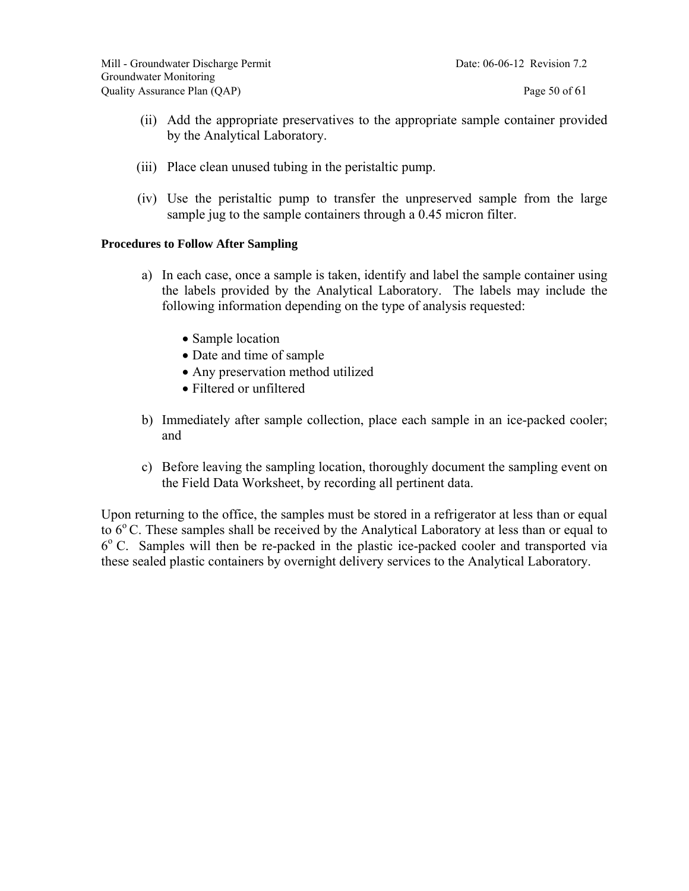(ii) Add the appropriate preservatives to the appropriate sample container provided by the Analytical Laboratory.

(iii) Place clean unused tubing in the peristaltic pump.

(iv) Use the peristaltic pump to transfer the unpreserved sample from the large sample jug to the sample containers through a 0.45 micron filter.

**Procedures to Follow After Sampling**

a) In each case, once a sample is taken, identify and label the sample container using the labels provided by the Analytical Laboratory. The labels may include the following information depending on the type of analysis requested:

- Sample location
- Date and time of sample
- Any preservation method utilized
- Filtered or unfiltered

b) Immediately after sample collection, place each sample in an ice-packed cooler; and

c) Before leaving the sampling location, thoroughly document the sampling event on the Field Data Worksheet, by recording all pertinent data.

Upon returning to the office, the samples must be stored in a refrigerator at less than or equal to $6^{o}$ C. These samples shall be received by the Analytical Laboratory at less than or equal to $6^{o}$ C. Samples will then be re-packed in the plastic ice-packed cooler and transported via these sealed plastic containers by overnight delivery services to the Analytical Laboratory.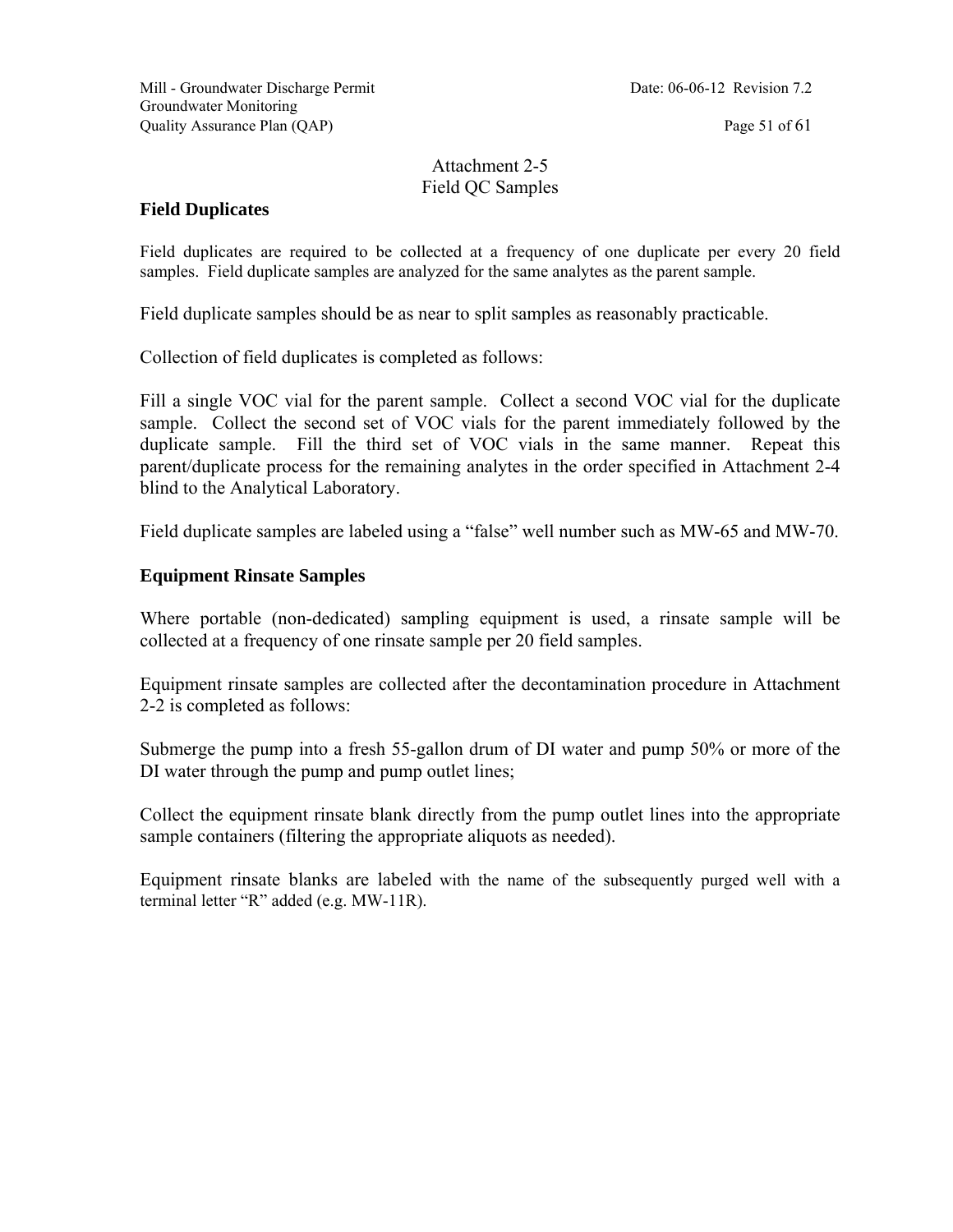## Attachment 2-5
## Field QC Samples

### Field Duplicates

Field duplicates are required to be collected at a frequency of one duplicate per every 20 field samples. Field duplicate samples are analyzed for the same analytes as the parent sample.

Field duplicate samples should be as near to split samples as reasonably practicable.

Collection of field duplicates is completed as follows:

Fill a single VOC vial for the parent sample. Collect a second VOC vial for the duplicate sample. Collect the second set of VOC vials for the parent immediately followed by the duplicate sample. Fill the third set of VOC vials in the same manner. Repeat this parent/duplicate process for the remaining analytes in the order specified in Attachment 2-4 blind to the Analytical Laboratory.

Field duplicate samples are labeled using a "false" well number such as MW-65 and MW-70.

### Equipment Rinsate Samples

Where portable (non-dedicated) sampling equipment is used, a rinsate sample will be collected at a frequency of one rinsate sample per 20 field samples.

Equipment rinsate samples are collected after the decontamination procedure in Attachment 2-2 is completed as follows:

Submerge the pump into a fresh 55-gallon drum of DI water and pump 50% or more of the DI water through the pump and pump outlet lines;

Collect the equipment rinsate blank directly from the pump outlet lines into the appropriate sample containers (filtering the appropriate aliquots as needed).

Equipment rinsate blanks are labeled with the name of the subsequently purged well with a terminal letter "R" added (e.g. MW-11R).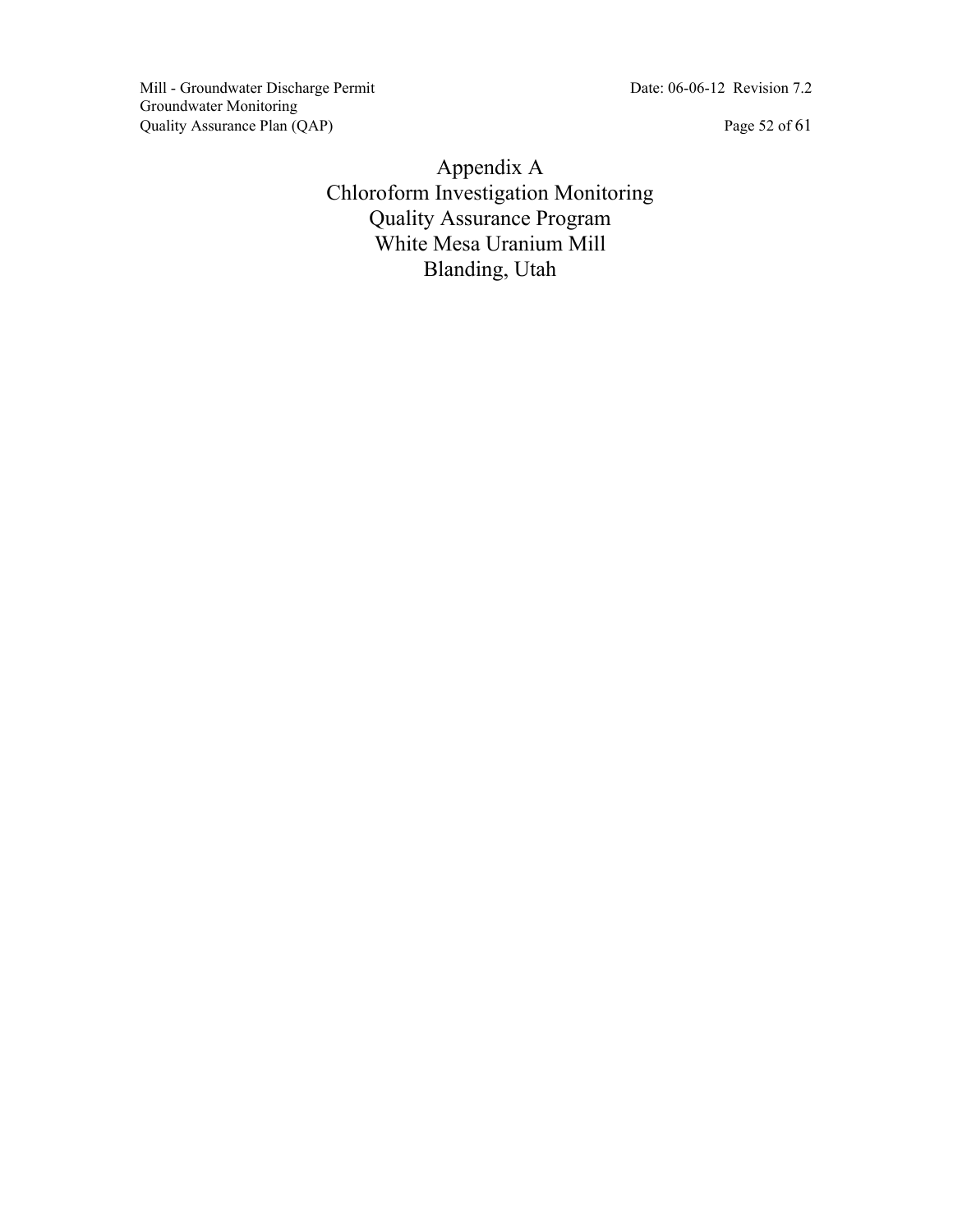# Appendix A
# Chloroform Investigation Monitoring
# Quality Assurance Program
# White Mesa Uranium Mill
# Blanding, Utah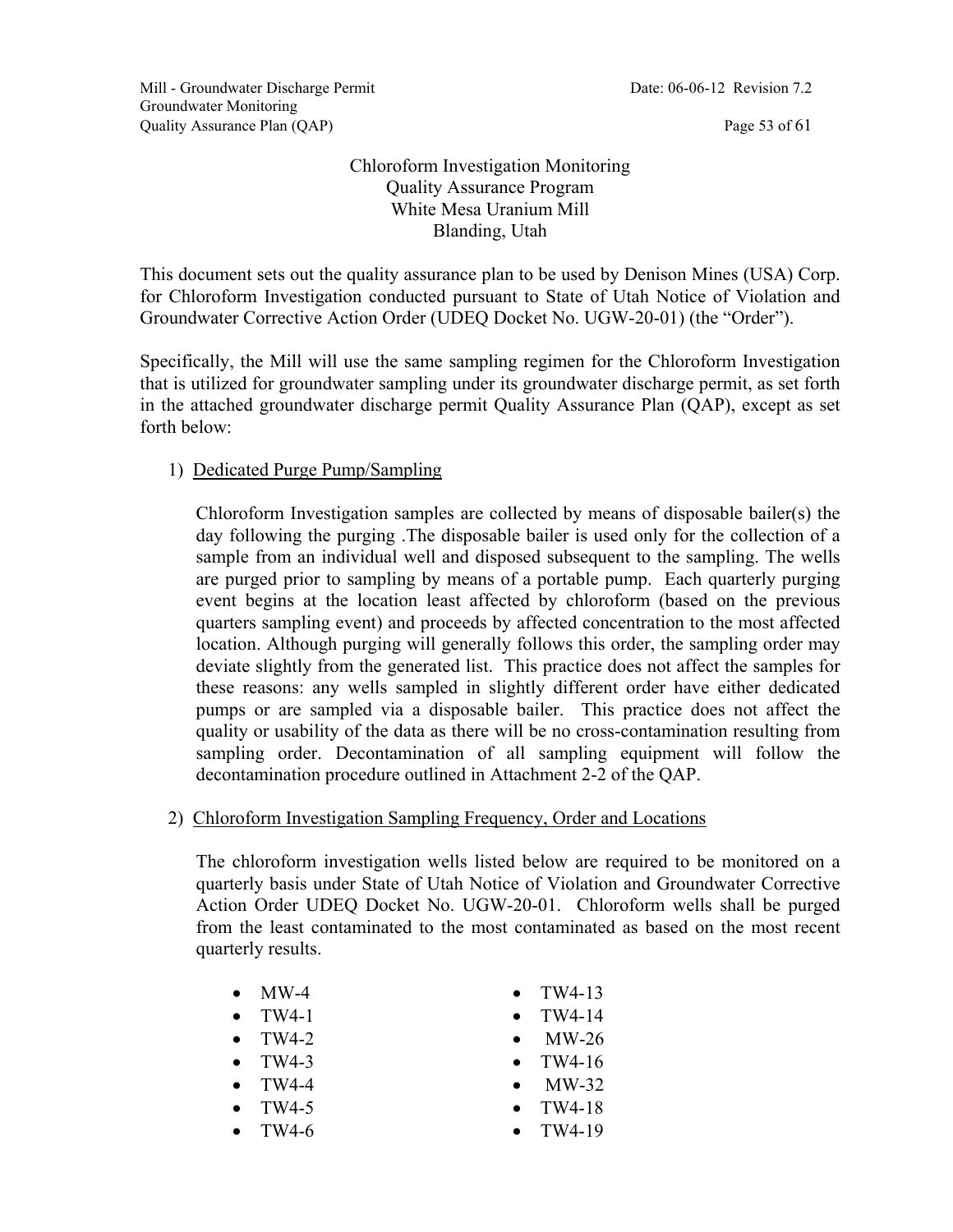# Chloroform Investigation Monitoring
## Quality Assurance Program
## White Mesa Uranium Mill
## Blanding, Utah

This document sets out the quality assurance plan to be used by Denison Mines (USA) Corp. for Chloroform Investigation conducted pursuant to State of Utah Notice of Violation and Groundwater Corrective Action Order (UDEQ Docket No. UGW-20-01) (the "Order").

Specifically, the Mill will use the same sampling regimen for the Chloroform Investigation that is utilized for groundwater sampling under its groundwater discharge permit, as set forth in the attached groundwater discharge permit Quality Assurance Plan (QAP), except as set forth below:

1) Dedicated Purge Pump/Sampling

   Chloroform Investigation samples are collected by means of disposable bailer(s) the day following the purging .The disposable bailer is used only for the collection of a sample from an individual well and disposed subsequent to the sampling. The wells are purged prior to sampling by means of a portable pump. Each quarterly purging event begins at the location least affected by chloroform (based on the previous quarters sampling event) and proceeds by affected concentration to the most affected location. Although purging will generally follows this order, the sampling order may deviate slightly from the generated list. This practice does not affect the samples for these reasons: any wells sampled in slightly different order have either dedicated pumps or are sampled via a disposable bailer. This practice does not affect the quality or usability of the data as there will be no cross-contamination resulting from sampling order. Decontamination of all sampling equipment will follow the decontamination procedure outlined in Attachment 2-2 of the QAP.

2) Chloroform Investigation Sampling Frequency, Order and Locations

   The chloroform investigation wells listed below are required to be monitored on a quarterly basis under State of Utah Notice of Violation and Groundwater Corrective Action Order UDEQ Docket No. UGW-20-01. Chloroform wells shall be purged from the least contaminated to the most contaminated as based on the most recent quarterly results.

   - MW-4
   - TW4-1
   - TW4-2
   - TW4-3
   - TW4-4
   - TW4-5
   - TW4-6
   - TW4-13
   - TW4-14
   - MW-26
   - TW4-16
   - MW-32
   - TW4-18
   - TW4-19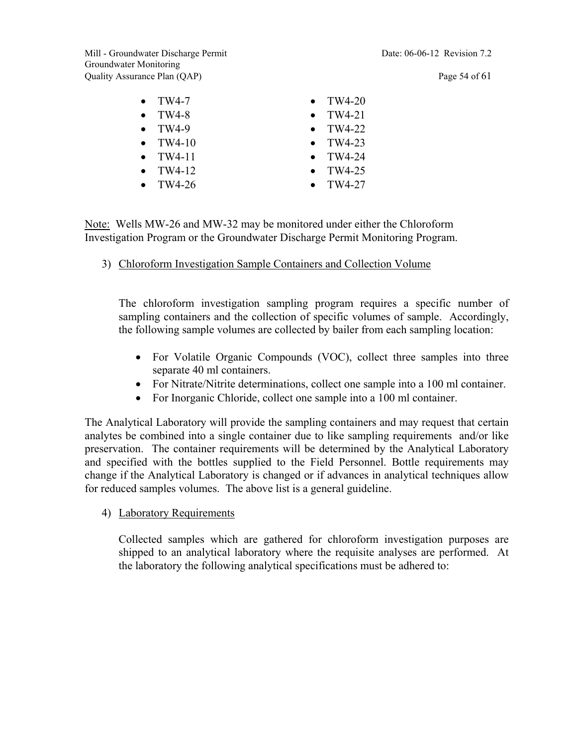- TW4-7
- TW4-8
- TW4-9
- TW4-10
- TW4-11
- TW4-12
- TW4-26
- TW4-20
- TW4-21
- TW4-22
- TW4-23
- TW4-24
- TW4-25
- TW4-27

Note: Wells MW-26 and MW-32 may be monitored under either the Chloroform Investigation Program or the Groundwater Discharge Permit Monitoring Program.

3) Chloroform Investigation Sample Containers and Collection Volume

The chloroform investigation sampling program requires a specific number of sampling containers and the collection of specific volumes of sample. Accordingly, the following sample volumes are collected by bailer from each sampling location:

- For Volatile Organic Compounds (VOC), collect three samples into three separate 40 ml containers.
- For Nitrate/Nitrite determinations, collect one sample into a 100 ml container.
- For Inorganic Chloride, collect one sample into a 100 ml container.

The Analytical Laboratory will provide the sampling containers and may request that certain analytes be combined into a single container due to like sampling requirements and/or like preservation. The container requirements will be determined by the Analytical Laboratory and specified with the bottles supplied to the Field Personnel. Bottle requirements may change if the Analytical Laboratory is changed or if advances in analytical techniques allow for reduced samples volumes. The above list is a general guideline.

4) Laboratory Requirements

Collected samples which are gathered for chloroform investigation purposes are shipped to an analytical laboratory where the requisite analyses are performed. At the laboratory the following analytical specifications must be adhered to: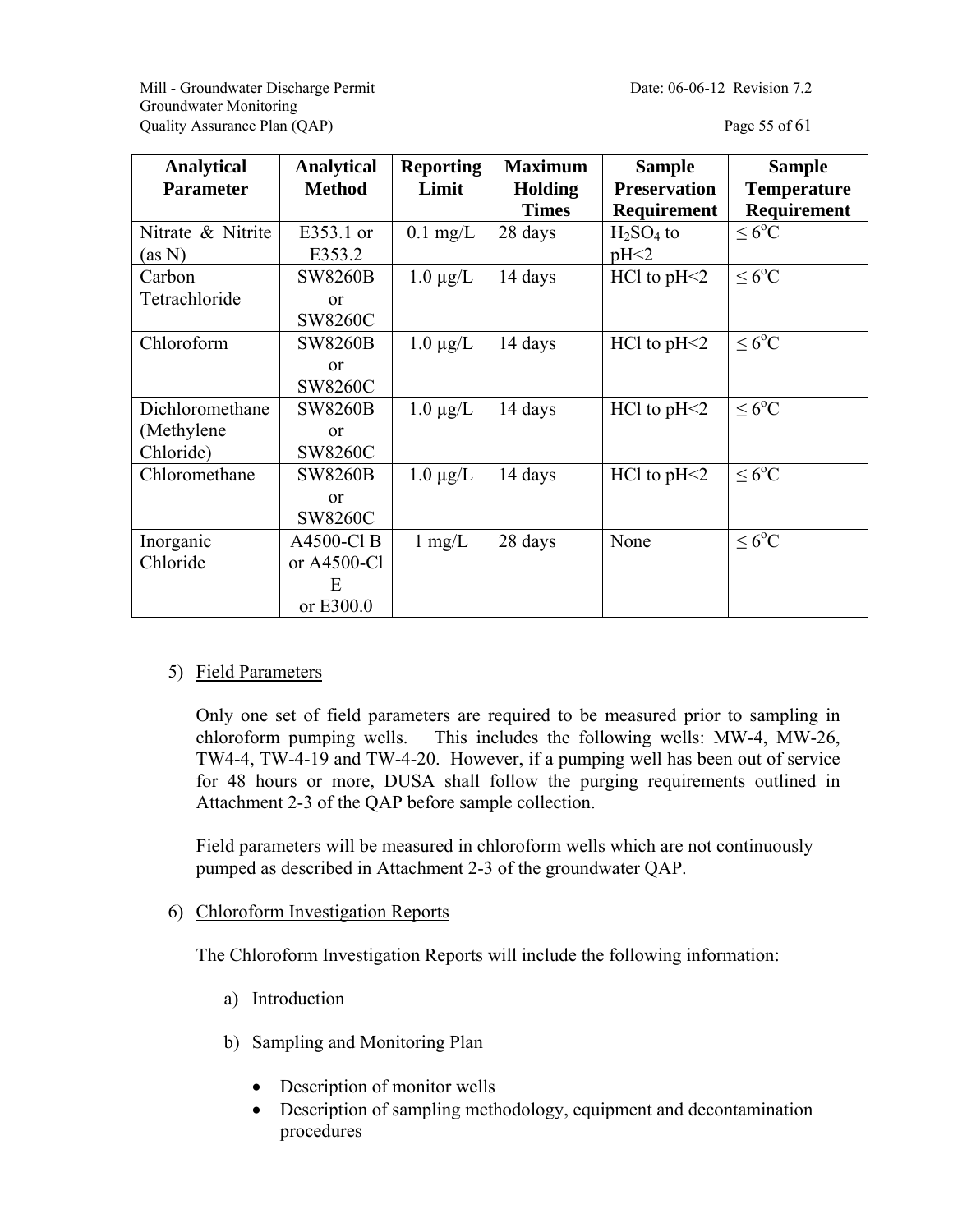| Analytical Parameter | Analytical Method | Reporting Limit | Maximum Holding Times | Sample Preservation Requirement | Sample Temperature Requirement |
|---|---|---|---|---|---|
| Nitrate & Nitrite (as N) | E353.1 or E353.2 | 0.1 mg/L | 28 days | $H_2SO_4$ to pH<2 | ≤ 6°C |
| Carbon Tetrachloride | SW8260B or SW8260C | 1.0 µg/L | 14 days | HCl to pH<2 | ≤ 6°C |
| Chloroform | SW8260B or SW8260C | 1.0 µg/L | 14 days | HCl to pH<2 | ≤ 6°C |
| Dichloromethane (Methylene Chloride) | SW8260B or SW8260C | 1.0 µg/L | 14 days | HCl to pH<2 | ≤ 6°C |
| Chloromethane | SW8260B or SW8260C | 1.0 µg/L | 14 days | HCl to pH<2 | ≤ 6°C |
| Inorganic Chloride | A4500-Cl B or A4500-Cl E or E300.0 | 1 mg/L | 28 days | None | ≤ 6°C |

5) Field Parameters

Only one set of field parameters are required to be measured prior to sampling in chloroform pumping wells. This includes the following wells: MW-4, MW-26, TW4-4, TW-4-19 and TW-4-20. However, if a pumping well has been out of service for 48 hours or more, DUSA shall follow the purging requirements outlined in Attachment 2-3 of the QAP before sample collection.

Field parameters will be measured in chloroform wells which are not continuously pumped as described in Attachment 2-3 of the groundwater QAP.

6) Chloroform Investigation Reports

The Chloroform Investigation Reports will include the following information:

a) Introduction

b) Sampling and Monitoring Plan

- Description of monitor wells
- Description of sampling methodology, equipment and decontamination procedures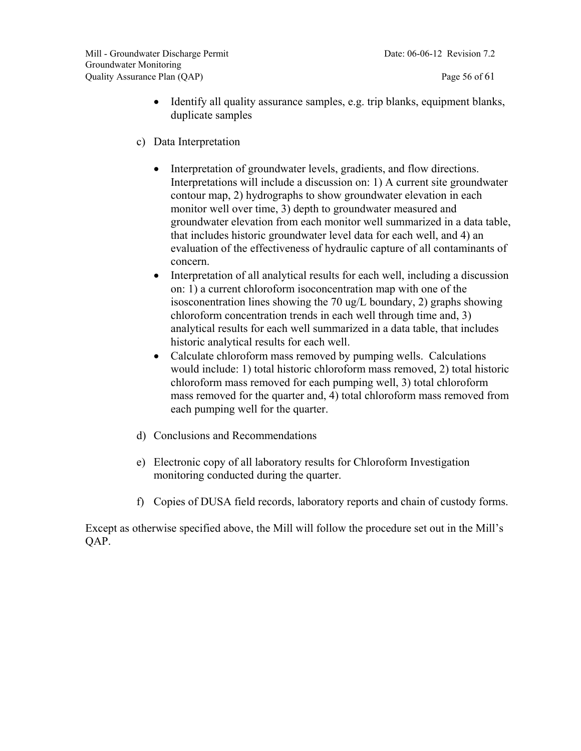- Identify all quality assurance samples, e.g. trip blanks, equipment blanks, duplicate samples

c) Data Interpretation

- Interpretation of groundwater levels, gradients, and flow directions. Interpretations will include a discussion on: 1) A current site groundwater contour map, 2) hydrographs to show groundwater elevation in each monitor well over time, 3) depth to groundwater measured and groundwater elevation from each monitor well summarized in a data table, that includes historic groundwater level data for each well, and 4) an evaluation of the effectiveness of hydraulic capture of all contaminants of concern.
- Interpretation of all analytical results for each well, including a discussion on: 1) a current chloroform isoconcentration map with one of the isosconentration lines showing the 70 ug/L boundary, 2) graphs showing chloroform concentration trends in each well through time and, 3) analytical results for each well summarized in a data table, that includes historic analytical results for each well.
- Calculate chloroform mass removed by pumping wells. Calculations would include: 1) total historic chloroform mass removed, 2) total historic chloroform mass removed for each pumping well, 3) total chloroform mass removed for the quarter and, 4) total chloroform mass removed from each pumping well for the quarter.

d) Conclusions and Recommendations

e) Electronic copy of all laboratory results for Chloroform Investigation monitoring conducted during the quarter.

f) Copies of DUSA field records, laboratory reports and chain of custody forms.

Except as otherwise specified above, the Mill will follow the procedure set out in the Mill's QAP.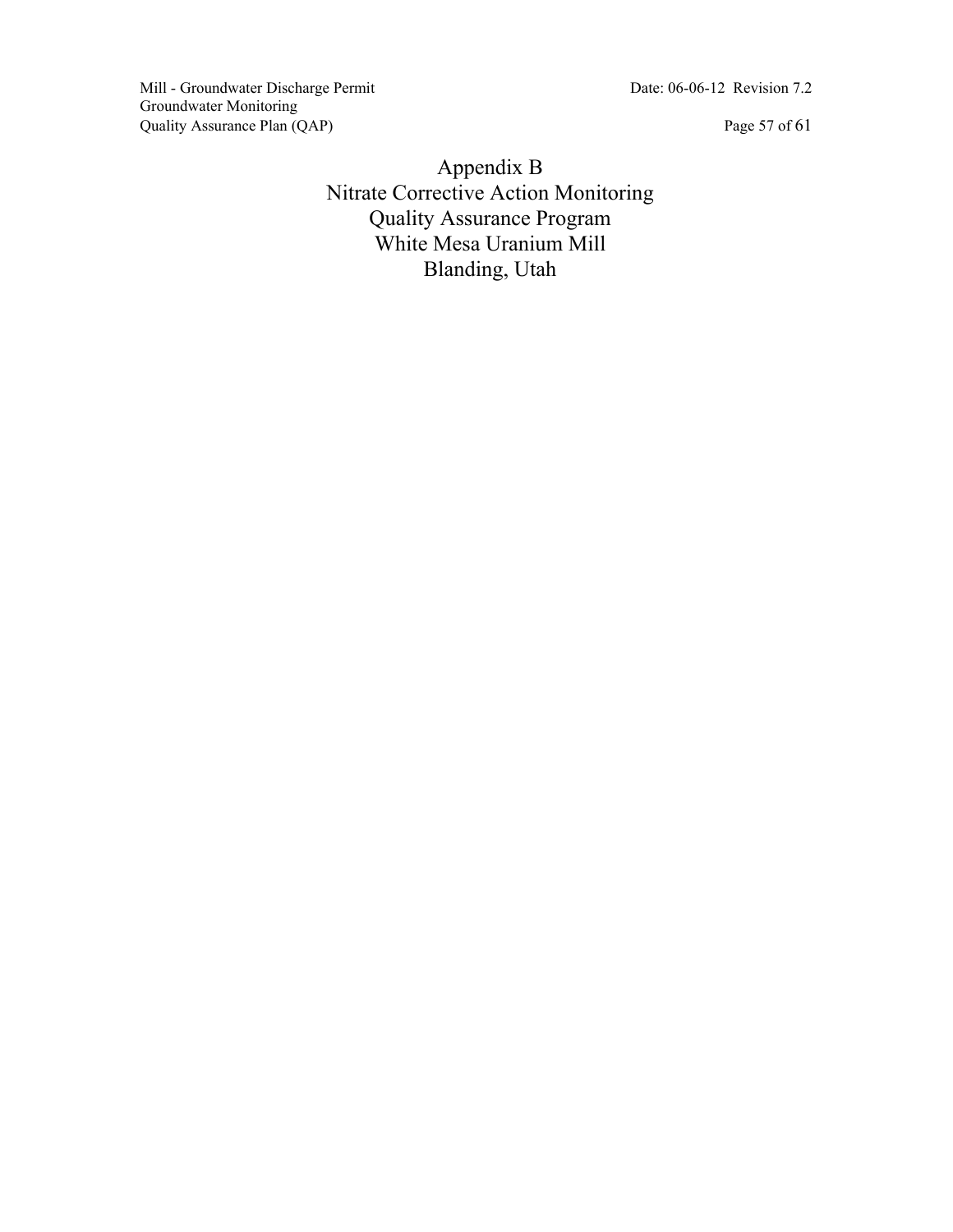# Appendix B
# Nitrate Corrective Action Monitoring
# Quality Assurance Program
# White Mesa Uranium Mill
# Blanding, Utah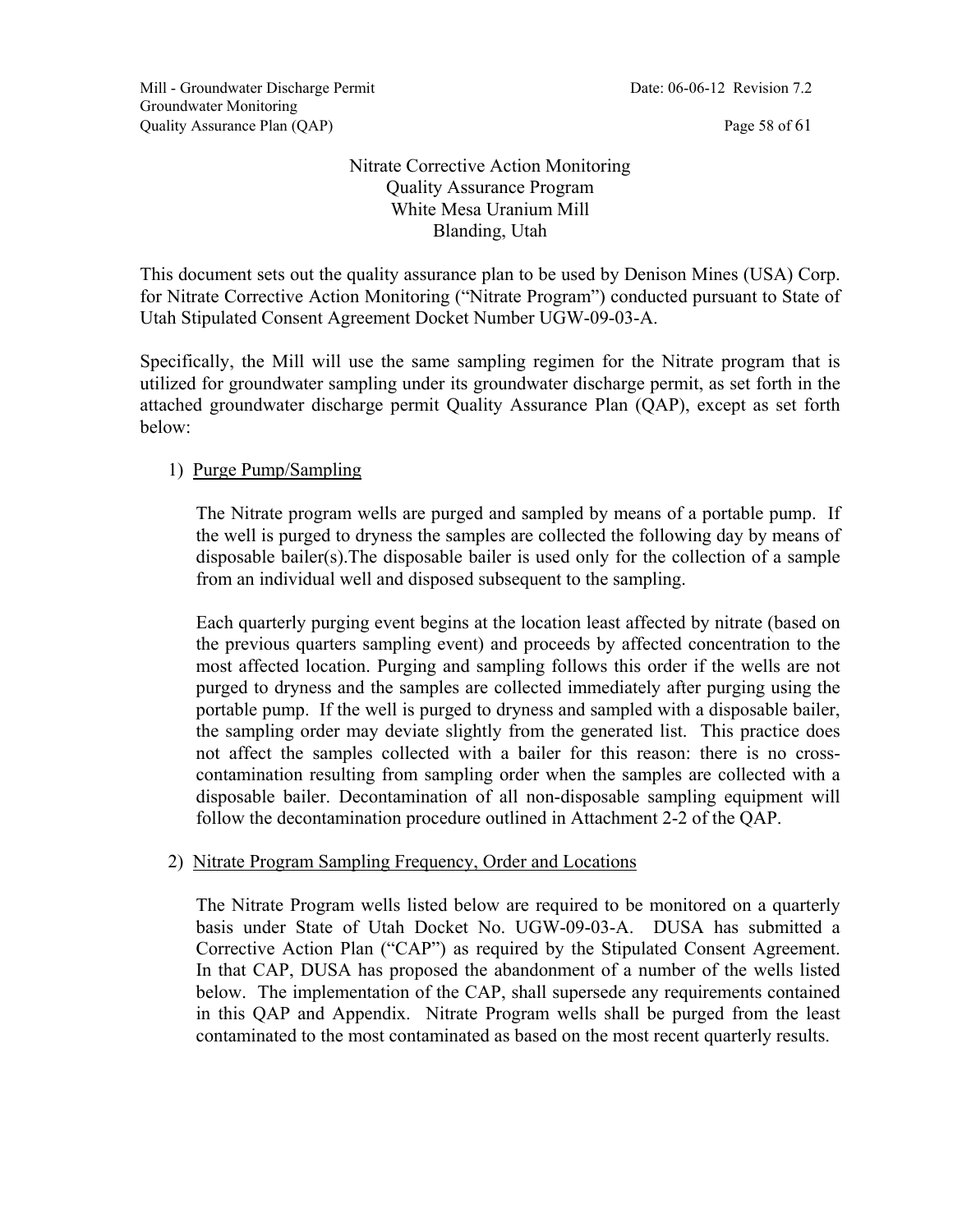Nitrate Corrective Action Monitoring
Quality Assurance Program
White Mesa Uranium Mill
Blanding, Utah

This document sets out the quality assurance plan to be used by Denison Mines (USA) Corp. for Nitrate Corrective Action Monitoring ("Nitrate Program") conducted pursuant to State of Utah Stipulated Consent Agreement Docket Number UGW-09-03-A.

Specifically, the Mill will use the same sampling regimen for the Nitrate program that is utilized for groundwater sampling under its groundwater discharge permit, as set forth in the attached groundwater discharge permit Quality Assurance Plan (QAP), except as set forth below:

1) Purge Pump/Sampling

   The Nitrate program wells are purged and sampled by means of a portable pump. If the well is purged to dryness the samples are collected the following day by means of disposable bailer(s).The disposable bailer is used only for the collection of a sample from an individual well and disposed subsequent to the sampling.

   Each quarterly purging event begins at the location least affected by nitrate (based on the previous quarters sampling event) and proceeds by affected concentration to the most affected location. Purging and sampling follows this order if the wells are not purged to dryness and the samples are collected immediately after purging using the portable pump. If the well is purged to dryness and sampled with a disposable bailer, the sampling order may deviate slightly from the generated list. This practice does not affect the samples collected with a bailer for this reason: there is no cross-contamination resulting from sampling order when the samples are collected with a disposable bailer. Decontamination of all non-disposable sampling equipment will follow the decontamination procedure outlined in Attachment 2-2 of the QAP.

2) Nitrate Program Sampling Frequency, Order and Locations

   The Nitrate Program wells listed below are required to be monitored on a quarterly basis under State of Utah Docket No. UGW-09-03-A. DUSA has submitted a Corrective Action Plan ("CAP") as required by the Stipulated Consent Agreement. In that CAP, DUSA has proposed the abandonment of a number of the wells listed below. The implementation of the CAP, shall supersede any requirements contained in this QAP and Appendix. Nitrate Program wells shall be purged from the least contaminated to the most contaminated as based on the most recent quarterly results.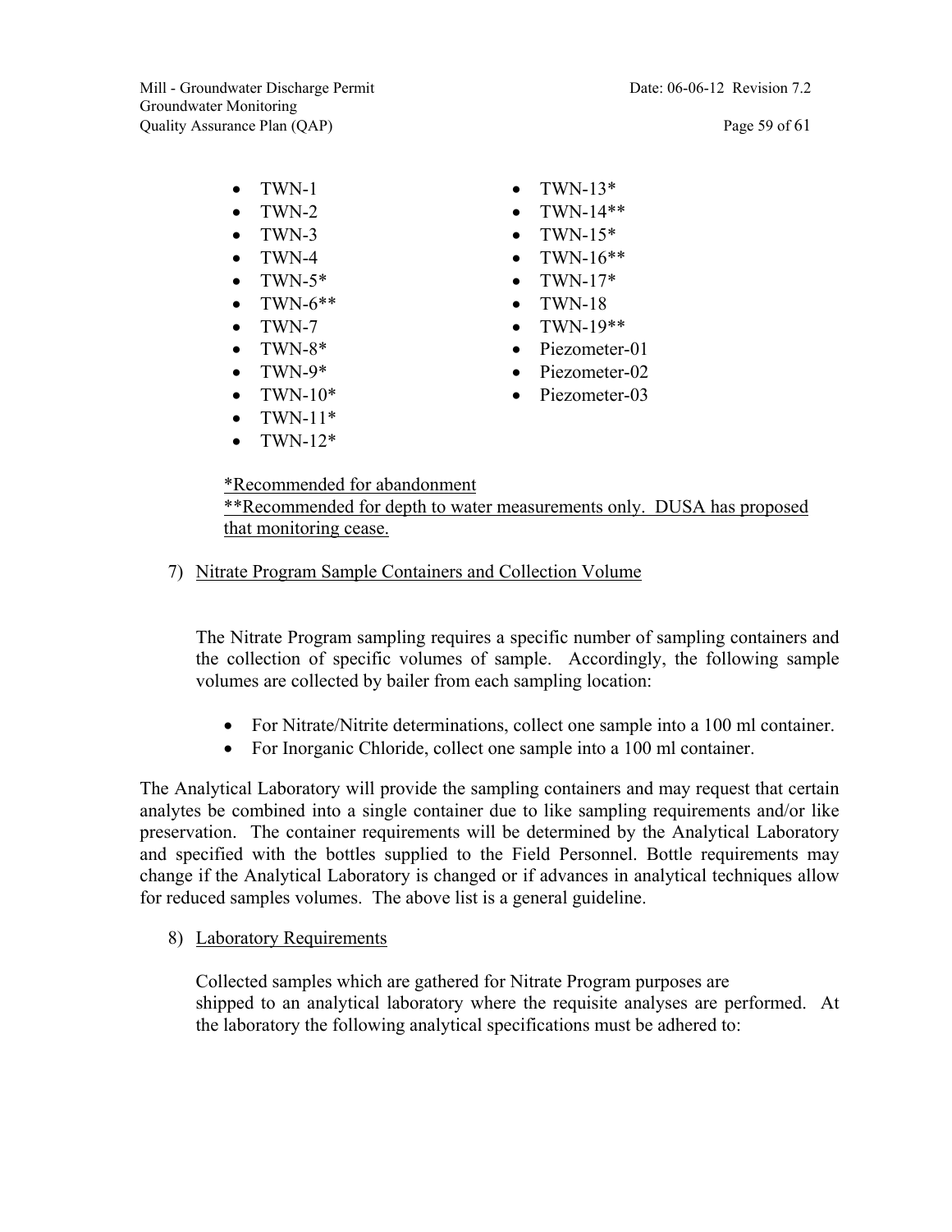- TWN-1
- TWN-2
- TWN-3
- TWN-4
- TWN-5*
- TWN-6**
- TWN-7
- TWN-8*
- TWN-9*
- TWN-10*
- TWN-11*
- TWN-12*
- TWN-13*
- TWN-14**
- TWN-15*
- TWN-16**
- TWN-17*
- TWN-18
- TWN-19**
- Piezometer-01
- Piezometer-02
- Piezometer-03

<u>*Recommended for abandonment</u>
<u>**Recommended for depth to water measurements only. DUSA has proposed that monitoring cease.</u>

7) <u>Nitrate Program Sample Containers and Collection Volume</u>

The Nitrate Program sampling requires a specific number of sampling containers and the collection of specific volumes of sample. Accordingly, the following sample volumes are collected by bailer from each sampling location:

- For Nitrate/Nitrite determinations, collect one sample into a 100 ml container.
- For Inorganic Chloride, collect one sample into a 100 ml container.

The Analytical Laboratory will provide the sampling containers and may request that certain analytes be combined into a single container due to like sampling requirements and/or like preservation. The container requirements will be determined by the Analytical Laboratory and specified with the bottles supplied to the Field Personnel. Bottle requirements may change if the Analytical Laboratory is changed or if advances in analytical techniques allow for reduced samples volumes. The above list is a general guideline.

8) <u>Laboratory Requirements</u>

Collected samples which are gathered for Nitrate Program purposes are shipped to an analytical laboratory where the requisite analyses are performed. At the laboratory the following analytical specifications must be adhered to: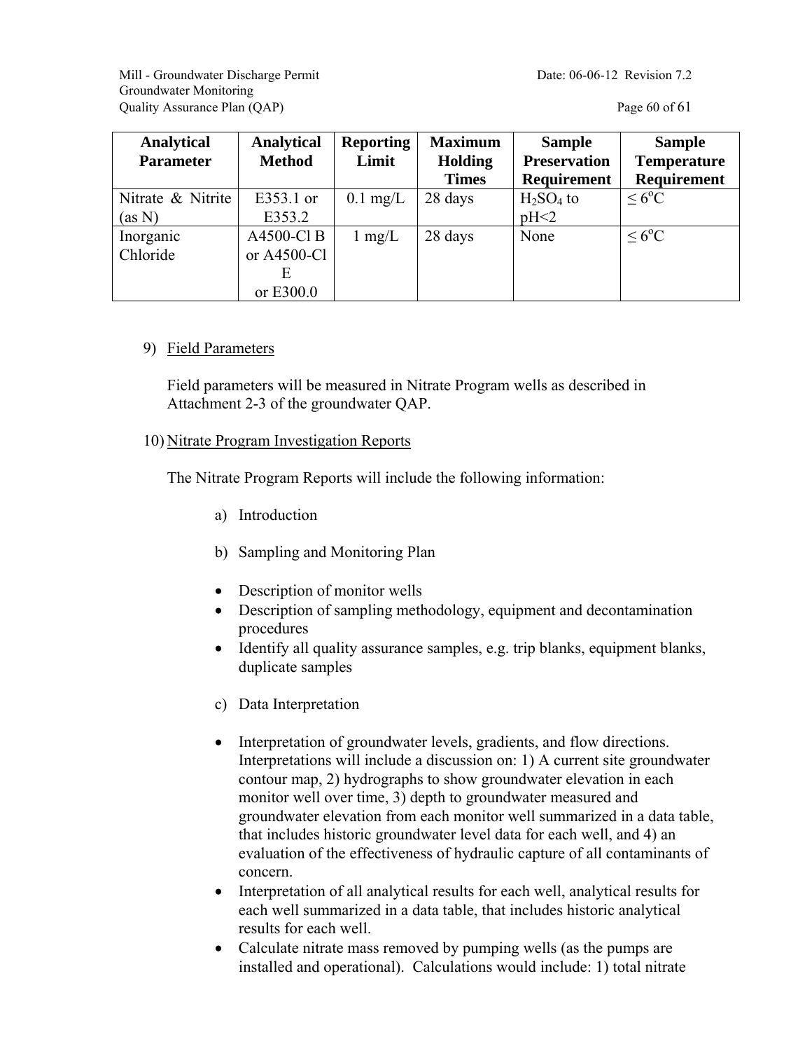| Analytical Parameter | Analytical Method | Reporting Limit | Maximum Holding Times | Sample Preservation Requirement | Sample Temperature Requirement |
|---|---|---|---|---|---|
| Nitrate & Nitrite (as N) | E353.1 or E353.2 | 0.1 mg/L | 28 days | $H_2SO_4$ to pH<2 | $\leq 6^oC$ |
| Inorganic Chloride | A4500-Cl B or A4500-Cl E or E300.0 | 1 mg/L | 28 days | None | $\leq 6^oC$ |

9) Field Parameters

   Field parameters will be measured in Nitrate Program wells as described in Attachment 2-3 of the groundwater QAP.

10) Nitrate Program Investigation Reports

   The Nitrate Program Reports will include the following information:

   a) Introduction

   b) Sampling and Monitoring Plan

   - Description of monitor wells
   - Description of sampling methodology, equipment and decontamination procedures
   - Identify all quality assurance samples, e.g. trip blanks, equipment blanks, duplicate samples

   c) Data Interpretation

   - Interpretation of groundwater levels, gradients, and flow directions. Interpretations will include a discussion on: 1) A current site groundwater contour map, 2) hydrographs to show groundwater elevation in each monitor well over time, 3) depth to groundwater measured and groundwater elevation from each monitor well summarized in a data table, that includes historic groundwater level data for each well, and 4) an evaluation of the effectiveness of hydraulic capture of all contaminants of concern.
   - Interpretation of all analytical results for each well, analytical results for each well summarized in a data table, that includes historic analytical results for each well.
   - Calculate nitrate mass removed by pumping wells (as the pumps are installed and operational). Calculations would include: 1) total nitrate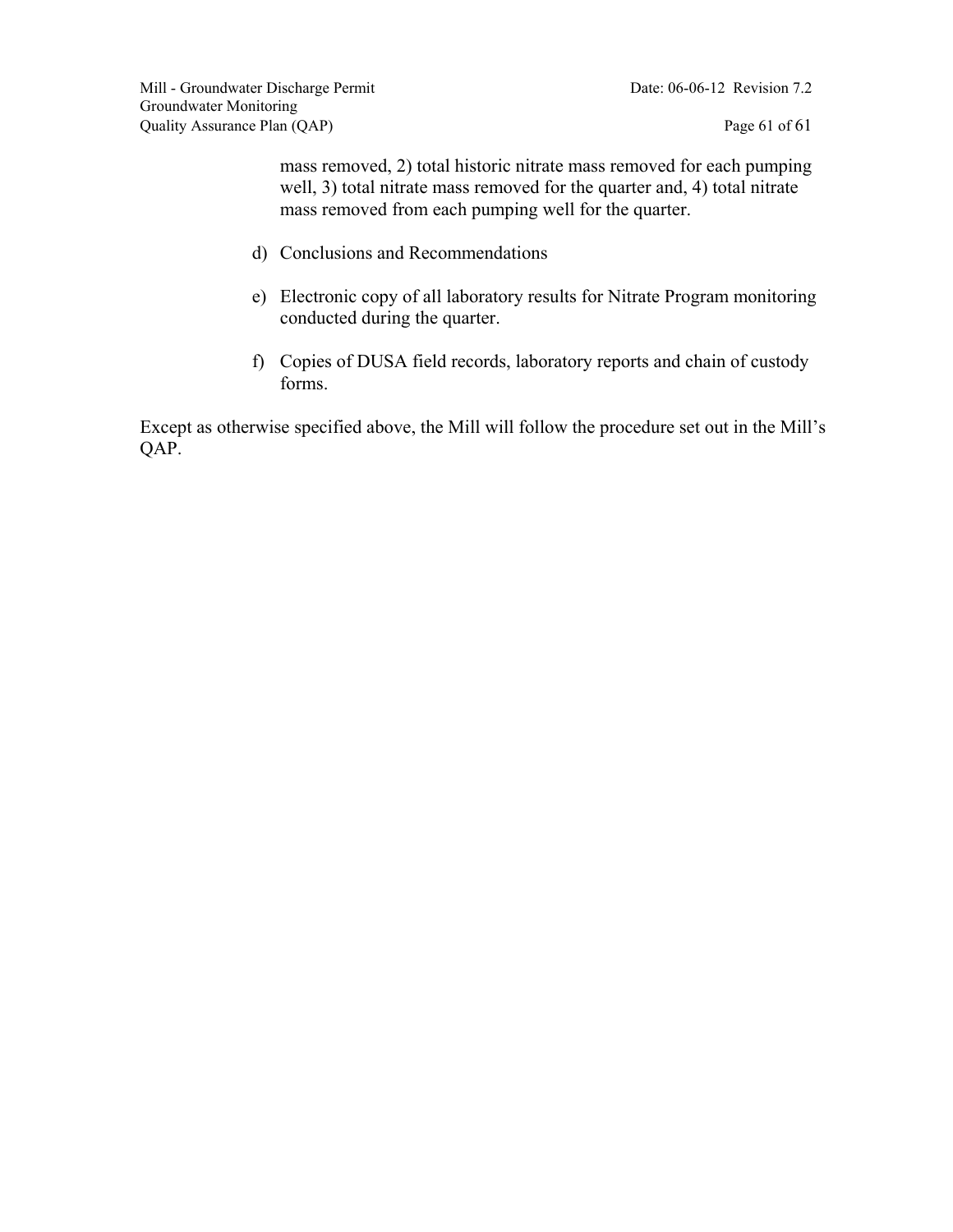mass removed, 2) total historic nitrate mass removed for each pumping well, 3) total nitrate mass removed for the quarter and, 4) total nitrate mass removed from each pumping well for the quarter.

d) Conclusions and Recommendations

e) Electronic copy of all laboratory results for Nitrate Program monitoring conducted during the quarter.

f) Copies of DUSA field records, laboratory reports and chain of custody forms.

Except as otherwise specified above, the Mill will follow the procedure set out in the Mill's QAP.